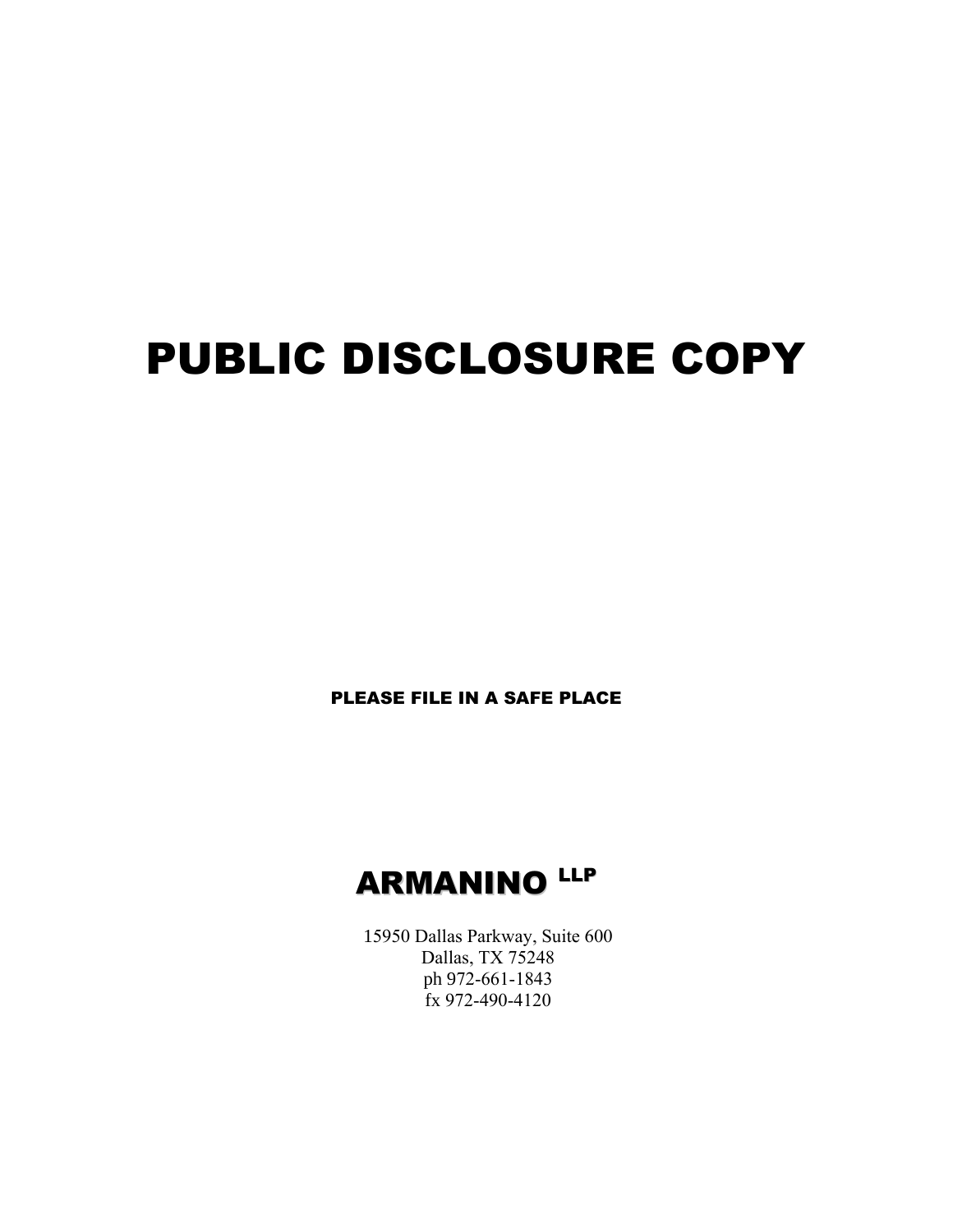# PUBLIC DISCLOSURE COPY

**PLEASE FILE IN A SAFE PLACE**

**ARMANINO LLP**

15950 Dallas Parkway, Suite 600
Dallas, TX 75248
ph 972-661-1843
fx 972-490-4120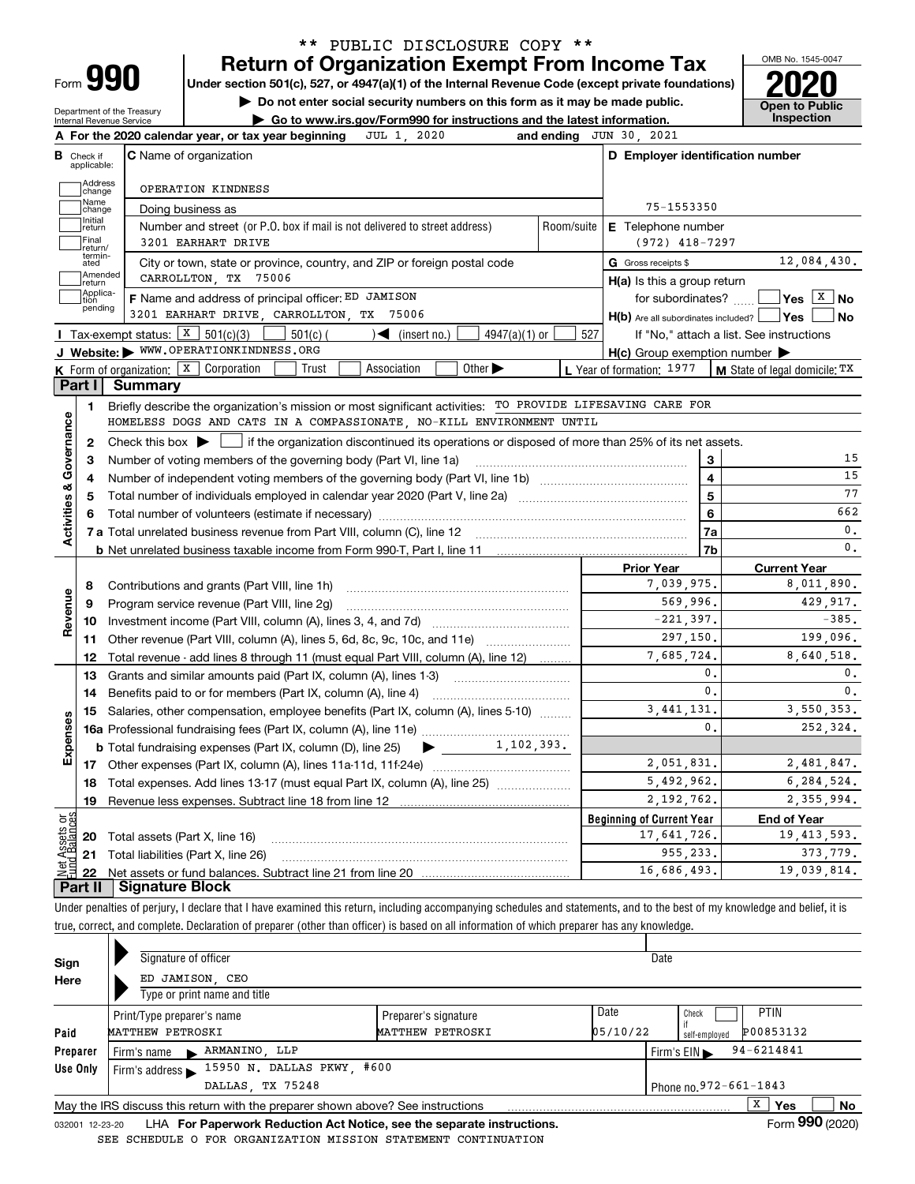\*\* PUBLIC DISCLOSURE COPY \*\*

Form **990**

# Return of Organization Exempt From Income Tax

**Under section 501(c), 527, or 4947(a)(1) of the Internal Revenue Code (except private foundations)**

▶ **Do not enter social security numbers on this form as it may be made public.**

▶ **Go to www.irs.gov/Form990 for instructions and the latest information.**

OMB No. 1545-0047

**2020**

**Open to Public Inspection**

Department of the Treasury
Internal Revenue Service

**A** For the 2020 calendar year, or tax year beginning JUL 1, 2020 and ending JUN 30, 2021

| **B** Check if applicable: | **C** Name of organization | **D** Employer identification number |
|---|---|---|
| Address change | OPERATION KINDNESS | |
| Name change | Doing business as | 75-1553350 |
| Initial return | Number and street (or P.O. box if mail is not delivered to street address) / Room/suite | **E** Telephone number |
| Final return/terminated | 3201 EARHART DRIVE | (972) 418-7297 |
| Amended return | City or town, state or province, country, and ZIP or foreign postal code | **G** Gross receipts $ 12,084,430. |
| Application pending | CARROLLTON, TX 75006 | **H(a)** Is this a group return for subordinates? Yes [ ] No [X] |
| | **F** Name and address of principal officer: ED JAMISON 3201 EARHART DRIVE, CARROLLTON, TX 75006 | **H(b)** Are all subordinates included? Yes [ ] No [ ] If "No," attach a list. See instructions |

**I** Tax-exempt status: [X] 501(c)(3) [ ] 501(c) ( ) ◀ (insert no.) [ ] 4947(a)(1) or [ ] 527

**J** Website: ▶ WWW.OPERATIONKINDNESS.ORG

**H(c)** Group exemption number ▶

**K** Form of organization: [X] Corporation [ ] Trust [ ] Association [ ] Other ▶

**L** Year of formation: 1977 **M** State of legal domicile: TX

## Part I Summary

**Activities & Governance**

1. Briefly describe the organization's mission or most significant activities: TO PROVIDE LIFESAVING CARE FOR HOMELESS DOGS AND CATS IN A COMPASSIONATE, NO-KILL ENVIRONMENT UNTIL
2. Check this box ▶ [ ] if the organization discontinued its operations or disposed of more than 25% of its net assets.

| | | | |
|---|---|---|---|
| 3 | Number of voting members of the governing body (Part VI, line 1a) | 3 | 15 |
| 4 | Number of independent voting members of the governing body (Part VI, line 1b) | 4 | 15 |
| 5 | Total number of individuals employed in calendar year 2020 (Part V, line 2a) | 5 | 77 |
| 6 | Total number of volunteers (estimate if necessary) | 6 | 662 |
| 7a | Total unrelated business revenue from Part VIII, column (C), line 12 | 7a | 0. |
| b | Net unrelated business taxable income from Form 990-T, Part I, line 11 | 7b | 0. |

| | | Prior Year | Current Year |
|---|---|---|---|
| **Revenue** | | | |
| 8 | Contributions and grants (Part VIII, line 1h) | 7,039,975. | 8,011,890. |
| 9 | Program service revenue (Part VIII, line 2g) | 569,996. | 429,917. |
| 10 | Investment income (Part VIII, column (A), lines 3, 4, and 7d) | -221,397. | -385. |
| 11 | Other revenue (Part VIII, column (A), lines 5, 6d, 8c, 9c, 10c, and 11e) | 297,150. | 199,096. |
| 12 | Total revenue - add lines 8 through 11 (must equal Part VIII, column (A), line 12) | 7,685,724. | 8,640,518. |
| **Expenses** | | | |
| 13 | Grants and similar amounts paid (Part IX, column (A), lines 1-3) | 0. | 0. |
| 14 | Benefits paid to or for members (Part IX, column (A), line 4) | 0. | 0. |
| 15 | Salaries, other compensation, employee benefits (Part IX, column (A), lines 5-10) | 3,441,131. | 3,550,353. |
| 16a | Professional fundraising fees (Part IX, column (A), line 11e) | 0. | 252,324. |
| b | Total fundraising expenses (Part IX, column (D), line 25) ▶ 1,102,393. | | |
| 17 | Other expenses (Part IX, column (A), lines 11a-11d, 11f-24e) | 2,051,831. | 2,481,847. |
| 18 | Total expenses. Add lines 13-17 (must equal Part IX, column (A), line 25) | 5,492,962. | 6,284,524. |
| 19 | Revenue less expenses. Subtract line 18 from line 12 | 2,192,762. | 2,355,994. |

| **Net Assets or Fund Balances** | | Beginning of Current Year | End of Year |
|---|---|---|---|
| 20 | Total assets (Part X, line 16) | 17,641,726. | 19,413,593. |
| 21 | Total liabilities (Part X, line 26) | 955,233. | 373,779. |
| 22 | Net assets or fund balances. Subtract line 21 from line 20 | 16,686,493. | 19,039,814. |

## Part II Signature Block

Under penalties of perjury, I declare that I have examined this return, including accompanying schedules and statements, and to the best of my knowledge and belief, it is true, correct, and complete. Declaration of preparer (other than officer) is based on all information of which preparer has any knowledge.

**Sign Here**

Signature of officer | Date

ED JAMISON, CEO
Type or print name and title

| **Paid Preparer Use Only** | Print/Type preparer's name | Preparer's signature | Date | Check [ ] if self-employed | PTIN |
|---|---|---|---|---|---|
| | MATTHEW PETROSKI | MATTHEW PETROSKI | 05/10/22 | | P00853132 |
| | Firm's name ▶ ARMANINO, LLP | | | Firm's EIN ▶ 94-6214841 | |
| | Firm's address ▶ 15950 N. DALLAS PKWY, #600 DALLAS, TX 75248 | | | Phone no. 972-661-1843 | |

May the IRS discuss this return with the preparer shown above? See instructions [X] Yes [ ] No

032001 12-23-20 LHA **For Paperwork Reduction Act Notice, see the separate instructions.** Form **990** (2020)

SEE SCHEDULE O FOR ORGANIZATION MISSION STATEMENT CONTINUATION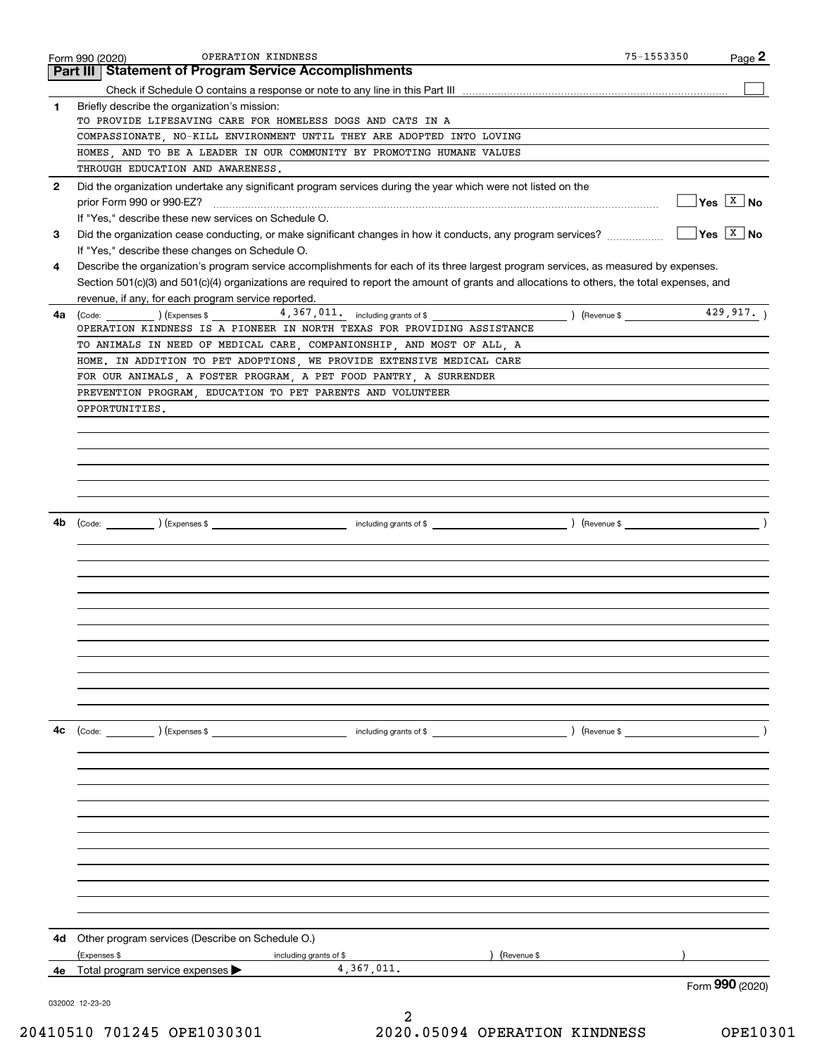Form 990 (2020) OPERATION KINDNESS 75-1553350 Page 2

## Part III Statement of Program Service Accomplishments

Check if Schedule O contains a response or note to any line in this Part III ☐

**1** Briefly describe the organization's mission:

TO PROVIDE LIFESAVING CARE FOR HOMELESS DOGS AND CATS IN A COMPASSIONATE, NO-KILL ENVIRONMENT UNTIL THEY ARE ADOPTED INTO LOVING HOMES, AND TO BE A LEADER IN OUR COMMUNITY BY PROMOTING HUMANE VALUES THROUGH EDUCATION AND AWARENESS.

**2** Did the organization undertake any significant program services during the year which were not listed on the prior Form 990 or 990-EZ? ☐ Yes ☒ No

If "Yes," describe these new services on Schedule O.

**3** Did the organization cease conducting, or make significant changes in how it conducts, any program services? ☐ Yes ☒ No

If "Yes," describe these changes on Schedule O.

**4** Describe the organization's program service accomplishments for each of its three largest program services, as measured by expenses. Section 501(c)(3) and 501(c)(4) organizations are required to report the amount of grants and allocations to others, the total expenses, and revenue, if any, for each program service reported.

**4a** (Code: ) (Expenses $ 4,367,011. including grants of $ ) (Revenue $ 429,917. )

OPERATION KINDNESS IS A PIONEER IN NORTH TEXAS FOR PROVIDING ASSISTANCE TO ANIMALS IN NEED OF MEDICAL CARE, COMPANIONSHIP, AND MOST OF ALL, A HOME. IN ADDITION TO PET ADOPTIONS, WE PROVIDE EXTENSIVE MEDICAL CARE FOR OUR ANIMALS, A FOSTER PROGRAM, A PET FOOD PANTRY, A SURRENDER PREVENTION PROGRAM, EDUCATION TO PET PARENTS AND VOLUNTEER OPPORTUNITIES.

**4b** (Code: ) (Expenses $ including grants of $ ) (Revenue $ )

**4c** (Code: ) (Expenses $ including grants of $ ) (Revenue $ )

**4d** Other program services (Describe on Schedule O.)

(Expenses $ including grants of $ ) (Revenue $ )

**4e** Total program service expenses ▶ 4,367,011.

Form **990** (2020)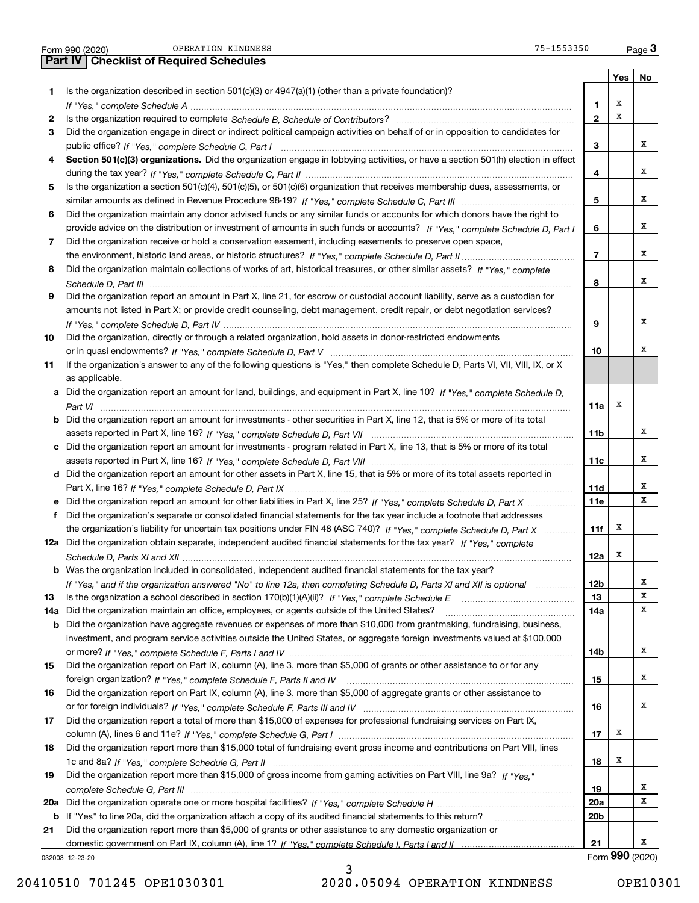Form 990 (2020) OPERATION KINDNESS 75-1553350

## Part IV | Checklist of Required Schedules

| | | | Yes | No |
|---|---|---|---|---|
| 1 | Is the organization described in section 501(c)(3) or 4947(a)(1) (other than a private foundation)? *If "Yes," complete Schedule A* | 1 | X | |
| 2 | Is the organization required to complete *Schedule B, Schedule of Contributors*? | 2 | X | |
| 3 | Did the organization engage in direct or indirect political campaign activities on behalf of or in opposition to candidates for public office? *If "Yes," complete Schedule C, Part I* | 3 | | X |
| 4 | **Section 501(c)(3) organizations.** Did the organization engage in lobbying activities, or have a section 501(h) election in effect during the tax year? *If "Yes," complete Schedule C, Part II* | 4 | | X |
| 5 | Is the organization a section 501(c)(4), 501(c)(5), or 501(c)(6) organization that receives membership dues, assessments, or similar amounts as defined in Revenue Procedure 98-19? *If "Yes," complete Schedule C, Part III* | 5 | | X |
| 6 | Did the organization maintain any donor advised funds or any similar funds or accounts for which donors have the right to provide advice on the distribution or investment of amounts in such funds or accounts? *If "Yes," complete Schedule D, Part I* | 6 | | X |
| 7 | Did the organization receive or hold a conservation easement, including easements to preserve open space, the environment, historic land areas, or historic structures? *If "Yes," complete Schedule D, Part II* | 7 | | X |
| 8 | Did the organization maintain collections of works of art, historical treasures, or other similar assets? *If "Yes," complete Schedule D, Part III* | 8 | | X |
| 9 | Did the organization report an amount in Part X, line 21, for escrow or custodial account liability, serve as a custodian for amounts not listed in Part X; or provide credit counseling, debt management, credit repair, or debt negotiation services? *If "Yes," complete Schedule D, Part IV* | 9 | | X |
| 10 | Did the organization, directly or through a related organization, hold assets in donor-restricted endowments or in quasi endowments? *If "Yes," complete Schedule D, Part V* | 10 | | X |
| 11 | If the organization's answer to any of the following questions is "Yes," then complete Schedule D, Parts VI, VII, VIII, IX, or X as applicable. | | | |
| a | Did the organization report an amount for land, buildings, and equipment in Part X, line 10? *If "Yes," complete Schedule D, Part VI* | 11a | X | |
| b | Did the organization report an amount for investments - other securities in Part X, line 12, that is 5% or more of its total assets reported in Part X, line 16? *If "Yes," complete Schedule D, Part VII* | 11b | | X |
| c | Did the organization report an amount for investments - program related in Part X, line 13, that is 5% or more of its total assets reported in Part X, line 16? *If "Yes," complete Schedule D, Part VIII* | 11c | | X |
| d | Did the organization report an amount for other assets in Part X, line 15, that is 5% or more of its total assets reported in Part X, line 16? *If "Yes," complete Schedule D, Part IX* | 11d | | X |
| e | Did the organization report an amount for other liabilities in Part X, line 25? *If "Yes," complete Schedule D, Part X* | 11e | | X |
| f | Did the organization's separate or consolidated financial statements for the tax year include a footnote that addresses the organization's liability for uncertain tax positions under FIN 48 (ASC 740)? *If "Yes," complete Schedule D, Part X* | 11f | X | |
| 12a | Did the organization obtain separate, independent audited financial statements for the tax year? *If "Yes," complete Schedule D, Parts XI and XII* | 12a | X | |
| b | Was the organization included in consolidated, independent audited financial statements for the tax year? *If "Yes," and if the organization answered "No" to line 12a, then completing Schedule D, Parts XI and XII is optional* | 12b | | X |
| 13 | Is the organization a school described in section 170(b)(1)(A)(ii)? *If "Yes," complete Schedule E* | 13 | | X |
| 14a | Did the organization maintain an office, employees, or agents outside of the United States? | 14a | | X |
| b | Did the organization have aggregate revenues or expenses of more than $10,000 from grantmaking, fundraising, business, investment, and program service activities outside the United States, or aggregate foreign investments valued at $100,000 or more? *If "Yes," complete Schedule F, Parts I and IV* | 14b | | X |
| 15 | Did the organization report on Part IX, column (A), line 3, more than $5,000 of grants or other assistance to or for any foreign organization? *If "Yes," complete Schedule F, Parts II and IV* | 15 | | X |
| 16 | Did the organization report on Part IX, column (A), line 3, more than $5,000 of aggregate grants or other assistance to or for foreign individuals? *If "Yes," complete Schedule F, Parts III and IV* | 16 | | X |
| 17 | Did the organization report a total of more than $15,000 of expenses for professional fundraising services on Part IX, column (A), lines 6 and 11e? *If "Yes," complete Schedule G, Part I* | 17 | X | |
| 18 | Did the organization report more than $15,000 total of fundraising event gross income and contributions on Part VIII, lines 1c and 8a? *If "Yes," complete Schedule G, Part II* | 18 | X | |
| 19 | Did the organization report more than $15,000 of gross income from gaming activities on Part VIII, line 9a? *If "Yes," complete Schedule G, Part III* | 19 | | X |
| 20a | Did the organization operate one or more hospital facilities? *If "Yes," complete Schedule H* | 20a | | X |
| b | If "Yes" to line 20a, did the organization attach a copy of its audited financial statements to this return? | 20b | | |
| 21 | Did the organization report more than $5,000 of grants or other assistance to any domestic organization or domestic government on Part IX, column (A), line 1? *If "Yes," complete Schedule I, Parts I and II* | 21 | | X |

032003 12-23-20 Form **990** (2020)

20410510 701245 OPE1030301 2020.05094 OPERATION KINDNESS OPE10301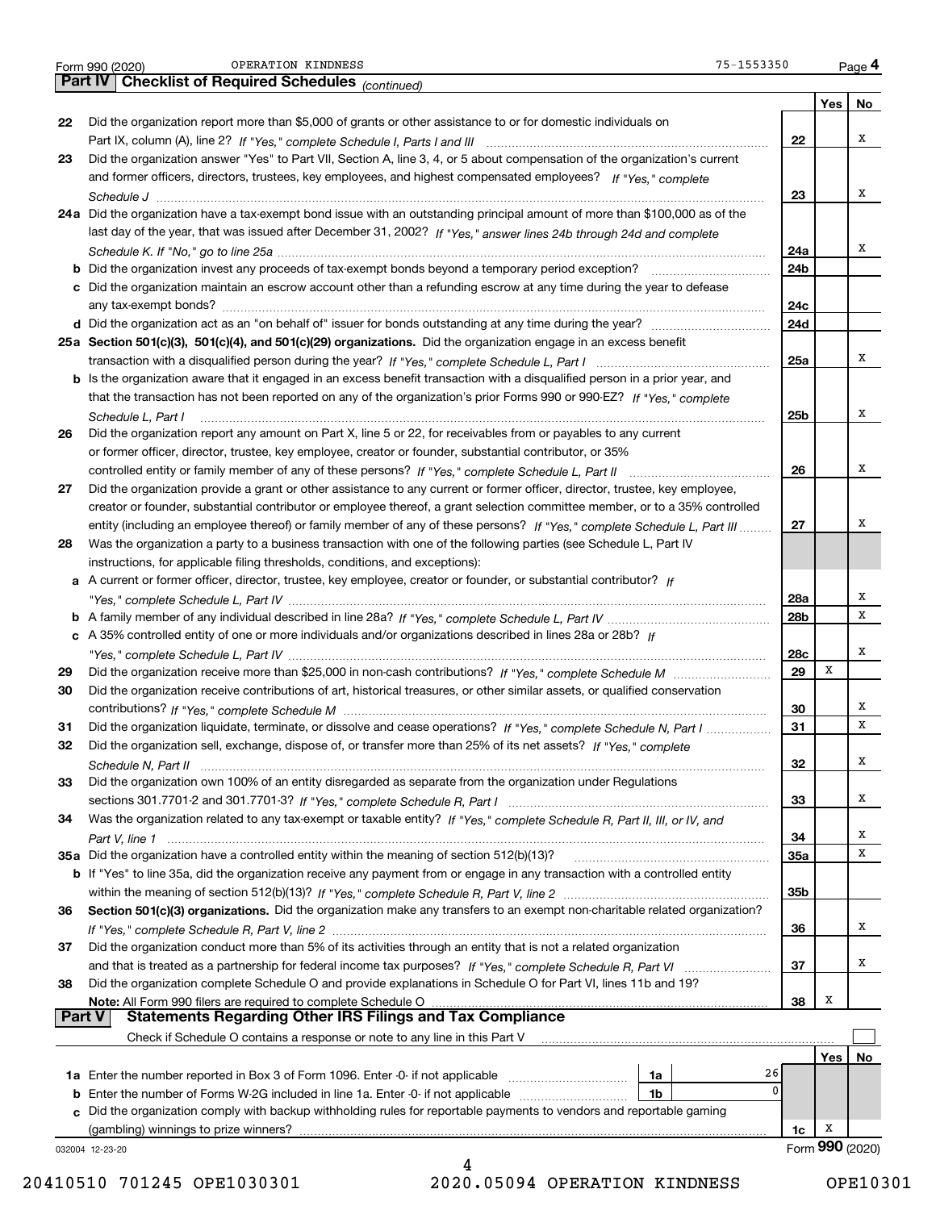Form 990 (2020) OPERATION KINDNESS 75-1553350 Page 4

**Part IV | Checklist of Required Schedules** *(continued)*

| | | | Yes | No |
|---|---|---|---|---|
| 22 | Did the organization report more than $5,000 of grants or other assistance to or for domestic individuals on Part IX, column (A), line 2? *If "Yes," complete Schedule I, Parts I and III* | 22 | | X |
| 23 | Did the organization answer "Yes" to Part VII, Section A, line 3, 4, or 5 about compensation of the organization's current and former officers, directors, trustees, key employees, and highest compensated employees? *If "Yes," complete Schedule J* | 23 | | X |
| 24a | Did the organization have a tax-exempt bond issue with an outstanding principal amount of more than $100,000 as of the last day of the year, that was issued after December 31, 2002? *If "Yes," answer lines 24b through 24d and complete Schedule K. If "No," go to line 25a* | 24a | | X |
| b | Did the organization invest any proceeds of tax-exempt bonds beyond a temporary period exception? | 24b | | |
| c | Did the organization maintain an escrow account other than a refunding escrow at any time during the year to defease any tax-exempt bonds? | 24c | | |
| d | Did the organization act as an "on behalf of" issuer for bonds outstanding at any time during the year? | 24d | | |
| 25a | **Section 501(c)(3), 501(c)(4), and 501(c)(29) organizations.** Did the organization engage in an excess benefit transaction with a disqualified person during the year? *If "Yes," complete Schedule L, Part I* | 25a | | X |
| b | Is the organization aware that it engaged in an excess benefit transaction with a disqualified person in a prior year, and that the transaction has not been reported on any of the organization's prior Forms 990 or 990-EZ? *If "Yes," complete Schedule L, Part I* | 25b | | X |
| 26 | Did the organization report any amount on Part X, line 5 or 22, for receivables from or payables to any current or former officer, director, trustee, key employee, creator or founder, substantial contributor, or 35% controlled entity or family member of any of these persons? *If "Yes," complete Schedule L, Part II* | 26 | | X |
| 27 | Did the organization provide a grant or other assistance to any current or former officer, director, trustee, key employee, creator or founder, substantial contributor or employee thereof, a grant selection committee member, or to a 35% controlled entity (including an employee thereof) or family member of any of these persons? *If "Yes," complete Schedule L, Part III* | 27 | | X |
| 28 | Was the organization a party to a business transaction with one of the following parties (see Schedule L, Part IV instructions, for applicable filing thresholds, conditions, and exceptions): | | | |
| a | A current or former officer, director, trustee, key employee, creator or founder, or substantial contributor? *If "Yes," complete Schedule L, Part IV* | 28a | | X |
| b | A family member of any individual described in line 28a? *If "Yes," complete Schedule L, Part IV* | 28b | | X |
| c | A 35% controlled entity of one or more individuals and/or organizations described in lines 28a or 28b? *If "Yes," complete Schedule L, Part IV* | 28c | | X |
| 29 | Did the organization receive more than $25,000 in non-cash contributions? *If "Yes," complete Schedule M* | 29 | X | |
| 30 | Did the organization receive contributions of art, historical treasures, or other similar assets, or qualified conservation contributions? *If "Yes," complete Schedule M* | 30 | | X |
| 31 | Did the organization liquidate, terminate, or dissolve and cease operations? *If "Yes," complete Schedule N, Part I* | 31 | | X |
| 32 | Did the organization sell, exchange, dispose of, or transfer more than 25% of its net assets? *If "Yes," complete Schedule N, Part II* | 32 | | X |
| 33 | Did the organization own 100% of an entity disregarded as separate from the organization under Regulations sections 301.7701-2 and 301.7701-3? *If "Yes," complete Schedule R, Part I* | 33 | | X |
| 34 | Was the organization related to any tax-exempt or taxable entity? *If "Yes," complete Schedule R, Part II, III, or IV, and Part V, line 1* | 34 | | X |
| 35a | Did the organization have a controlled entity within the meaning of section 512(b)(13)? | 35a | | X |
| b | If "Yes" to line 35a, did the organization receive any payment from or engage in any transaction with a controlled entity within the meaning of section 512(b)(13)? *If "Yes," complete Schedule R, Part V, line 2* | 35b | | |
| 36 | **Section 501(c)(3) organizations.** Did the organization make any transfers to an exempt non-charitable related organization? *If "Yes," complete Schedule R, Part V, line 2* | 36 | | X |
| 37 | Did the organization conduct more than 5% of its activities through an entity that is not a related organization and that is treated as a partnership for federal income tax purposes? *If "Yes," complete Schedule R, Part VI* | 37 | | X |
| 38 | Did the organization complete Schedule O and provide explanations in Schedule O for Part VI, lines 11b and 19? **Note:** All Form 990 filers are required to complete Schedule O | 38 | X | |

**Part V | Statements Regarding Other IRS Filings and Tax Compliance**

Check if Schedule O contains a response or note to any line in this Part V ☐

| | | | | | Yes | No |
|---|---|---|---|---|---|---|
| 1a | Enter the number reported in Box 3 of Form 1096. Enter -0- if not applicable | 1a | 26 | | | |
| b | Enter the number of Forms W-2G included in line 1a. Enter -0- if not applicable | 1b | 0 | | | |
| c | Did the organization comply with backup withholding rules for reportable payments to vendors and reportable gaming (gambling) winnings to prize winners? | | | 1c | X | |

032004 12-23-20 Form **990** (2020)

20410510 701245 OPE1030301 2020.05094 OPERATION KINDNESS OPE10301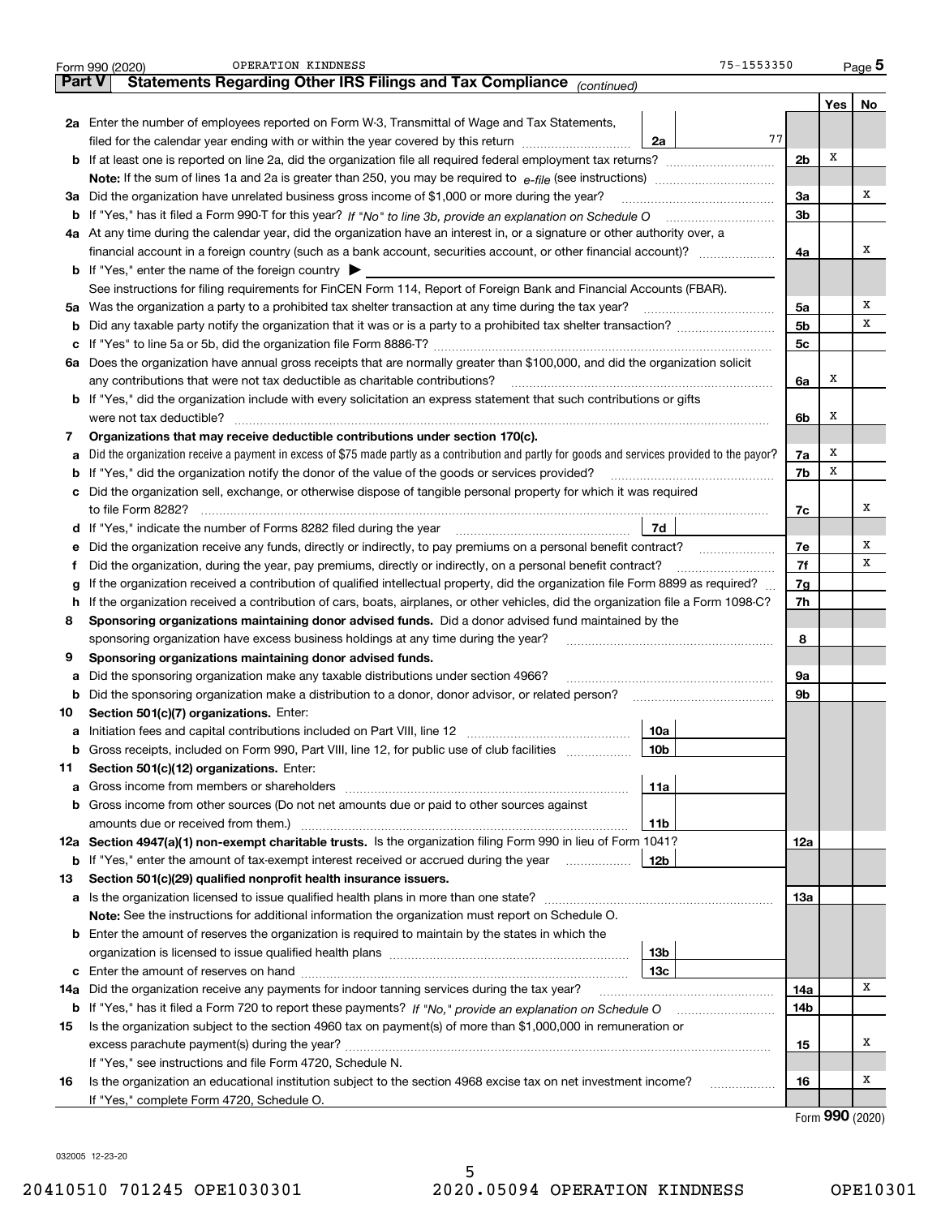Form 990 (2020) OPERATION KINDNESS 75-1553350 Page 5

## Part V Statements Regarding Other IRS Filings and Tax Compliance *(continued)*

| | | | | Yes | No |
|---|---|---|---|---|---|
| **2a** | Enter the number of employees reported on Form W-3, Transmittal of Wage and Tax Statements, filed for the calendar year ending with or within the year covered by this return | 2a | 77 | | |
| **b** | If at least one is reported on line 2a, did the organization file all required federal employment tax returns? | | 2b | X | |
| | **Note:** If the sum of lines 1a and 2a is greater than 250, you may be required to *e-file* (see instructions) | | | | |
| **3a** | Did the organization have unrelated business gross income of $1,000 or more during the year? | | 3a | | X |
| **b** | If "Yes," has it filed a Form 990-T for this year? *If "No" to line 3b, provide an explanation on Schedule O* | | 3b | | |
| **4a** | At any time during the calendar year, did the organization have an interest in, or a signature or other authority over, a financial account in a foreign country (such as a bank account, securities account, or other financial account)? | | 4a | | X |
| **b** | If "Yes," enter the name of the foreign country ▶ | | | | |
| | See instructions for filing requirements for FinCEN Form 114, Report of Foreign Bank and Financial Accounts (FBAR). | | | | |
| **5a** | Was the organization a party to a prohibited tax shelter transaction at any time during the tax year? | | 5a | | X |
| **b** | Did any taxable party notify the organization that it was or is a party to a prohibited tax shelter transaction? | | 5b | | X |
| **c** | If "Yes" to line 5a or 5b, did the organization file Form 8886-T? | | 5c | | |
| **6a** | Does the organization have annual gross receipts that are normally greater than $100,000, and did the organization solicit any contributions that were not tax deductible as charitable contributions? | | 6a | X | |
| **b** | If "Yes," did the organization include with every solicitation an express statement that such contributions or gifts were not tax deductible? | | 6b | X | |
| **7** | **Organizations that may receive deductible contributions under section 170(c).** | | | | |
| **a** | Did the organization receive a payment in excess of $75 made partly as a contribution and partly for goods and services provided to the payor? | | 7a | X | |
| **b** | If "Yes," did the organization notify the donor of the value of the goods or services provided? | | 7b | X | |
| **c** | Did the organization sell, exchange, or otherwise dispose of tangible personal property for which it was required to file Form 8282? | | 7c | | X |
| **d** | If "Yes," indicate the number of Forms 8282 filed during the year | 7d | | | |
| **e** | Did the organization receive any funds, directly or indirectly, to pay premiums on a personal benefit contract? | | 7e | | X |
| **f** | Did the organization, during the year, pay premiums, directly or indirectly, on a personal benefit contract? | | 7f | | X |
| **g** | If the organization received a contribution of qualified intellectual property, did the organization file Form 8899 as required? | | 7g | | |
| **h** | If the organization received a contribution of cars, boats, airplanes, or other vehicles, did the organization file a Form 1098-C? | | 7h | | |
| **8** | **Sponsoring organizations maintaining donor advised funds.** Did a donor advised fund maintained by the sponsoring organization have excess business holdings at any time during the year? | | 8 | | |
| **9** | **Sponsoring organizations maintaining donor advised funds.** | | | | |
| **a** | Did the sponsoring organization make any taxable distributions under section 4966? | | 9a | | |
| **b** | Did the sponsoring organization make a distribution to a donor, donor advisor, or related person? | | 9b | | |
| **10** | **Section 501(c)(7) organizations.** Enter: | | | | |
| **a** | Initiation fees and capital contributions included on Part VIII, line 12 | 10a | | | |
| **b** | Gross receipts, included on Form 990, Part VIII, line 12, for public use of club facilities | 10b | | | |
| **11** | **Section 501(c)(12) organizations.** Enter: | | | | |
| **a** | Gross income from members or shareholders | 11a | | | |
| **b** | Gross income from other sources (Do not net amounts due or paid to other sources against amounts due or received from them.) | 11b | | | |
| **12a** | **Section 4947(a)(1) non-exempt charitable trusts.** Is the organization filing Form 990 in lieu of Form 1041? | | 12a | | |
| **b** | If "Yes," enter the amount of tax-exempt interest received or accrued during the year | 12b | | | |
| **13** | **Section 501(c)(29) qualified nonprofit health insurance issuers.** | | | | |
| **a** | Is the organization licensed to issue qualified health plans in more than one state? | | 13a | | |
| | **Note:** See the instructions for additional information the organization must report on Schedule O. | | | | |
| **b** | Enter the amount of reserves the organization is required to maintain by the states in which the organization is licensed to issue qualified health plans | 13b | | | |
| **c** | Enter the amount of reserves on hand | 13c | | | |
| **14a** | Did the organization receive any payments for indoor tanning services during the tax year? | | 14a | | X |
| **b** | If "Yes," has it filed a Form 720 to report these payments? *If "No," provide an explanation on Schedule O* | | 14b | | |
| **15** | Is the organization subject to the section 4960 tax on payment(s) of more than $1,000,000 in remuneration or excess parachute payment(s) during the year? | | 15 | | X |
| | If "Yes," see instructions and file Form 4720, Schedule N. | | | | |
| **16** | Is the organization an educational institution subject to the section 4968 excise tax on net investment income? | | 16 | | X |
| | If "Yes," complete Form 4720, Schedule O. | | | | |

Form **990** (2020)

032005 12-23-20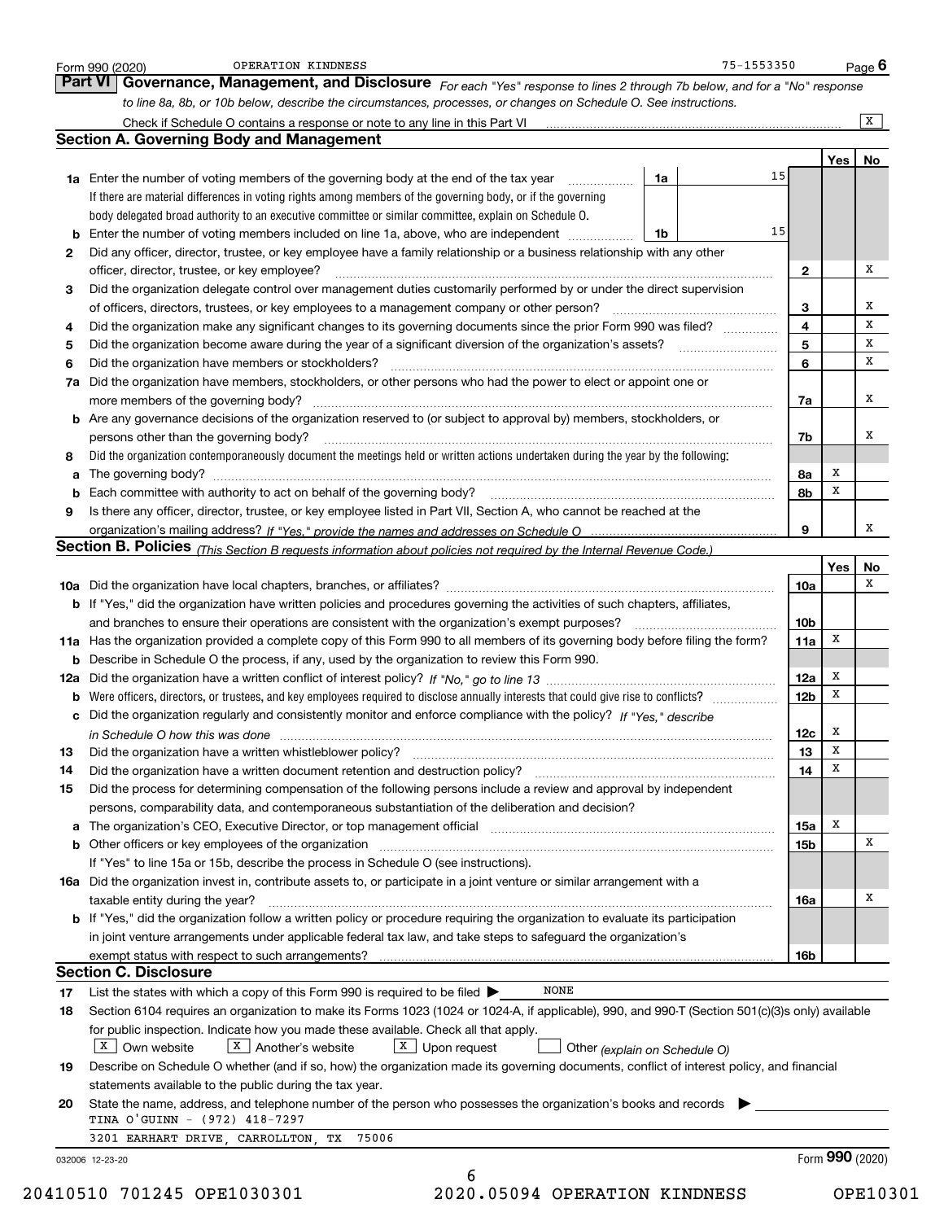Form 990 (2020) OPERATION KINDNESS 75-1553350 Page 6

## Part VI Governance, Management, and Disclosure

*For each "Yes" response to lines 2 through 7b below, and for a "No" response to line 8a, 8b, or 10b below, describe the circumstances, processes, or changes on Schedule O. See instructions.*

Check if Schedule O contains a response or note to any line in this Part VI ..... [X]

### Section A. Governing Body and Management

| | | | | Yes | No |
|---|---|---|---|---|---|
| **1a** | Enter the number of voting members of the governing body at the end of the tax year ..... **1a** 15. If there are material differences in voting rights among members of the governing body, or if the governing body delegated broad authority to an executive committee or similar committee, explain on Schedule O. | | | | |
| **b** | Enter the number of voting members included on line 1a, above, who are independent ..... **1b** 15 | | | | |
| **2** | Did any officer, director, trustee, or key employee have a family relationship or a business relationship with any other officer, director, trustee, or key employee? | **2** | | | X |
| **3** | Did the organization delegate control over management duties customarily performed by or under the direct supervision of officers, directors, trustees, or key employees to a management company or other person? | **3** | | | X |
| **4** | Did the organization make any significant changes to its governing documents since the prior Form 990 was filed? | **4** | | | X |
| **5** | Did the organization become aware during the year of a significant diversion of the organization's assets? | **5** | | | X |
| **6** | Did the organization have members or stockholders? | **6** | | | X |
| **7a** | Did the organization have members, stockholders, or other persons who had the power to elect or appoint one or more members of the governing body? | **7a** | | | X |
| **b** | Are any governance decisions of the organization reserved to (or subject to approval by) members, stockholders, or persons other than the governing body? | **7b** | | | X |
| **8** | Did the organization contemporaneously document the meetings held or written actions undertaken during the year by the following: | | | | |
| **a** | The governing body? | **8a** | | X | |
| **b** | Each committee with authority to act on behalf of the governing body? | **8b** | | X | |
| **9** | Is there any officer, director, trustee, or key employee listed in Part VII, Section A, who cannot be reached at the organization's mailing address? *If "Yes," provide the names and addresses on Schedule O* | **9** | | | X |

### Section B. Policies *(This Section B requests information about policies not required by the Internal Revenue Code.)*

| | | | Yes | No |
|---|---|---|---|---|
| **10a** | Did the organization have local chapters, branches, or affiliates? | **10a** | | X |
| **b** | If "Yes," did the organization have written policies and procedures governing the activities of such chapters, affiliates, and branches to ensure their operations are consistent with the organization's exempt purposes? | **10b** | | |
| **11a** | Has the organization provided a complete copy of this Form 990 to all members of its governing body before filing the form? | **11a** | X | |
| **b** | Describe in Schedule O the process, if any, used by the organization to review this Form 990. | | | |
| **12a** | Did the organization have a written conflict of interest policy? *If "No," go to line 13* | **12a** | X | |
| **b** | Were officers, directors, or trustees, and key employees required to disclose annually interests that could give rise to conflicts? | **12b** | X | |
| **c** | Did the organization regularly and consistently monitor and enforce compliance with the policy? *If "Yes," describe in Schedule O how this was done* | **12c** | X | |
| **13** | Did the organization have a written whistleblower policy? | **13** | X | |
| **14** | Did the organization have a written document retention and destruction policy? | **14** | X | |
| **15** | Did the process for determining compensation of the following persons include a review and approval by independent persons, comparability data, and contemporaneous substantiation of the deliberation and decision? | | | |
| **a** | The organization's CEO, Executive Director, or top management official | **15a** | X | |
| **b** | Other officers or key employees of the organization | **15b** | | X |
| | If "Yes" to line 15a or 15b, describe the process in Schedule O (see instructions). | | | |
| **16a** | Did the organization invest in, contribute assets to, or participate in a joint venture or similar arrangement with a taxable entity during the year? | **16a** | | X |
| **b** | If "Yes," did the organization follow a written policy or procedure requiring the organization to evaluate its participation in joint venture arrangements under applicable federal tax law, and take steps to safeguard the organization's exempt status with respect to such arrangements? | **16b** | | |

### Section C. Disclosure

**17** List the states with which a copy of this Form 990 is required to be filed ▶ NONE

**18** Section 6104 requires an organization to make its Forms 1023 (1024 or 1024-A, if applicable), 990, and 990-T (Section 501(c)(3)s only) available for public inspection. Indicate how you made these available. Check all that apply.

[X] Own website [X] Another's website [X] Upon request [ ] Other *(explain on Schedule O)*

**19** Describe on Schedule O whether (and if so, how) the organization made its governing documents, conflict of interest policy, and financial statements available to the public during the tax year.

**20** State the name, address, and telephone number of the person who possesses the organization's books and records ▶

TINA O'GUINN - (972) 418-7297

3201 EARHART DRIVE, CARROLLTON, TX 75006

032006 12-23-20 Form **990** (2020)

20410510 701245 OPE1030301 2020.05094 OPERATION KINDNESS OPE10301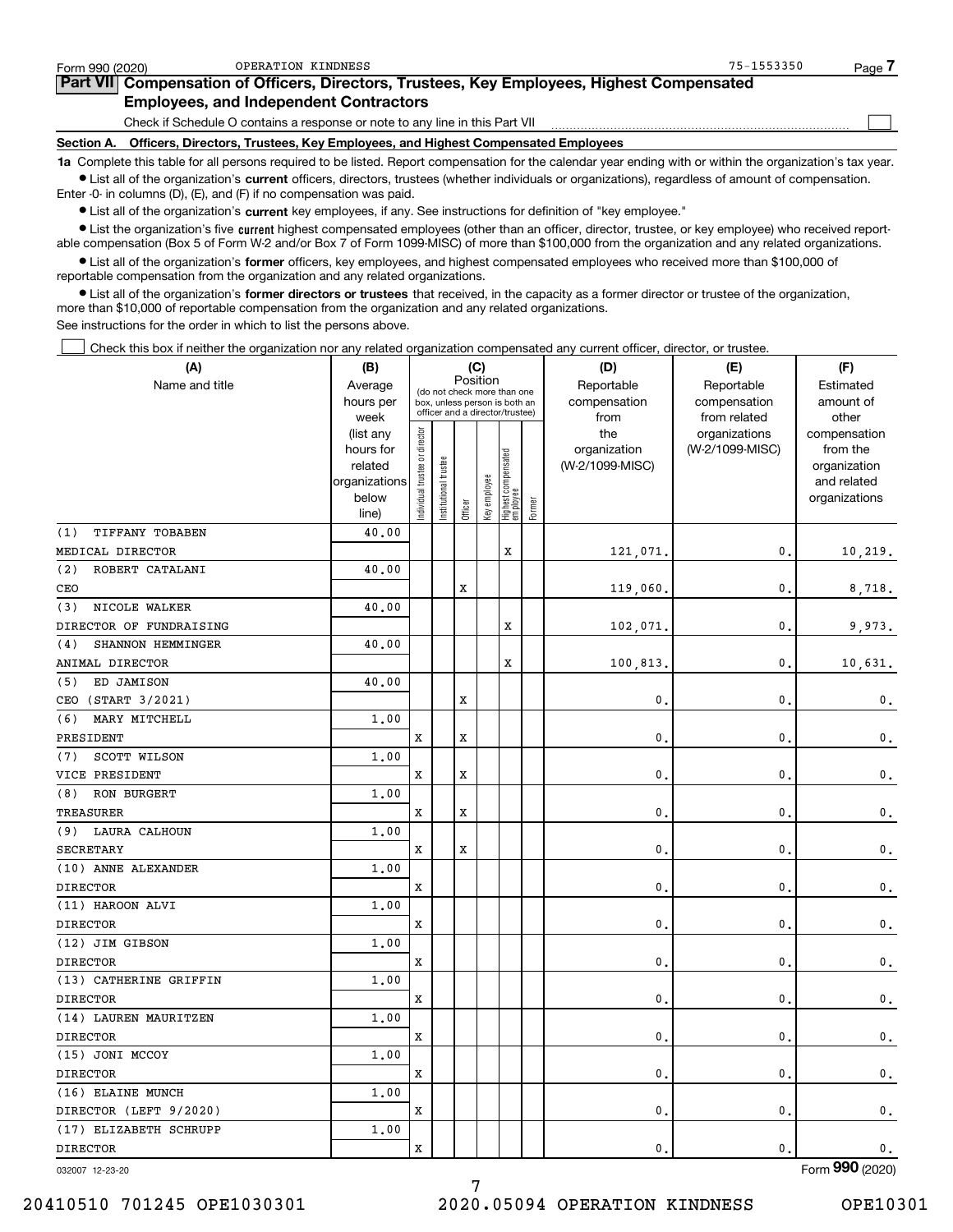Form 990 (2020) OPERATION KINDNESS 75-1553350 Page 7

**Part VII Compensation of Officers, Directors, Trustees, Key Employees, Highest Compensated Employees, and Independent Contractors**

Check if Schedule O contains a response or note to any line in this Part VII

**Section A. Officers, Directors, Trustees, Key Employees, and Highest Compensated Employees**

**1a** Complete this table for all persons required to be listed. Report compensation for the calendar year ending with or within the organization's tax year.

- List all of the organization's **current** officers, directors, trustees (whether individuals or organizations), regardless of amount of compensation. Enter -0- in columns (D), (E), and (F) if no compensation was paid.
- List all of the organization's **current** key employees, if any. See instructions for definition of "key employee."
- List the organization's five **current** highest compensated employees (other than an officer, director, trustee, or key employee) who received reportable compensation (Box 5 of Form W-2 and/or Box 7 of Form 1099-MISC) of more than $100,000 from the organization and any related organizations.
- List all of the organization's **former** officers, key employees, and highest compensated employees who received more than $100,000 of reportable compensation from the organization and any related organizations.
- List all of the organization's **former directors or trustees** that received, in the capacity as a former director or trustee of the organization, more than $10,000 of reportable compensation from the organization and any related organizations.

See instructions for the order in which to list the persons above.

Check this box if neither the organization nor any related organization compensated any current officer, director, or trustee.

| (A) Name and title | (B) Average hours per week (list any hours for related organizations below line) | (C) Position (do not check more than one box, unless person is both an officer and a director/trustee) | | | | | | (D) Reportable compensation from the organization (W-2/1099-MISC) | (E) Reportable compensation from related organizations (W-2/1099-MISC) | (F) Estimated amount of other compensation from the organization and related organizations |
|---|---|---|---|---|---|---|---|---|---|---|
| | | Individual trustee or director | Institutional trustee | Officer | Key employee | Highest compensated employee | Former | | | |
| (1) TIFFANY TOBABEN<br>MEDICAL DIRECTOR | 40.00 | | | | | X | | 121,071. | 0. | 10,219. |
| (2) ROBERT CATALANI<br>CEO | 40.00 | | | X | | | | 119,060. | 0. | 8,718. |
| (3) NICOLE WALKER<br>DIRECTOR OF FUNDRAISING | 40.00 | | | | | X | | 102,071. | 0. | 9,973. |
| (4) SHANNON HEMMINGER<br>ANIMAL DIRECTOR | 40.00 | | | | | X | | 100,813. | 0. | 10,631. |
| (5) ED JAMISON<br>CEO (START 3/2021) | 40.00 | | | X | | | | 0. | 0. | 0. |
| (6) MARY MITCHELL<br>PRESIDENT | 1.00 | X | | X | | | | 0. | 0. | 0. |
| (7) SCOTT WILSON<br>VICE PRESIDENT | 1.00 | X | | X | | | | 0. | 0. | 0. |
| (8) RON BURGERT<br>TREASURER | 1.00 | X | | X | | | | 0. | 0. | 0. |
| (9) LAURA CALHOUN<br>SECRETARY | 1.00 | X | | X | | | | 0. | 0. | 0. |
| (10) ANNE ALEXANDER<br>DIRECTOR | 1.00 | X | | | | | | 0. | 0. | 0. |
| (11) HAROON ALVI<br>DIRECTOR | 1.00 | X | | | | | | 0. | 0. | 0. |
| (12) JIM GIBSON<br>DIRECTOR | 1.00 | X | | | | | | 0. | 0. | 0. |
| (13) CATHERINE GRIFFIN<br>DIRECTOR | 1.00 | X | | | | | | 0. | 0. | 0. |
| (14) LAUREN MAURITZEN<br>DIRECTOR | 1.00 | X | | | | | | 0. | 0. | 0. |
| (15) JONI MCCOY<br>DIRECTOR | 1.00 | X | | | | | | 0. | 0. | 0. |
| (16) ELAINE MUNCH<br>DIRECTOR (LEFT 9/2020) | 1.00 | X | | | | | | 0. | 0. | 0. |
| (17) ELIZABETH SCHRUPP<br>DIRECTOR | 1.00 | X | | | | | | 0. | 0. | 0. |

032007 12-23-20 Form **990** (2020)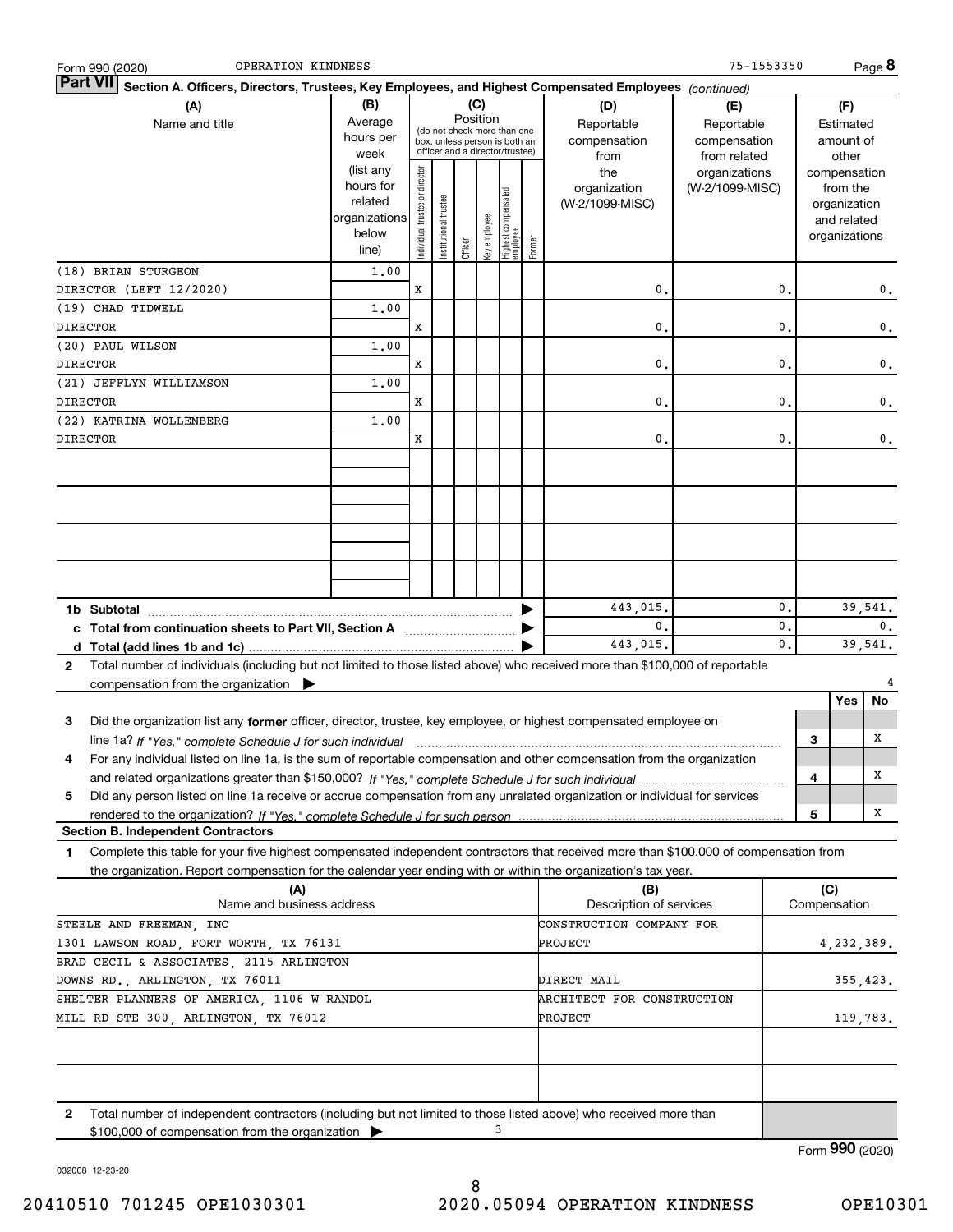Form 990 (2020) OPERATION KINDNESS 75-1553350

## Part VII Section A. Officers, Directors, Trustees, Key Employees, and Highest Compensated Employees *(continued)*

| (A) Name and title | (B) Average hours per week (list any hours for related organizations below line) | (C) Position: Individual trustee or director | Institutional trustee | Officer | Key employee | Highest compensated employee | Former | (D) Reportable compensation from the organization (W-2/1099-MISC) | (E) Reportable compensation from related organizations (W-2/1099-MISC) | (F) Estimated amount of other compensation from the organization and related organizations |
|---|---|---|---|---|---|---|---|---|---|---|
| (18) BRIAN STURGEON DIRECTOR (LEFT 12/2020) | 1.00 | X | | | | | | 0. | 0. | 0. |
| (19) CHAD TIDWELL DIRECTOR | 1.00 | X | | | | | | 0. | 0. | 0. |
| (20) PAUL WILSON DIRECTOR | 1.00 | X | | | | | | 0. | 0. | 0. |
| (21) JEFFLYN WILLIAMSON DIRECTOR | 1.00 | X | | | | | | 0. | 0. | 0. |
| (22) KATRINA WOLLENBERG DIRECTOR | 1.00 | X | | | | | | 0. | 0. | 0. |
| **1b Subtotal** | | | | | | | | 443,015. | 0. | 39,541. |
| **c Total from continuation sheets to Part VII, Section A** | | | | | | | | 0. | 0. | 0. |
| **d Total (add lines 1b and 1c)** | | | | | | | | 443,015. | 0. | 39,541. |

**2** Total number of individuals (including but not limited to those listed above) who received more than $100,000 of reportable compensation from the organization ▶ 4

| | | Yes | No |
|---|---|---|---|
| **3** Did the organization list any **former** officer, director, trustee, key employee, or highest compensated employee on line 1a? *If "Yes," complete Schedule J for such individual* | 3 | | X |
| **4** For any individual listed on line 1a, is the sum of reportable compensation and other compensation from the organization and related organizations greater than $150,000? *If "Yes," complete Schedule J for such individual* | 4 | | X |
| **5** Did any person listed on line 1a receive or accrue compensation from any unrelated organization or individual for services rendered to the organization? *If "Yes," complete Schedule J for such person* | 5 | | X |

### Section B. Independent Contractors

**1** Complete this table for your five highest compensated independent contractors that received more than $100,000 of compensation from the organization. Report compensation for the calendar year ending with or within the organization's tax year.

| (A) Name and business address | (B) Description of services | (C) Compensation |
|---|---|---|
| STEELE AND FREEMAN, INC 1301 LAWSON ROAD, FORT WORTH, TX 76131 | CONSTRUCTION COMPANY FOR PROJECT | 4,232,389. |
| BRAD CECIL & ASSOCIATES, 2115 ARLINGTON DOWNS RD., ARLINGTON, TX 76011 | DIRECT MAIL | 355,423. |
| SHELTER PLANNERS OF AMERICA, 1106 W RANDOL MILL RD STE 300, ARLINGTON, TX 76012 | ARCHITECT FOR CONSTRUCTION PROJECT | 119,783. |

**2** Total number of independent contractors (including but not limited to those listed above) who received more than $100,000 of compensation from the organization ▶ 3

Form **990** (2020)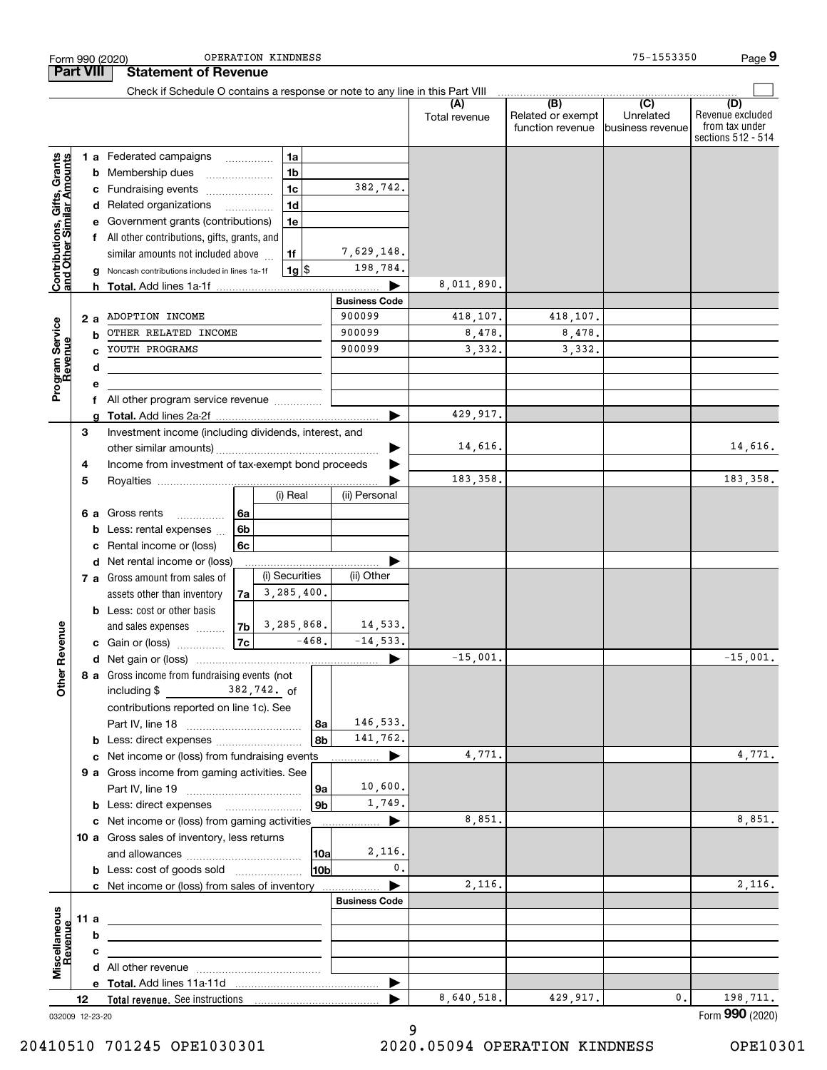Form 990 (2020) OPERATION KINDNESS 75-1553350

## Part VIII Statement of Revenue

Check if Schedule O contains a response or note to any line in this Part VIII

| | | | | (A) Total revenue | (B) Related or exempt function revenue | (C) Unrelated business revenue | (D) Revenue excluded from tax under sections 512 - 514 |
|---|---|---|---|---|---|---|---|
| **Contributions, Gifts, Grants and Other Similar Amounts** | 1 a Federated campaigns | 1a | | | | | |
| | b Membership dues | 1b | | | | | |
| | c Fundraising events | 1c | 382,742. | | | | |
| | d Related organizations | 1d | | | | | |
| | e Government grants (contributions) | 1e | | | | | |
| | f All other contributions, gifts, grants, and similar amounts not included above | 1f | 7,629,148. | | | | |
| | g Noncash contributions included in lines 1a-1f | 1g $ | 198,784. | | | | |
| | h **Total.** Add lines 1a-1f | | | 8,011,890. | | | |
| | | | **Business Code** | | | | |
| **Program Service Revenue** | 2 a ADOPTION INCOME | | 900099 | 418,107. | 418,107. | | |
| | b OTHER RELATED INCOME | | 900099 | 8,478. | 8,478. | | |
| | c YOUTH PROGRAMS | | 900099 | 3,332. | 3,332. | | |
| | d | | | | | | |
| | e | | | | | | |
| | f All other program service revenue | | | | | | |
| | g **Total.** Add lines 2a-2f | | | 429,917. | | | |
| **Other Revenue** | 3 Investment income (including dividends, interest, and other similar amounts) | | | 14,616. | | | 14,616. |
| | 4 Income from investment of tax-exempt bond proceeds | | | | | | |
| | 5 Royalties | | | 183,358. | | | 183,358. |
| | | (i) Real | (ii) Personal | | | | |
| | 6 a Gross rents 6a | | | | | | |
| | b Less: rental expenses 6b | | | | | | |
| | c Rental income or (loss) 6c | | | | | | |
| | d Net rental income or (loss) | | | | | | |
| | | (i) Securities | (ii) Other | | | | |
| | 7 a Gross amount from sales of assets other than inventory 7a | 3,285,400. | | | | | |
| | b Less: cost or other basis and sales expenses 7b | 3,285,868. | 14,533. | | | | |
| | c Gain or (loss) 7c | -468. | -14,533. | | | | |
| | d Net gain or (loss) | | | -15,001. | | | -15,001. |
| | 8 a Gross income from fundraising events (not including $ 382,742. of contributions reported on line 1c). See Part IV, line 18 | 8a | 146,533. | | | | |
| | b Less: direct expenses | 8b | 141,762. | | | | |
| | c Net income or (loss) from fundraising events | | | 4,771. | | | 4,771. |
| | 9 a Gross income from gaming activities. See Part IV, line 19 | 9a | 10,600. | | | | |
| | b Less: direct expenses | 9b | 1,749. | | | | |
| | c Net income or (loss) from gaming activities | | | 8,851. | | | 8,851. |
| | 10 a Gross sales of inventory, less returns and allowances | 10a | 2,116. | | | | |
| | b Less: cost of goods sold | 10b | 0. | | | | |
| | c Net income or (loss) from sales of inventory | | | 2,116. | | | 2,116. |
| | | | **Business Code** | | | | |
| **Miscellaneous Revenue** | 11 a | | | | | | |
| | b | | | | | | |
| | c | | | | | | |
| | d All other revenue | | | | | | |
| | e **Total.** Add lines 11a-11d | | | | | | |
| | 12 **Total revenue.** See instructions | | | 8,640,518. | 429,917. | 0. | 198,711. |

032009 12-23-20

Form **990** (2020)

20410510 701245 OPE1030301 2020.05094 OPERATION KINDNESS OPE10301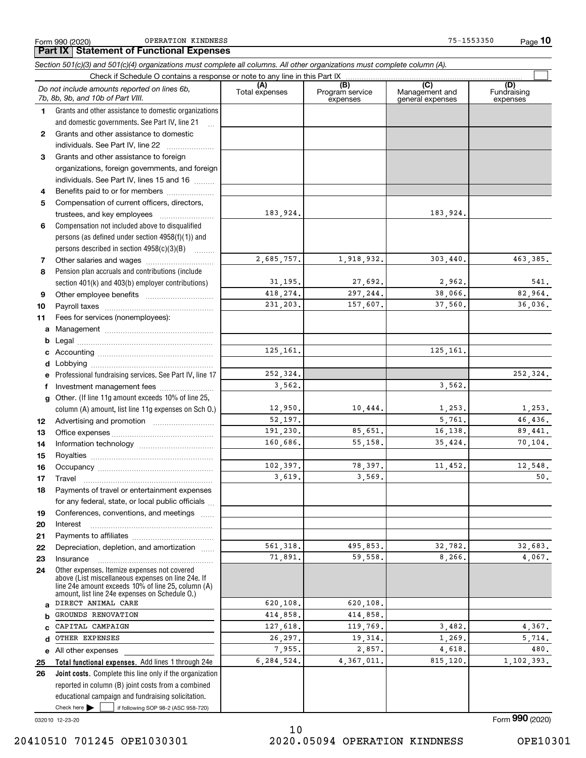Form 990 (2020) OPERATION KINDNESS 75-1553350

## Part IX Statement of Functional Expenses

*Section 501(c)(3) and 501(c)(4) organizations must complete all columns. All other organizations must complete column (A).*

Check if Schedule O contains a response or note to any line in this Part IX ☐

| | *Do not include amounts reported on lines 6b, 7b, 8b, 9b, and 10b of Part VIII.* | (A) Total expenses | (B) Program service expenses | (C) Management and general expenses | (D) Fundraising expenses |
|---|---|---|---|---|---|
| 1 | Grants and other assistance to domestic organizations and domestic governments. See Part IV, line 21 | | | | |
| 2 | Grants and other assistance to domestic individuals. See Part IV, line 22 | | | | |
| 3 | Grants and other assistance to foreign organizations, foreign governments, and foreign individuals. See Part IV, lines 15 and 16 | | | | |
| 4 | Benefits paid to or for members | | | | |
| 5 | Compensation of current officers, directors, trustees, and key employees | 183,924. | | 183,924. | |
| 6 | Compensation not included above to disqualified persons (as defined under section 4958(f)(1)) and persons described in section 4958(c)(3)(B) | | | | |
| 7 | Other salaries and wages | 2,685,757. | 1,918,932. | 303,440. | 463,385. |
| 8 | Pension plan accruals and contributions (include section 401(k) and 403(b) employer contributions) | 31,195. | 27,692. | 2,962. | 541. |
| 9 | Other employee benefits | 418,274. | 297,244. | 38,066. | 82,964. |
| 10 | Payroll taxes | 231,203. | 157,607. | 37,560. | 36,036. |
| 11 | Fees for services (nonemployees): | | | | |
| a | Management | | | | |
| b | Legal | | | | |
| c | Accounting | 125,161. | | 125,161. | |
| d | Lobbying | | | | |
| e | Professional fundraising services. See Part IV, line 17 | 252,324. | | | 252,324. |
| f | Investment management fees | 3,562. | | 3,562. | |
| g | Other. (If line 11g amount exceeds 10% of line 25, column (A) amount, list line 11g expenses on Sch O.) | 12,950. | 10,444. | 1,253. | 1,253. |
| 12 | Advertising and promotion | 52,197. | | 5,761. | 46,436. |
| 13 | Office expenses | 191,230. | 85,651. | 16,138. | 89,441. |
| 14 | Information technology | 160,686. | 55,158. | 35,424. | 70,104. |
| 15 | Royalties | | | | |
| 16 | Occupancy | 102,397. | 78,397. | 11,452. | 12,548. |
| 17 | Travel | 3,619. | 3,569. | | 50. |
| 18 | Payments of travel or entertainment expenses for any federal, state, or local public officials | | | | |
| 19 | Conferences, conventions, and meetings | | | | |
| 20 | Interest | | | | |
| 21 | Payments to affiliates | | | | |
| 22 | Depreciation, depletion, and amortization | 561,318. | 495,853. | 32,782. | 32,683. |
| 23 | Insurance | 71,891. | 59,558. | 8,266. | 4,067. |
| 24 | Other expenses. Itemize expenses not covered above (List miscellaneous expenses on line 24e. If line 24e amount exceeds 10% of line 25, column (A) amount, list line 24e expenses on Schedule O.) | | | | |
| a | DIRECT ANIMAL CARE | 620,108. | 620,108. | | |
| b | GROUNDS RENOVATION | 414,858. | 414,858. | | |
| c | CAPITAL CAMPAIGN | 127,618. | 119,769. | 3,482. | 4,367. |
| d | OTHER EXPENSES | 26,297. | 19,314. | 1,269. | 5,714. |
| e | All other expenses | 7,955. | 2,857. | 4,618. | 480. |
| 25 | **Total functional expenses.** Add lines 1 through 24e | 6,284,524. | 4,367,011. | 815,120. | 1,102,393. |
| 26 | **Joint costs.** Complete this line only if the organization reported in column (B) joint costs from a combined educational campaign and fundraising solicitation. Check here ☐ if following SOP 98-2 (ASC 958-720) | | | | |

032010 12-23-20

Form **990** (2020)

20410510 701245 OPE1030301 2020.05094 OPERATION KINDNESS OPE10301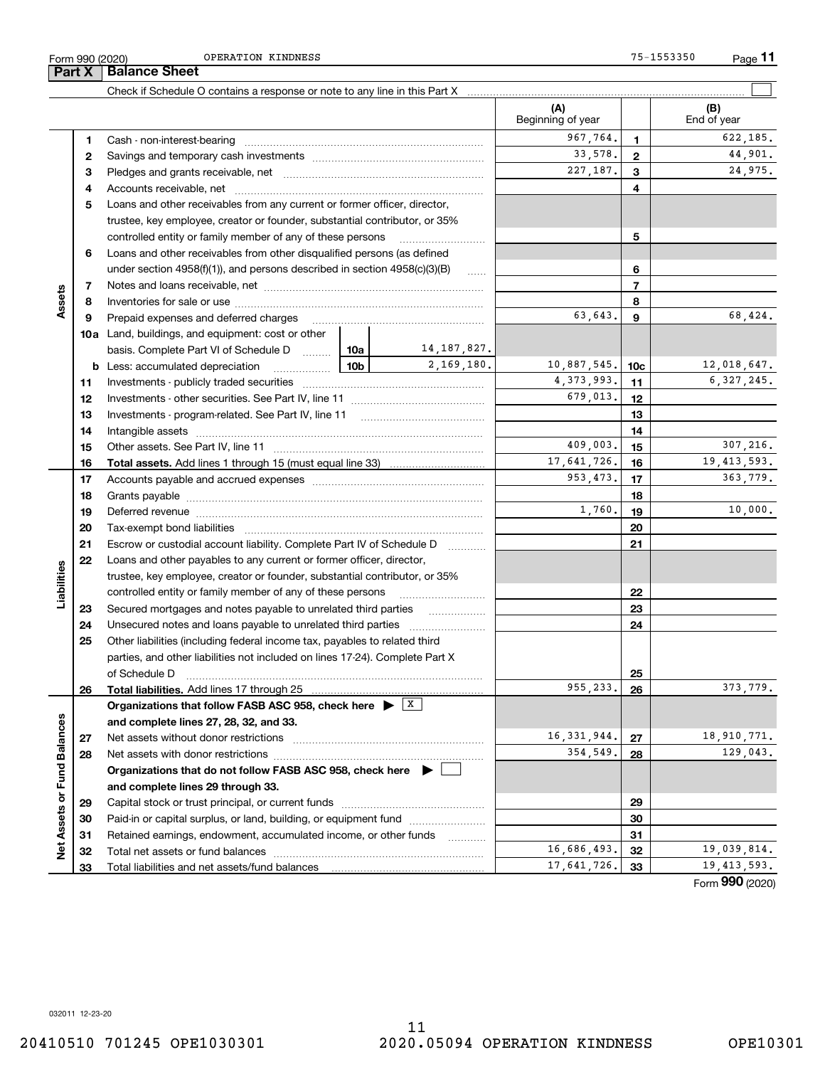Form 990 (2020) OPERATION KINDNESS 75-1553350

## Part X Balance Sheet

Check if Schedule O contains a response or note to any line in this Part X

| | | | | (A) Beginning of year | | (B) End of year |
|---|---|---|---|---|---|---|
| **Assets** | 1 | Cash - non-interest-bearing | | 967,764. | 1 | 622,185. |
| | 2 | Savings and temporary cash investments | | 33,578. | 2 | 44,901. |
| | 3 | Pledges and grants receivable, net | | 227,187. | 3 | 24,975. |
| | 4 | Accounts receivable, net | | | 4 | |
| | 5 | Loans and other receivables from any current or former officer, director, trustee, key employee, creator or founder, substantial contributor, or 35% controlled entity or family member of any of these persons | | | 5 | |
| | 6 | Loans and other receivables from other disqualified persons (as defined under section 4958(f)(1)), and persons described in section 4958(c)(3)(B) | | | 6 | |
| | 7 | Notes and loans receivable, net | | | 7 | |
| | 8 | Inventories for sale or use | | | 8 | |
| | 9 | Prepaid expenses and deferred charges | | 63,643. | 9 | 68,424. |
| | 10a | Land, buildings, and equipment: cost or other basis. Complete Part VI of Schedule D | 10a 14,187,827. | | | |
| | b | Less: accumulated depreciation | 10b 2,169,180. | 10,887,545. | 10c | 12,018,647. |
| | 11 | Investments - publicly traded securities | | 4,373,993. | 11 | 6,327,245. |
| | 12 | Investments - other securities. See Part IV, line 11 | | 679,013. | 12 | |
| | 13 | Investments - program-related. See Part IV, line 11 | | | 13 | |
| | 14 | Intangible assets | | | 14 | |
| | 15 | Other assets. See Part IV, line 11 | | 409,003. | 15 | 307,216. |
| | 16 | **Total assets.** Add lines 1 through 15 (must equal line 33) | | 17,641,726. | 16 | 19,413,593. |
| **Liabilities** | 17 | Accounts payable and accrued expenses | | 953,473. | 17 | 363,779. |
| | 18 | Grants payable | | | 18 | |
| | 19 | Deferred revenue | | 1,760. | 19 | 10,000. |
| | 20 | Tax-exempt bond liabilities | | | 20 | |
| | 21 | Escrow or custodial account liability. Complete Part IV of Schedule D | | | 21 | |
| | 22 | Loans and other payables to any current or former officer, director, trustee, key employee, creator or founder, substantial contributor, or 35% controlled entity or family member of any of these persons | | | 22 | |
| | 23 | Secured mortgages and notes payable to unrelated third parties | | | 23 | |
| | 24 | Unsecured notes and loans payable to unrelated third parties | | | 24 | |
| | 25 | Other liabilities (including federal income tax, payables to related third parties, and other liabilities not included on lines 17-24). Complete Part X of Schedule D | | | 25 | |
| | 26 | **Total liabilities.** Add lines 17 through 25 | | 955,233. | 26 | 373,779. |
| **Net Assets or Fund Balances** | | **Organizations that follow FASB ASC 958, check here ▶ [X] and complete lines 27, 28, 32, and 33.** | | | | |
| | 27 | Net assets without donor restrictions | | 16,331,944. | 27 | 18,910,771. |
| | 28 | Net assets with donor restrictions | | 354,549. | 28 | 129,043. |
| | | **Organizations that do not follow FASB ASC 958, check here ▶ [ ] and complete lines 29 through 33.** | | | | |
| | 29 | Capital stock or trust principal, or current funds | | | 29 | |
| | 30 | Paid-in or capital surplus, or land, building, or equipment fund | | | 30 | |
| | 31 | Retained earnings, endowment, accumulated income, or other funds | | | 31 | |
| | 32 | Total net assets or fund balances | | 16,686,493. | 32 | 19,039,814. |
| | 33 | Total liabilities and net assets/fund balances | | 17,641,726. | 33 | 19,413,593. |

Form **990** (2020)

032011 12-23-20

20410510 701245 OPE1030301 2020.05094 OPERATION KINDNESS OPE10301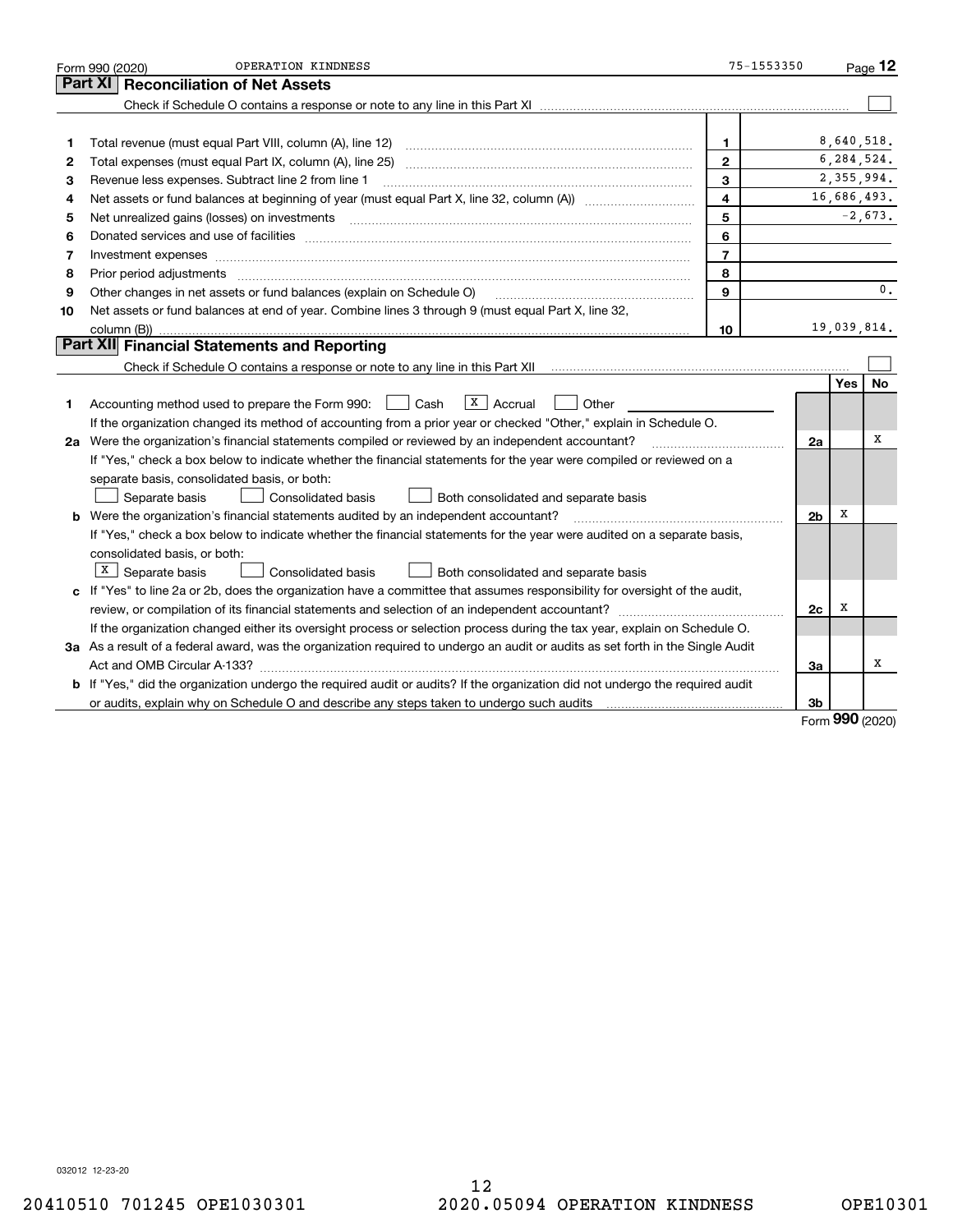Form 990 (2020) OPERATION KINDNESS 75-1553350 Page **12**

## Part XI Reconciliation of Net Assets

Check if Schedule O contains a response or note to any line in this Part XI ☐

| | | | |
|---|---|---|---|
| **1** | Total revenue (must equal Part VIII, column (A), line 12) | **1** | 8,640,518. |
| **2** | Total expenses (must equal Part IX, column (A), line 25) | **2** | 6,284,524. |
| **3** | Revenue less expenses. Subtract line 2 from line 1 | **3** | 2,355,994. |
| **4** | Net assets or fund balances at beginning of year (must equal Part X, line 32, column (A)) | **4** | 16,686,493. |
| **5** | Net unrealized gains (losses) on investments | **5** | -2,673. |
| **6** | Donated services and use of facilities | **6** | |
| **7** | Investment expenses | **7** | |
| **8** | Prior period adjustments | **8** | |
| **9** | Other changes in net assets or fund balances (explain on Schedule O) | **9** | 0. |
| **10** | Net assets or fund balances at end of year. Combine lines 3 through 9 (must equal Part X, line 32, column (B)) | **10** | 19,039,814. |

## Part XII Financial Statements and Reporting

Check if Schedule O contains a response or note to any line in this Part XII ☐

| | | | Yes | No |
|---|---|---|---|---|
| **1** | Accounting method used to prepare the Form 990: ☐ Cash ☒ Accrual ☐ Other | | | |
| | If the organization changed its method of accounting from a prior year or checked "Other," explain in Schedule O. | | | |
| **2a** | Were the organization's financial statements compiled or reviewed by an independent accountant? | **2a** | | X |
| | If "Yes," check a box below to indicate whether the financial statements for the year were compiled or reviewed on a separate basis, consolidated basis, or both: ☐ Separate basis ☐ Consolidated basis ☐ Both consolidated and separate basis | | | |
| **b** | Were the organization's financial statements audited by an independent accountant? | **2b** | X | |
| | If "Yes," check a box below to indicate whether the financial statements for the year were audited on a separate basis, consolidated basis, or both: ☒ Separate basis ☐ Consolidated basis ☐ Both consolidated and separate basis | | | |
| **c** | If "Yes" to line 2a or 2b, does the organization have a committee that assumes responsibility for oversight of the audit, review, or compilation of its financial statements and selection of an independent accountant? | **2c** | X | |
| | If the organization changed either its oversight process or selection process during the tax year, explain on Schedule O. | | | |
| **3a** | As a result of a federal award, was the organization required to undergo an audit or audits as set forth in the Single Audit Act and OMB Circular A-133? | **3a** | | X |
| **b** | If "Yes," did the organization undergo the required audit or audits? If the organization did not undergo the required audit or audits, explain why on Schedule O and describe any steps taken to undergo such audits | **3b** | | |

Form **990** (2020)

032012 12-23-20

20410510 701245 OPE1030301 2020.05094 OPERATION KINDNESS OPE10301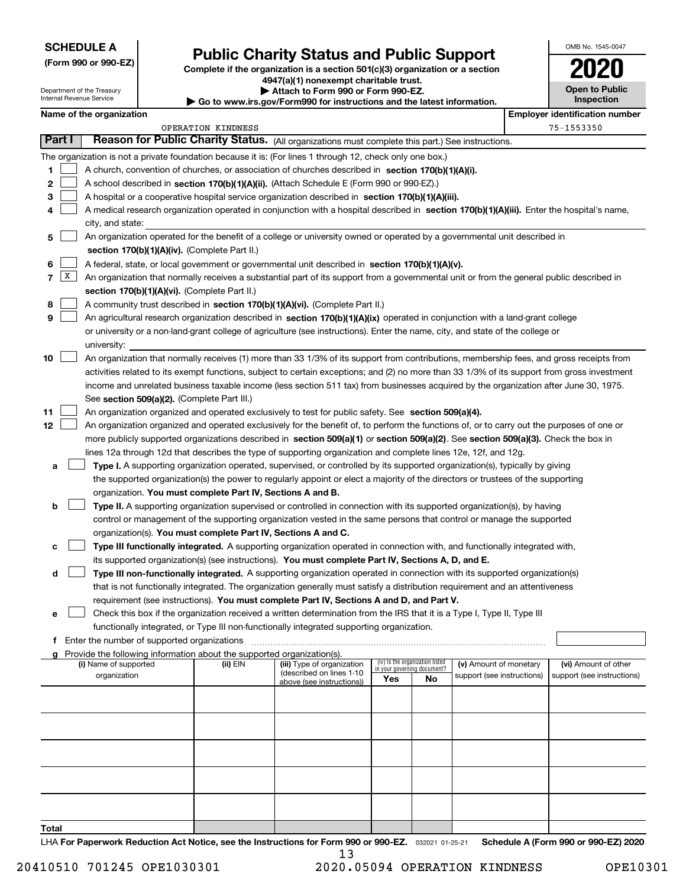**SCHEDULE A**
**(Form 990 or 990-EZ)**

Department of the Treasury
Internal Revenue Service

# Public Charity Status and Public Support

**Complete if the organization is a section 501(c)(3) organization or a section 4947(a)(1) nonexempt charitable trust.**
**▶ Attach to Form 990 or Form 990-EZ.**
**▶ Go to www.irs.gov/Form990 for instructions and the latest information.**

OMB No. 1545-0047
**2020**
**Open to Public Inspection**

**Name of the organization**: OPERATION KINDNESS
**Employer identification number**: 75-1553350

## Part I — Reason for Public Charity Status. (All organizations must complete this part.) See instructions.

The organization is not a private foundation because it is: (For lines 1 through 12, check only one box.)

1. [ ] A church, convention of churches, or association of churches described in **section 170(b)(1)(A)(i).**
2. [ ] A school described in **section 170(b)(1)(A)(ii).** (Attach Schedule E (Form 990 or 990-EZ).)
3. [ ] A hospital or a cooperative hospital service organization described in **section 170(b)(1)(A)(iii).**
4. [ ] A medical research organization operated in conjunction with a hospital described in **section 170(b)(1)(A)(iii).** Enter the hospital's name, city, and state:
5. [ ] An organization operated for the benefit of a college or university owned or operated by a governmental unit described in **section 170(b)(1)(A)(iv).** (Complete Part II.)
6. [ ] A federal, state, or local government or governmental unit described in **section 170(b)(1)(A)(v).**
7. [X] An organization that normally receives a substantial part of its support from a governmental unit or from the general public described in **section 170(b)(1)(A)(vi).** (Complete Part II.)
8. [ ] A community trust described in **section 170(b)(1)(A)(vi).** (Complete Part II.)
9. [ ] An agricultural research organization described in **section 170(b)(1)(A)(ix)** operated in conjunction with a land-grant college or university or a non-land-grant college of agriculture (see instructions). Enter the name, city, and state of the college or university:
10. [ ] An organization that normally receives (1) more than 33 1/3% of its support from contributions, membership fees, and gross receipts from activities related to its exempt functions, subject to certain exceptions; and (2) no more than 33 1/3% of its support from gross investment income and unrelated business taxable income (less section 511 tax) from businesses acquired by the organization after June 30, 1975. See **section 509(a)(2).** (Complete Part III.)
11. [ ] An organization organized and operated exclusively to test for public safety. See **section 509(a)(4).**
12. [ ] An organization organized and operated exclusively for the benefit of, to perform the functions of, or to carry out the purposes of one or more publicly supported organizations described in **section 509(a)(1)** or **section 509(a)(2)**. See **section 509(a)(3).** Check the box in lines 12a through 12d that describes the type of supporting organization and complete lines 12e, 12f, and 12g.
   - **a** [ ] **Type I.** A supporting organization operated, supervised, or controlled by its supported organization(s), typically by giving the supported organization(s) the power to regularly appoint or elect a majority of the directors or trustees of the supporting organization. **You must complete Part IV, Sections A and B.**
   - **b** [ ] **Type II.** A supporting organization supervised or controlled in connection with its supported organization(s), by having control or management of the supporting organization vested in the same persons that control or manage the supported organization(s). **You must complete Part IV, Sections A and C.**
   - **c** [ ] **Type III functionally integrated.** A supporting organization operated in connection with, and functionally integrated with, its supported organization(s) (see instructions). **You must complete Part IV, Sections A, D, and E.**
   - **d** [ ] **Type III non-functionally integrated.** A supporting organization operated in connection with its supported organization(s) that is not functionally integrated. The organization generally must satisfy a distribution requirement and an attentiveness requirement (see instructions). **You must complete Part IV, Sections A and D, and Part V.**
   - **e** [ ] Check this box if the organization received a written determination from the IRS that it is a Type I, Type II, Type III functionally integrated, or Type III non-functionally integrated supporting organization.
   - **f** Enter the number of supported organizations
   - **g** Provide the following information about the supported organization(s).

| (i) Name of supported organization | (ii) EIN | (iii) Type of organization (described on lines 1-10 above (see instructions)) | (iv) Is the organization listed in your governing document? Yes | No | (v) Amount of monetary support (see instructions) | (vi) Amount of other support (see instructions) |
|---|---|---|---|---|---|---|
| | | | | | | |
| | | | | | | |
| | | | | | | |
| | | | | | | |
| | | | | | | |
| **Total** | | | | | | |

LHA **For Paperwork Reduction Act Notice, see the Instructions for Form 990 or 990-EZ.** 032021 01-25-21 **Schedule A (Form 990 or 990-EZ) 2020**

20410510 701245 OPE1030301 2020.05094 OPERATION KINDNESS OPE10301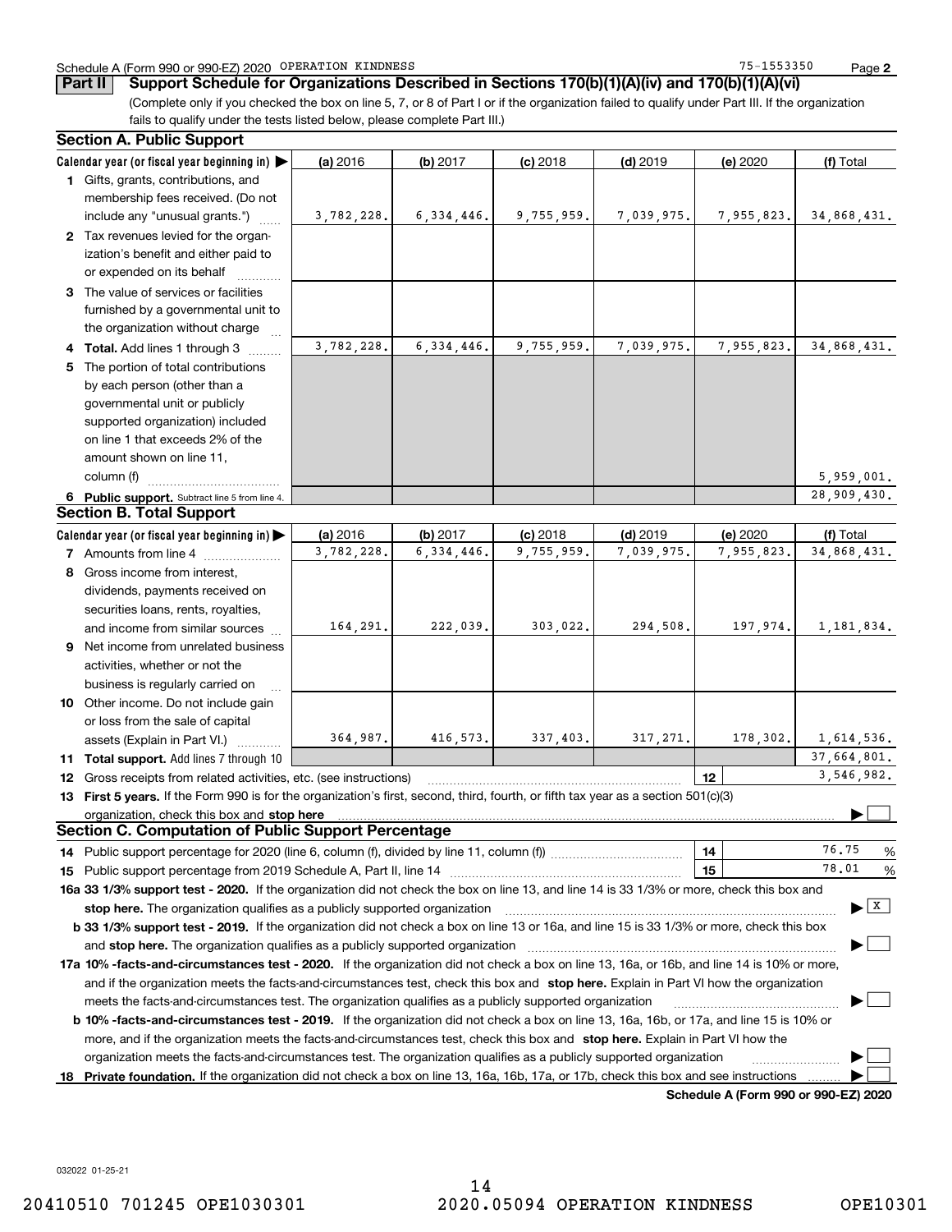Schedule A (Form 990 or 990-EZ) 2020 OPERATION KINDNESS 75-1553350 Page **2**

**Part II** **Support Schedule for Organizations Described in Sections 170(b)(1)(A)(iv) and 170(b)(1)(A)(vi)**

(Complete only if you checked the box on line 5, 7, or 8 of Part I or if the organization failed to qualify under Part III. If the organization fails to qualify under the tests listed below, please complete Part III.)

## Section A. Public Support

| Calendar year (or fiscal year beginning in) ▶ | (a) 2016 | (b) 2017 | (c) 2018 | (d) 2019 | (e) 2020 | (f) Total |
|---|---|---|---|---|---|---|
| **1** Gifts, grants, contributions, and membership fees received. (Do not include any "unusual grants.") | 3,782,228. | 6,334,446. | 9,755,959. | 7,039,975. | 7,955,823. | 34,868,431. |
| **2** Tax revenues levied for the organization's benefit and either paid to or expended on its behalf | | | | | | |
| **3** The value of services or facilities furnished by a governmental unit to the organization without charge | | | | | | |
| **4 Total.** Add lines 1 through 3 | 3,782,228. | 6,334,446. | 9,755,959. | 7,039,975. | 7,955,823. | 34,868,431. |
| **5** The portion of total contributions by each person (other than a governmental unit or publicly supported organization) included on line 1 that exceeds 2% of the amount shown on line 11, column (f) | | | | | | 5,959,001. |
| **6 Public support.** Subtract line 5 from line 4. | | | | | | 28,909,430. |

## Section B. Total Support

| Calendar year (or fiscal year beginning in) ▶ | (a) 2016 | (b) 2017 | (c) 2018 | (d) 2019 | (e) 2020 | (f) Total |
|---|---|---|---|---|---|---|
| **7** Amounts from line 4 | 3,782,228. | 6,334,446. | 9,755,959. | 7,039,975. | 7,955,823. | 34,868,431. |
| **8** Gross income from interest, dividends, payments received on securities loans, rents, royalties, and income from similar sources | 164,291. | 222,039. | 303,022. | 294,508. | 197,974. | 1,181,834. |
| **9** Net income from unrelated business activities, whether or not the business is regularly carried on | | | | | | |
| **10** Other income. Do not include gain or loss from the sale of capital assets (Explain in Part VI.) | 364,987. | 416,573. | 337,403. | 317,271. | 178,302. | 1,614,536. |
| **11 Total support.** Add lines 7 through 10 | | | | | | 37,664,801. |

**12** Gross receipts from related activities, etc. (see instructions) | **12** | 3,546,982.

**13 First 5 years.** If the Form 990 is for the organization's first, second, third, fourth, or fifth tax year as a section 501(c)(3) organization, check this box and **stop here** ▶ ☐

## Section C. Computation of Public Support Percentage

**14** Public support percentage for 2020 (line 6, column (f), divided by line 11, column (f)) | **14** | 76.75 %

**15** Public support percentage from 2019 Schedule A, Part II, line 14 | **15** | 78.01 %

**16a 33 1/3% support test - 2020.** If the organization did not check the box on line 13, and line 14 is 33 1/3% or more, check this box and **stop here.** The organization qualifies as a publicly supported organization ▶ ☒

**b 33 1/3% support test - 2019.** If the organization did not check a box on line 13 or 16a, and line 15 is 33 1/3% or more, check this box and **stop here.** The organization qualifies as a publicly supported organization ▶ ☐

**17a 10% -facts-and-circumstances test - 2020.** If the organization did not check a box on line 13, 16a, or 16b, and line 14 is 10% or more, and if the organization meets the facts-and-circumstances test, check this box and **stop here.** Explain in Part VI how the organization meets the facts-and-circumstances test. The organization qualifies as a publicly supported organization ▶ ☐

**b 10% -facts-and-circumstances test - 2019.** If the organization did not check a box on line 13, 16a, 16b, or 17a, and line 15 is 10% or more, and if the organization meets the facts-and-circumstances test, check this box and **stop here.** Explain in Part VI how the organization meets the facts-and-circumstances test. The organization qualifies as a publicly supported organization ▶ ☐

**18 Private foundation.** If the organization did not check a box on line 13, 16a, 16b, 17a, or 17b, check this box and see instructions ▶ ☐

**Schedule A (Form 990 or 990-EZ) 2020**

032022 01-25-21

20410510 701245 OPE1030301 2020.05094 OPERATION KINDNESS OPE10301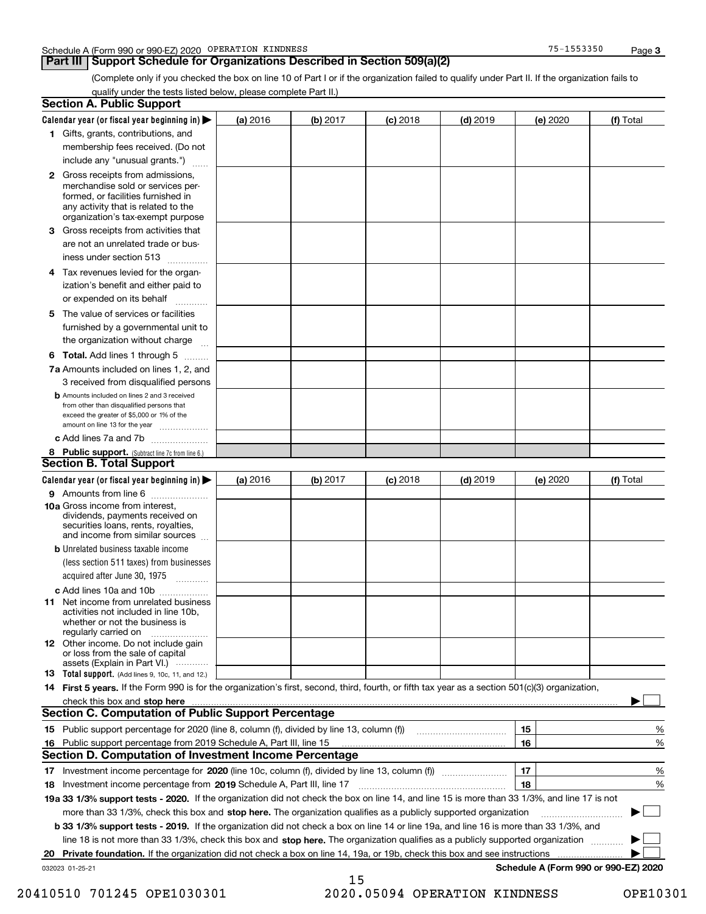Schedule A (Form 990 or 990-EZ) 2020 OPERATION KINDNESS 75-1553350

## Part III Support Schedule for Organizations Described in Section 509(a)(2)

(Complete only if you checked the box on line 10 of Part I or if the organization failed to qualify under Part II. If the organization fails to qualify under the tests listed below, please complete Part II.)

### Section A. Public Support

| Calendar year (or fiscal year beginning in) ▶ | (a) 2016 | (b) 2017 | (c) 2018 | (d) 2019 | (e) 2020 | (f) Total |
|---|---|---|---|---|---|---|
| 1 Gifts, grants, contributions, and membership fees received. (Do not include any "unusual grants.") | | | | | | |
| 2 Gross receipts from admissions, merchandise sold or services performed, or facilities furnished in any activity that is related to the organization's tax-exempt purpose | | | | | | |
| 3 Gross receipts from activities that are not an unrelated trade or business under section 513 | | | | | | |
| 4 Tax revenues levied for the organization's benefit and either paid to or expended on its behalf | | | | | | |
| 5 The value of services or facilities furnished by a governmental unit to the organization without charge | | | | | | |
| 6 **Total.** Add lines 1 through 5 | | | | | | |
| 7a Amounts included on lines 1, 2, and 3 received from disqualified persons | | | | | | |
| b Amounts included on lines 2 and 3 received from other than disqualified persons that exceed the greater of $5,000 or 1% of the amount on line 13 for the year | | | | | | |
| c Add lines 7a and 7b | | | | | | |
| 8 **Public support.** (Subtract line 7c from line 6.) | | | | | | |

### Section B. Total Support

| Calendar year (or fiscal year beginning in) ▶ | (a) 2016 | (b) 2017 | (c) 2018 | (d) 2019 | (e) 2020 | (f) Total |
|---|---|---|---|---|---|---|
| 9 Amounts from line 6 | | | | | | |
| 10a Gross income from interest, dividends, payments received on securities loans, rents, royalties, and income from similar sources | | | | | | |
| b Unrelated business taxable income (less section 511 taxes) from businesses acquired after June 30, 1975 | | | | | | |
| c Add lines 10a and 10b | | | | | | |
| 11 Net income from unrelated business activities not included in line 10b, whether or not the business is regularly carried on | | | | | | |
| 12 Other income. Do not include gain or loss from the sale of capital assets (Explain in Part VI.) | | | | | | |
| 13 **Total support.** (Add lines 9, 10c, 11, and 12.) | | | | | | |

14 **First 5 years.** If the Form 990 is for the organization's first, second, third, fourth, or fifth tax year as a section 501(c)(3) organization, check this box and **stop here** ▶ ☐

### Section C. Computation of Public Support Percentage

| | | | |
|---|---|---|---|
| 15 Public support percentage for 2020 (line 8, column (f), divided by line 13, column (f)) | 15 | | % |
| 16 Public support percentage from 2019 Schedule A, Part III, line 15 | 16 | | % |

### Section D. Computation of Investment Income Percentage

| | | | |
|---|---|---|---|
| 17 Investment income percentage for **2020** (line 10c, column (f), divided by line 13, column (f)) | 17 | | % |
| 18 Investment income percentage from **2019** Schedule A, Part III, line 17 | 18 | | % |

**19a 33 1/3% support tests - 2020.** If the organization did not check the box on line 14, and line 15 is more than 33 1/3%, and line 17 is not more than 33 1/3%, check this box and **stop here.** The organization qualifies as a publicly supported organization ▶ ☐

**b 33 1/3% support tests - 2019.** If the organization did not check a box on line 14 or line 19a, and line 16 is more than 33 1/3%, and line 18 is not more than 33 1/3%, check this box and **stop here.** The organization qualifies as a publicly supported organization ▶ ☐

**20 Private foundation.** If the organization did not check a box on line 14, 19a, or 19b, check this box and see instructions ▶ ☐

032023 01-25-21 **Schedule A (Form 990 or 990-EZ) 2020**

20410510 701245 OPE1030301 2020.05094 OPERATION KINDNESS OPE10301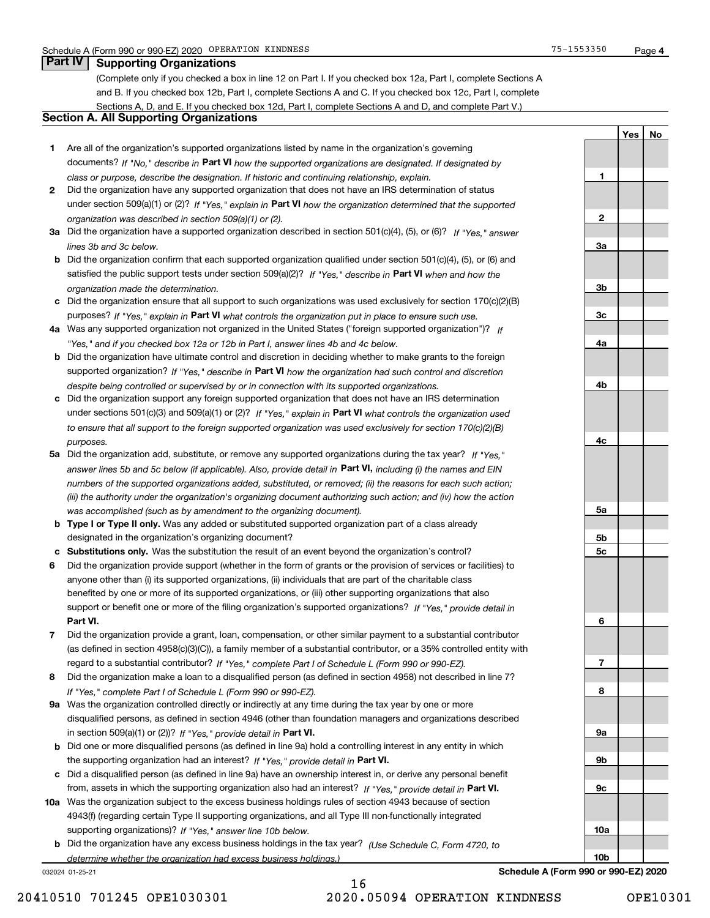Schedule A (Form 990 or 990-EZ) 2020 OPERATION KINDNESS 75-1553350 Page 4

## Part IV Supporting Organizations

(Complete only if you checked a box in line 12 on Part I. If you checked box 12a, Part I, complete Sections A and B. If you checked box 12b, Part I, complete Sections A and C. If you checked box 12c, Part I, complete Sections A, D, and E. If you checked box 12d, Part I, complete Sections A and D, and complete Part V.)

### Section A. All Supporting Organizations

| | | | Yes | No |
|---|---|---|---|---|
| **1** | Are all of the organization's supported organizations listed by name in the organization's governing documents? *If "No," describe in* **Part VI** *how the supported organizations are designated. If designated by class or purpose, describe the designation. If historic and continuing relationship, explain.* | **1** | | |
| **2** | Did the organization have any supported organization that does not have an IRS determination of status under section 509(a)(1) or (2)? *If "Yes," explain in* **Part VI** *how the organization determined that the supported organization was described in section 509(a)(1) or (2).* | **2** | | |
| **3a** | Did the organization have a supported organization described in section 501(c)(4), (5), or (6)? *If "Yes," answer lines 3b and 3c below.* | **3a** | | |
| **b** | Did the organization confirm that each supported organization qualified under section 501(c)(4), (5), or (6) and satisfied the public support tests under section 509(a)(2)? *If "Yes," describe in* **Part VI** *when and how the organization made the determination.* | **3b** | | |
| **c** | Did the organization ensure that all support to such organizations was used exclusively for section 170(c)(2)(B) purposes? *If "Yes," explain in* **Part VI** *what controls the organization put in place to ensure such use.* | **3c** | | |
| **4a** | Was any supported organization not organized in the United States ("foreign supported organization")? *If "Yes," and if you checked box 12a or 12b in Part I, answer lines 4b and 4c below.* | **4a** | | |
| **b** | Did the organization have ultimate control and discretion in deciding whether to make grants to the foreign supported organization? *If "Yes," describe in* **Part VI** *how the organization had such control and discretion despite being controlled or supervised by or in connection with its supported organizations.* | **4b** | | |
| **c** | Did the organization support any foreign supported organization that does not have an IRS determination under sections 501(c)(3) and 509(a)(1) or (2)? *If "Yes," explain in* **Part VI** *what controls the organization used to ensure that all support to the foreign supported organization was used exclusively for section 170(c)(2)(B) purposes.* | **4c** | | |
| **5a** | Did the organization add, substitute, or remove any supported organizations during the tax year? *If "Yes," answer lines 5b and 5c below (if applicable). Also, provide detail in* **Part VI,** *including (i) the names and EIN numbers of the supported organizations added, substituted, or removed; (ii) the reasons for each such action; (iii) the authority under the organization's organizing document authorizing such action; and (iv) how the action was accomplished (such as by amendment to the organizing document).* | **5a** | | |
| **b** | **Type I or Type II only.** Was any added or substituted supported organization part of a class already designated in the organization's organizing document? | **5b** | | |
| **c** | **Substitutions only.** Was the substitution the result of an event beyond the organization's control? | **5c** | | |
| **6** | Did the organization provide support (whether in the form of grants or the provision of services or facilities) to anyone other than (i) its supported organizations, (ii) individuals that are part of the charitable class benefited by one or more of its supported organizations, or (iii) other supporting organizations that also support or benefit one or more of the filing organization's supported organizations? *If "Yes," provide detail in* **Part VI.** | **6** | | |
| **7** | Did the organization provide a grant, loan, compensation, or other similar payment to a substantial contributor (as defined in section 4958(c)(3)(C)), a family member of a substantial contributor, or a 35% controlled entity with regard to a substantial contributor? *If "Yes," complete Part I of Schedule L (Form 990 or 990-EZ).* | **7** | | |
| **8** | Did the organization make a loan to a disqualified person (as defined in section 4958) not described in line 7? *If "Yes," complete Part I of Schedule L (Form 990 or 990-EZ).* | **8** | | |
| **9a** | Was the organization controlled directly or indirectly at any time during the tax year by one or more disqualified persons, as defined in section 4946 (other than foundation managers and organizations described in section 509(a)(1) or (2))? *If "Yes," provide detail in* **Part VI.** | **9a** | | |
| **b** | Did one or more disqualified persons (as defined in line 9a) hold a controlling interest in any entity in which the supporting organization had an interest? *If "Yes," provide detail in* **Part VI.** | **9b** | | |
| **c** | Did a disqualified person (as defined in line 9a) have an ownership interest in, or derive any personal benefit from, assets in which the supporting organization also had an interest? *If "Yes," provide detail in* **Part VI.** | **9c** | | |
| **10a** | Was the organization subject to the excess business holdings rules of section 4943 because of section 4943(f) (regarding certain Type II supporting organizations, and all Type III non-functionally integrated supporting organizations)? *If "Yes," answer line 10b below.* | **10a** | | |
| **b** | Did the organization have any excess business holdings in the tax year? *(Use Schedule C, Form 4720, to determine whether the organization had excess business holdings.)* | **10b** | | |

032024 01-25-21 **Schedule A (Form 990 or 990-EZ) 2020**

20410510 701245 OPE1030301 2020.05094 OPERATION KINDNESS OPE10301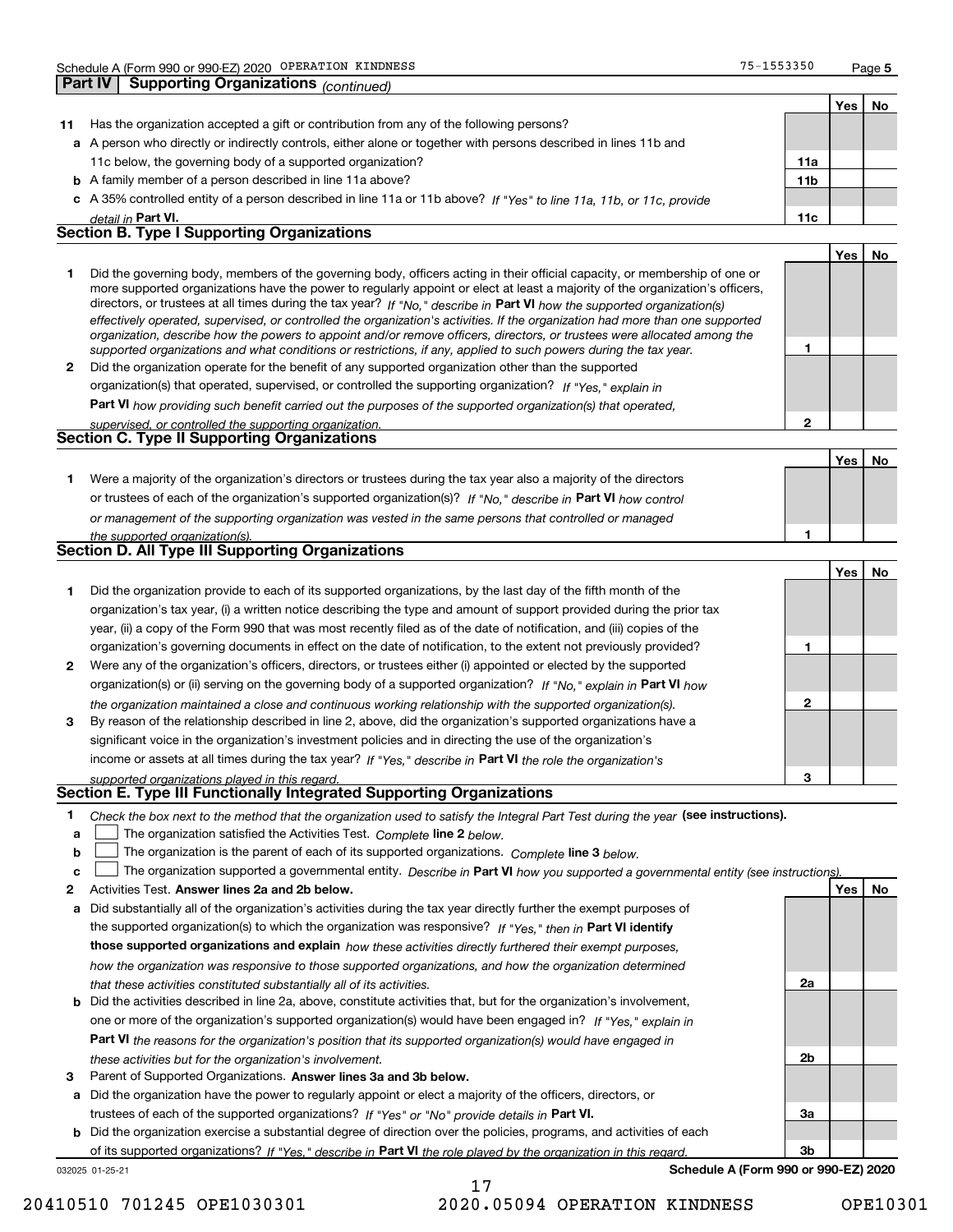Schedule A (Form 990 or 990-EZ) 2020 OPERATION KINDNESS 75-1553350

## Part IV Supporting Organizations *(continued)*

| | | | Yes | No |
|---|---|---|---|---|
| **11** | Has the organization accepted a gift or contribution from any of the following persons? | | | |
| **a** | A person who directly or indirectly controls, either alone or together with persons described in lines 11b and 11c below, the governing body of a supported organization? | **11a** | | |
| **b** | A family member of a person described in line 11a above? | **11b** | | |
| **c** | A 35% controlled entity of a person described in line 11a or 11b above? *If "Yes" to line 11a, 11b, or 11c, provide detail in* **Part VI.** | **11c** | | |

### Section B. Type I Supporting Organizations

| | | | Yes | No |
|---|---|---|---|---|
| **1** | Did the governing body, members of the governing body, officers acting in their official capacity, or membership of one or more supported organizations have the power to regularly appoint or elect at least a majority of the organization's officers, directors, or trustees at all times during the tax year? *If "No," describe in* **Part VI** *how the supported organization(s) effectively operated, supervised, or controlled the organization's activities. If the organization had more than one supported organization, describe how the powers to appoint and/or remove officers, directors, or trustees were allocated among the supported organizations and what conditions or restrictions, if any, applied to such powers during the tax year.* | **1** | | |
| **2** | Did the organization operate for the benefit of any supported organization other than the supported organization(s) that operated, supervised, or controlled the supporting organization? *If "Yes," explain in* **Part VI** *how providing such benefit carried out the purposes of the supported organization(s) that operated, supervised, or controlled the supporting organization.* | **2** | | |

### Section C. Type II Supporting Organizations

| | | | Yes | No |
|---|---|---|---|---|
| **1** | Were a majority of the organization's directors or trustees during the tax year also a majority of the directors or trustees of each of the organization's supported organization(s)? *If "No," describe in* **Part VI** *how control or management of the supporting organization was vested in the same persons that controlled or managed the supported organization(s).* | **1** | | |

### Section D. All Type III Supporting Organizations

| | | | Yes | No |
|---|---|---|---|---|
| **1** | Did the organization provide to each of its supported organizations, by the last day of the fifth month of the organization's tax year, (i) a written notice describing the type and amount of support provided during the prior tax year, (ii) a copy of the Form 990 that was most recently filed as of the date of notification, and (iii) copies of the organization's governing documents in effect on the date of notification, to the extent not previously provided? | **1** | | |
| **2** | Were any of the organization's officers, directors, or trustees either (i) appointed or elected by the supported organization(s) or (ii) serving on the governing body of a supported organization? *If "No," explain in* **Part VI** *how the organization maintained a close and continuous working relationship with the supported organization(s).* | **2** | | |
| **3** | By reason of the relationship described in line 2, above, did the organization's supported organizations have a significant voice in the organization's investment policies and in directing the use of the organization's income or assets at all times during the tax year? *If "Yes," describe in* **Part VI** *the role the organization's supported organizations played in this regard.* | **3** | | |

### Section E. Type III Functionally Integrated Supporting Organizations

**1** *Check the box next to the method that the organization used to satisfy the Integral Part Test during the year* **(see instructions).**

**a** ☐ The organization satisfied the Activities Test. *Complete* **line 2** *below.*

**b** ☐ The organization is the parent of each of its supported organizations. *Complete* **line 3** *below.*

**c** ☐ The organization supported a governmental entity. *Describe in* **Part VI** *how you supported a governmental entity (see instructions).*

| | | | Yes | No |
|---|---|---|---|---|
| **2** | Activities Test. **Answer lines 2a and 2b below.** | | | |
| **a** | Did substantially all of the organization's activities during the tax year directly further the exempt purposes of the supported organization(s) to which the organization was responsive? *If "Yes," then in* **Part VI identify those supported organizations and explain** *how these activities directly furthered their exempt purposes, how the organization was responsive to those supported organizations, and how the organization determined that these activities constituted substantially all of its activities.* | **2a** | | |
| **b** | Did the activities described in line 2a, above, constitute activities that, but for the organization's involvement, one or more of the organization's supported organization(s) would have been engaged in? *If "Yes," explain in* **Part VI** *the reasons for the organization's position that its supported organization(s) would have engaged in these activities but for the organization's involvement.* | **2b** | | |
| **3** | Parent of Supported Organizations. **Answer lines 3a and 3b below.** | | | |
| **a** | Did the organization have the power to regularly appoint or elect a majority of the officers, directors, or trustees of each of the supported organizations? *If "Yes" or "No" provide details in* **Part VI.** | **3a** | | |
| **b** | Did the organization exercise a substantial degree of direction over the policies, programs, and activities of each of its supported organizations? *If "Yes," describe in* **Part VI** *the role played by the organization in this regard.* | **3b** | | |

032025 01-25-21 **Schedule A (Form 990 or 990-EZ) 2020**

20410510 701245 OPE1030301 2020.05094 OPERATION KINDNESS OPE10301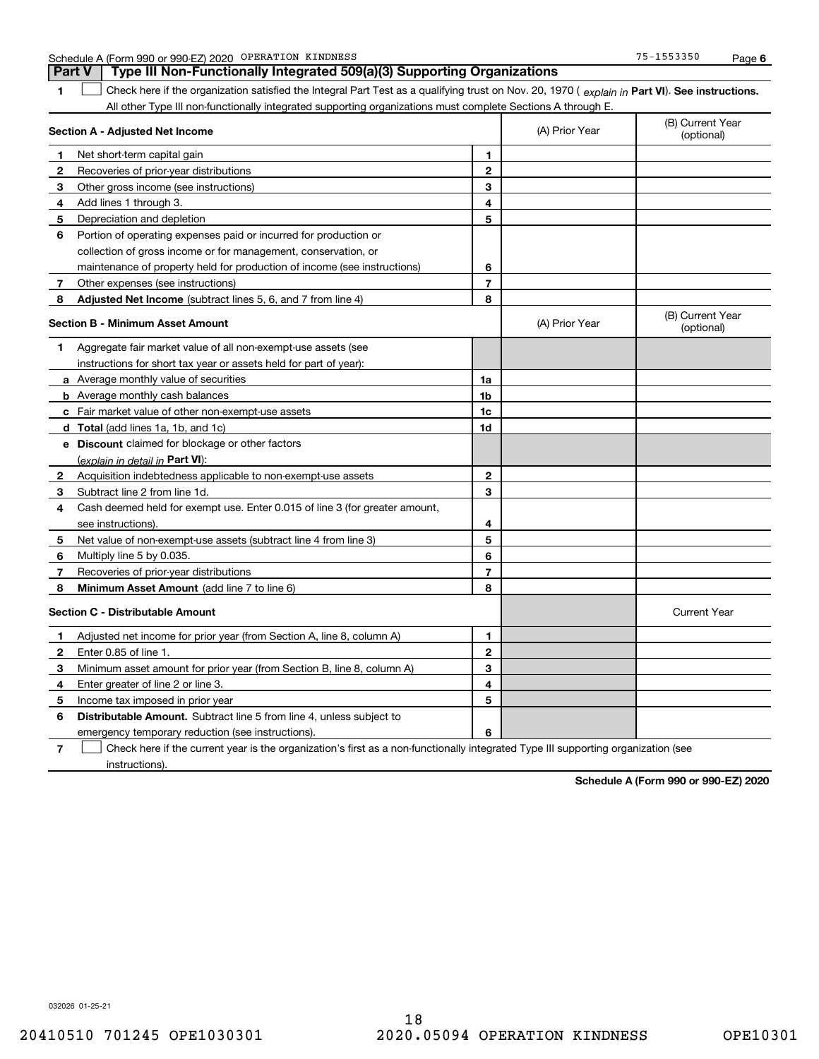## Part V Type III Non-Functionally Integrated 509(a)(3) Supporting Organizations

**1** ☐ Check here if the organization satisfied the Integral Part Test as a qualifying trust on Nov. 20, 1970 ( *explain in* **Part VI**). **See instructions.** All other Type III non-functionally integrated supporting organizations must complete Sections A through E.

| **Section A - Adjusted Net Income** | | | (A) Prior Year | (B) Current Year (optional) |
|---|---|---|---|---|
| **1** | Net short-term capital gain | **1** | | |
| **2** | Recoveries of prior-year distributions | **2** | | |
| **3** | Other gross income (see instructions) | **3** | | |
| **4** | Add lines 1 through 3. | **4** | | |
| **5** | Depreciation and depletion | **5** | | |
| **6** | Portion of operating expenses paid or incurred for production or collection of gross income or for management, conservation, or maintenance of property held for production of income (see instructions) | **6** | | |
| **7** | Other expenses (see instructions) | **7** | | |
| **8** | **Adjusted Net Income** (subtract lines 5, 6, and 7 from line 4) | **8** | | |

| **Section B - Minimum Asset Amount** | | | (A) Prior Year | (B) Current Year (optional) |
|---|---|---|---|---|
| **1** | Aggregate fair market value of all non-exempt-use assets (see instructions for short tax year or assets held for part of year): | | | |
| **a** | Average monthly value of securities | **1a** | | |
| **b** | Average monthly cash balances | **1b** | | |
| **c** | Fair market value of other non-exempt-use assets | **1c** | | |
| **d** | **Total** (add lines 1a, 1b, and 1c) | **1d** | | |
| **e** | **Discount** claimed for blockage or other factors (*explain in detail in* **Part VI**): | | | |
| **2** | Acquisition indebtedness applicable to non-exempt-use assets | **2** | | |
| **3** | Subtract line 2 from line 1d. | **3** | | |
| **4** | Cash deemed held for exempt use. Enter 0.015 of line 3 (for greater amount, see instructions). | **4** | | |
| **5** | Net value of non-exempt-use assets (subtract line 4 from line 3) | **5** | | |
| **6** | Multiply line 5 by 0.035. | **6** | | |
| **7** | Recoveries of prior-year distributions | **7** | | |
| **8** | **Minimum Asset Amount** (add line 7 to line 6) | **8** | | |

| **Section C - Distributable Amount** | | | | Current Year |
|---|---|---|---|---|
| **1** | Adjusted net income for prior year (from Section A, line 8, column A) | **1** | | |
| **2** | Enter 0.85 of line 1. | **2** | | |
| **3** | Minimum asset amount for prior year (from Section B, line 8, column A) | **3** | | |
| **4** | Enter greater of line 2 or line 3. | **4** | | |
| **5** | Income tax imposed in prior year | **5** | | |
| **6** | **Distributable Amount.** Subtract line 5 from line 4, unless subject to emergency temporary reduction (see instructions). | **6** | | |

**7** ☐ Check here if the current year is the organization's first as a non-functionally integrated Type III supporting organization (see instructions).

**Schedule A (Form 990 or 990-EZ) 2020**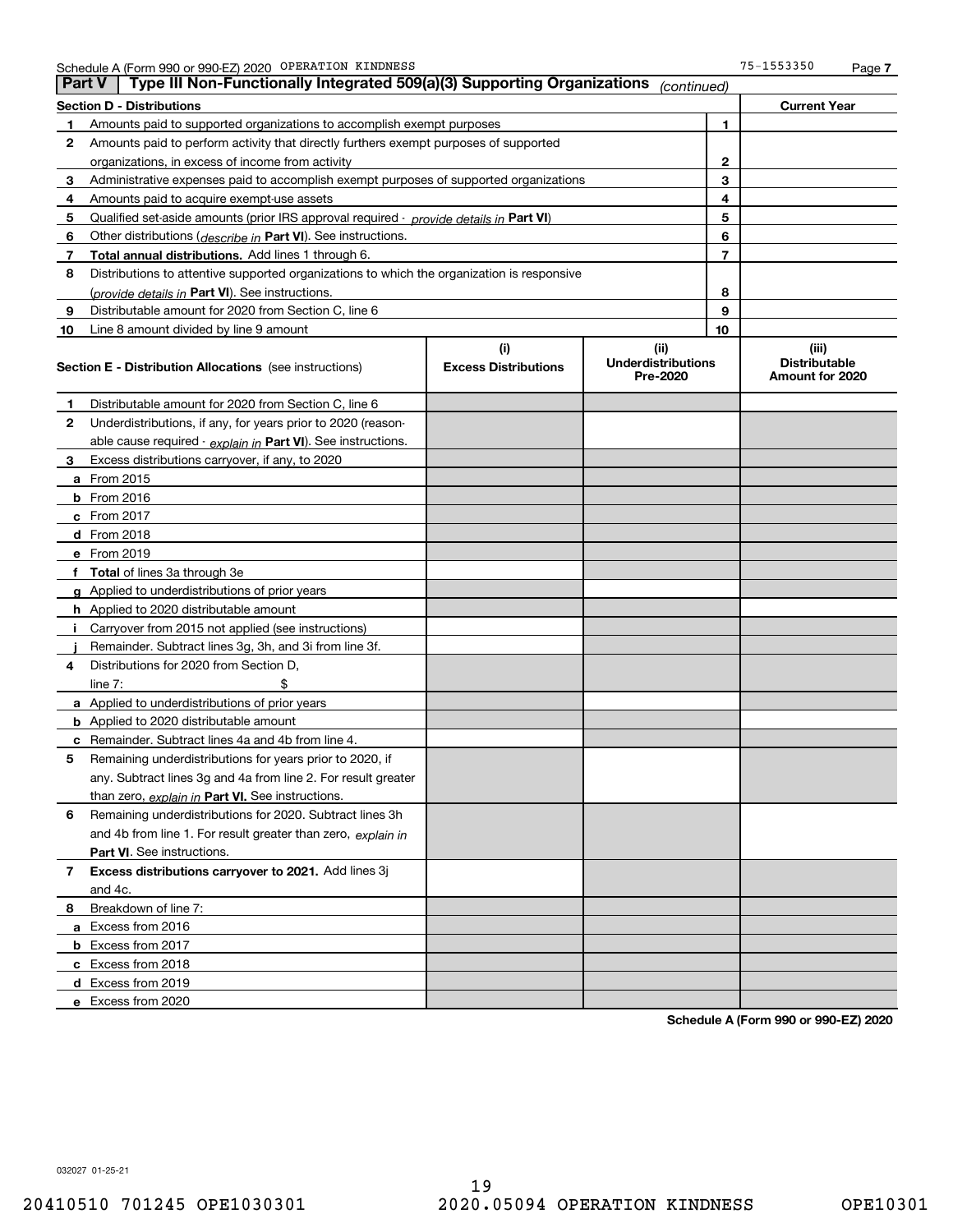Schedule A (Form 990 or 990-EZ) 2020 OPERATION KINDNESS 75-1553350

## Part V | Type III Non-Functionally Integrated 509(a)(3) Supporting Organizations *(continued)*

| Section D - Distributions | | | Current Year |
|---|---|---|---|
| 1 | Amounts paid to supported organizations to accomplish exempt purposes | 1 | |
| 2 | Amounts paid to perform activity that directly furthers exempt purposes of supported organizations, in excess of income from activity | 2 | |
| 3 | Administrative expenses paid to accomplish exempt purposes of supported organizations | 3 | |
| 4 | Amounts paid to acquire exempt-use assets | 4 | |
| 5 | Qualified set-aside amounts (prior IRS approval required - *provide details in* **Part VI**) | 5 | |
| 6 | Other distributions (*describe in* **Part VI**). See instructions. | 6 | |
| 7 | **Total annual distributions.** Add lines 1 through 6. | 7 | |
| 8 | Distributions to attentive supported organizations to which the organization is responsive (*provide details in* **Part VI**). See instructions. | 8 | |
| 9 | Distributable amount for 2020 from Section C, line 6 | 9 | |
| 10 | Line 8 amount divided by line 9 amount | 10 | |

| Section E - Distribution Allocations (see instructions) | (i) Excess Distributions | (ii) Underdistributions Pre-2020 | (iii) Distributable Amount for 2020 |
|---|---|---|---|
| **1** Distributable amount for 2020 from Section C, line 6 | | | |
| **2** Underdistributions, if any, for years prior to 2020 (reasonable cause required - *explain in* **Part VI**). See instructions. | | | |
| **3** Excess distributions carryover, if any, to 2020 | | | |
| **a** From 2015 | | | |
| **b** From 2016 | | | |
| **c** From 2017 | | | |
| **d** From 2018 | | | |
| **e** From 2019 | | | |
| **f Total** of lines 3a through 3e | | | |
| **g** Applied to underdistributions of prior years | | | |
| **h** Applied to 2020 distributable amount | | | |
| **i** Carryover from 2015 not applied (see instructions) | | | |
| **j** Remainder. Subtract lines 3g, 3h, and 3i from line 3f. | | | |
| **4** Distributions for 2020 from Section D, line 7: $ | | | |
| **a** Applied to underdistributions of prior years | | | |
| **b** Applied to 2020 distributable amount | | | |
| **c** Remainder. Subtract lines 4a and 4b from line 4. | | | |
| **5** Remaining underdistributions for years prior to 2020, if any. Subtract lines 3g and 4a from line 2. For result greater than zero, *explain in* **Part VI.** See instructions. | | | |
| **6** Remaining underdistributions for 2020. Subtract lines 3h and 4b from line 1. For result greater than zero, *explain in* **Part VI**. See instructions. | | | |
| **7 Excess distributions carryover to 2021.** Add lines 3j and 4c. | | | |
| **8** Breakdown of line 7: | | | |
| **a** Excess from 2016 | | | |
| **b** Excess from 2017 | | | |
| **c** Excess from 2018 | | | |
| **d** Excess from 2019 | | | |
| **e** Excess from 2020 | | | |

**Schedule A (Form 990 or 990-EZ) 2020**

032027 01-25-21

20410510 701245 OPE1030301 2020.05094 OPERATION KINDNESS OPE10301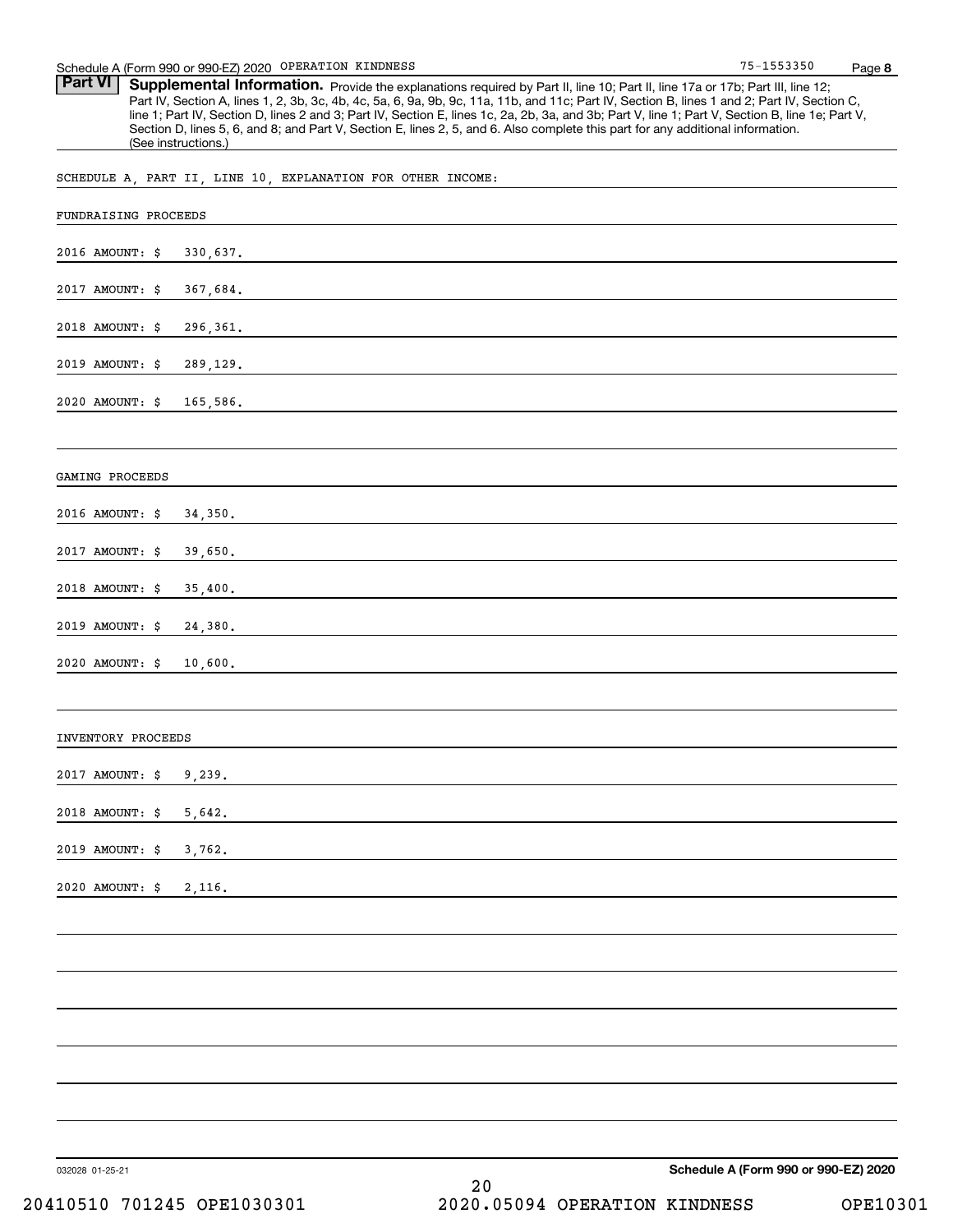**Part VI Supplemental Information.** Provide the explanations required by Part II, line 10; Part II, line 17a or 17b; Part III, line 12; Part IV, Section A, lines 1, 2, 3b, 3c, 4b, 4c, 5a, 6, 9a, 9b, 9c, 11a, 11b, and 11c; Part IV, Section B, lines 1 and 2; Part IV, Section C, line 1; Part IV, Section D, lines 2 and 3; Part IV, Section E, lines 1c, 2a, 2b, 3a, and 3b; Part V, line 1; Part V, Section B, line 1e; Part V, Section D, lines 5, 6, and 8; and Part V, Section E, lines 2, 5, and 6. Also complete this part for any additional information. (See instructions.)

SCHEDULE A, PART II, LINE 10, EXPLANATION FOR OTHER INCOME:

FUNDRAISING PROCEEDS

2016 AMOUNT: $ 330,637.

2017 AMOUNT: $ 367,684.

2018 AMOUNT: $ 296,361.

2019 AMOUNT: $ 289,129.

2020 AMOUNT: $ 165,586.

GAMING PROCEEDS

2016 AMOUNT: $ 34,350.

2017 AMOUNT: $ 39,650.

2018 AMOUNT: $ 35,400.

2019 AMOUNT: $ 24,380.

2020 AMOUNT: $ 10,600.

INVENTORY PROCEEDS

2017 AMOUNT: $ 9,239.

2018 AMOUNT: $ 5,642.

2019 AMOUNT: $ 3,762.

2020 AMOUNT: $ 2,116.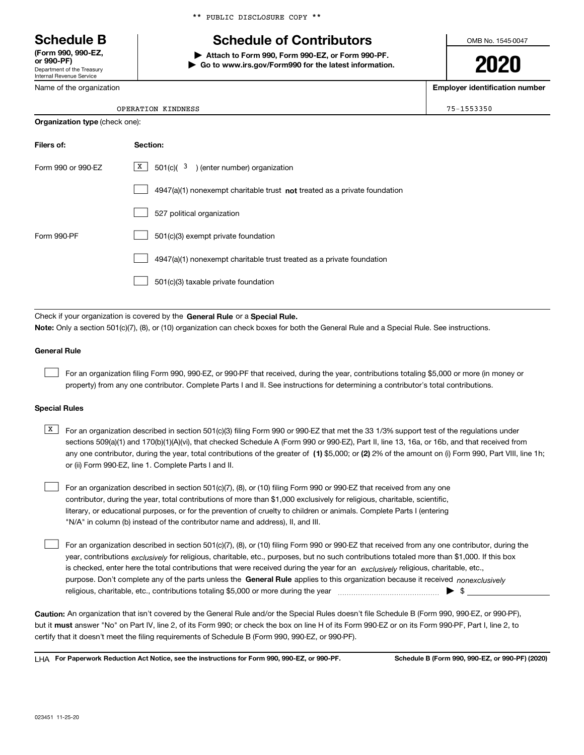\*\* PUBLIC DISCLOSURE COPY \*\*

# Schedule B

**(Form 990, 990-EZ, or 990-PF)**
Department of the Treasury
Internal Revenue Service

## Schedule of Contributors

▶ **Attach to Form 990, Form 990-EZ, or Form 990-PF.**
▶ **Go to www.irs.gov/Form990 for the latest information.**

OMB No. 1545-0047

**2020**

Name of the organization: OPERATION KINDNESS

**Employer identification number**: 75-1553350

**Organization type** (check one):

| Filers of: | Section: |
|---|---|
| Form 990 or 990-EZ | [X] 501(c)( 3 ) (enter number) organization |
| | [ ] 4947(a)(1) nonexempt charitable trust **not** treated as a private foundation |
| | [ ] 527 political organization |
| Form 990-PF | [ ] 501(c)(3) exempt private foundation |
| | [ ] 4947(a)(1) nonexempt charitable trust treated as a private foundation |
| | [ ] 501(c)(3) taxable private foundation |

Check if your organization is covered by the **General Rule** or a **Special Rule.**

**Note:** Only a section 501(c)(7), (8), or (10) organization can check boxes for both the General Rule and a Special Rule. See instructions.

### General Rule

[ ] For an organization filing Form 990, 990-EZ, or 990-PF that received, during the year, contributions totaling $5,000 or more (in money or property) from any one contributor. Complete Parts I and II. See instructions for determining a contributor's total contributions.

### Special Rules

[X] For an organization described in section 501(c)(3) filing Form 990 or 990-EZ that met the 33 1/3% support test of the regulations under sections 509(a)(1) and 170(b)(1)(A)(vi), that checked Schedule A (Form 990 or 990-EZ), Part II, line 13, 16a, or 16b, and that received from any one contributor, during the year, total contributions of the greater of **(1)** $5,000; or **(2)** 2% of the amount on (i) Form 990, Part VIII, line 1h; or (ii) Form 990-EZ, line 1. Complete Parts I and II.

[ ] For an organization described in section 501(c)(7), (8), or (10) filing Form 990 or 990-EZ that received from any one contributor, during the year, total contributions of more than $1,000 exclusively for religious, charitable, scientific, literary, or educational purposes, or for the prevention of cruelty to children or animals. Complete Parts I (entering "N/A" in column (b) instead of the contributor name and address), II, and III.

[ ] For an organization described in section 501(c)(7), (8), or (10) filing Form 990 or 990-EZ that received from any one contributor, during the year, contributions *exclusively* for religious, charitable, etc., purposes, but no such contributions totaled more than $1,000. If this box is checked, enter here the total contributions that were received during the year for an *exclusively* religious, charitable, etc., purpose. Don't complete any of the parts unless the **General Rule** applies to this organization because it received *nonexclusively* religious, charitable, etc., contributions totaling $5,000 or more during the year ▶ $

**Caution:** An organization that isn't covered by the General Rule and/or the Special Rules doesn't file Schedule B (Form 990, 990-EZ, or 990-PF), but it **must** answer "No" on Part IV, line 2, of its Form 990; or check the box on line H of its Form 990-EZ or on its Form 990-PF, Part I, line 2, to certify that it doesn't meet the filing requirements of Schedule B (Form 990, 990-EZ, or 990-PF).

LHA **For Paperwork Reduction Act Notice, see the instructions for Form 990, 990-EZ, or 990-PF.** **Schedule B (Form 990, 990-EZ, or 990-PF) (2020)**

023451 11-25-20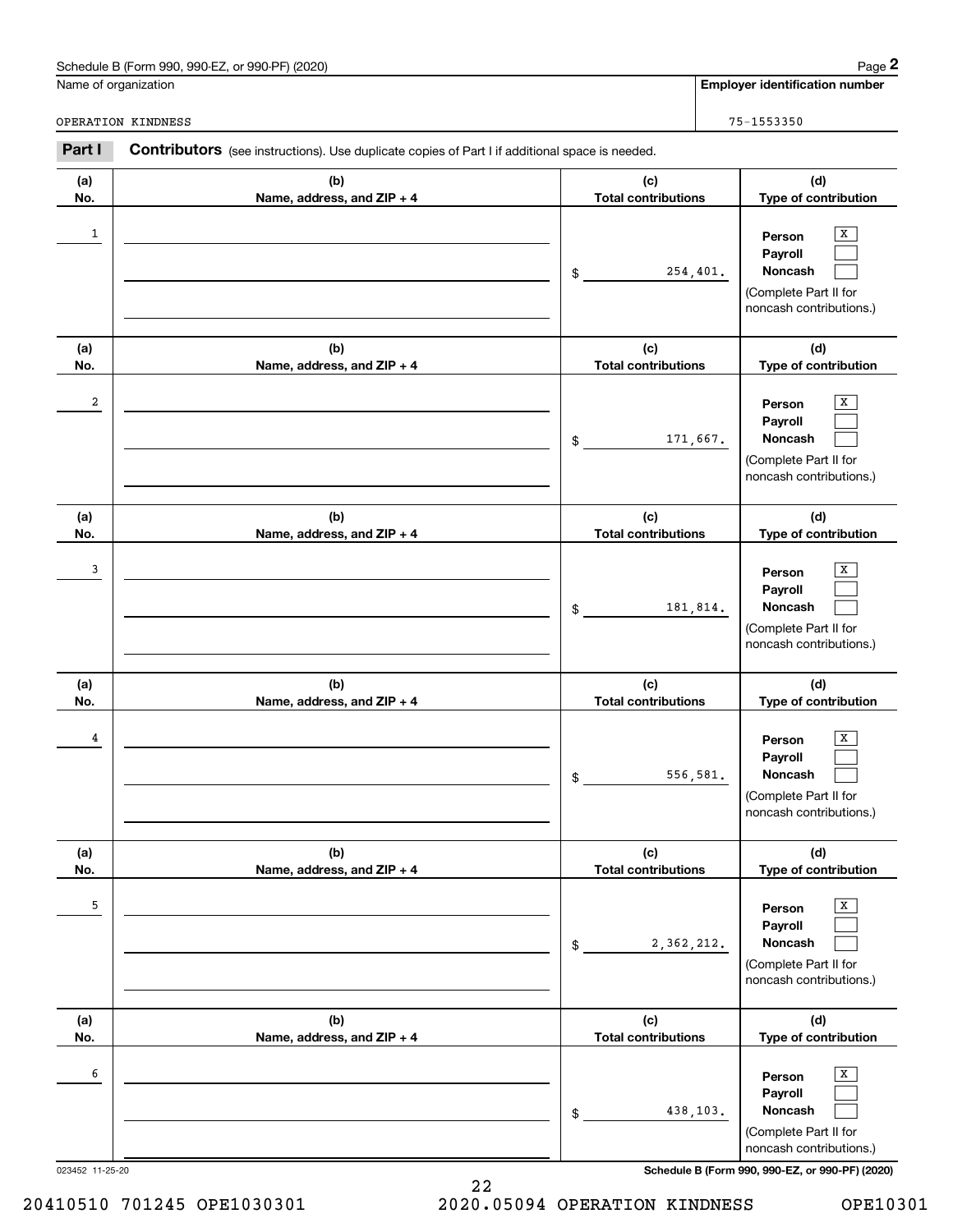Schedule B (Form 990, 990-EZ, or 990-PF) (2020)

| Name of organization | Employer identification number |
| --- | --- |
| OPERATION KINDNESS | 75-1553350 |

**Part I** **Contributors** (see instructions). Use duplicate copies of Part I if additional space is needed.

| (a) No. | (b) Name, address, and ZIP + 4 | (c) Total contributions | (d) Type of contribution |
| --- | --- | --- | --- |
| 1 | | $ 254,401. | Person [X] Payroll [ ] Noncash [ ] (Complete Part II for noncash contributions.) |
| 2 | | $ 171,667. | Person [X] Payroll [ ] Noncash [ ] (Complete Part II for noncash contributions.) |
| 3 | | $ 181,814. | Person [X] Payroll [ ] Noncash [ ] (Complete Part II for noncash contributions.) |
| 4 | | $ 556,581. | Person [X] Payroll [ ] Noncash [ ] (Complete Part II for noncash contributions.) |
| 5 | | $ 2,362,212. | Person [X] Payroll [ ] Noncash [ ] (Complete Part II for noncash contributions.) |
| 6 | | $ 438,103. | Person [X] Payroll [ ] Noncash [ ] (Complete Part II for noncash contributions.) |

023452 11-25-20

Schedule B (Form 990, 990-EZ, or 990-PF) (2020)

20410510 701245 OPE1030301 2020.05094 OPERATION KINDNESS OPE10301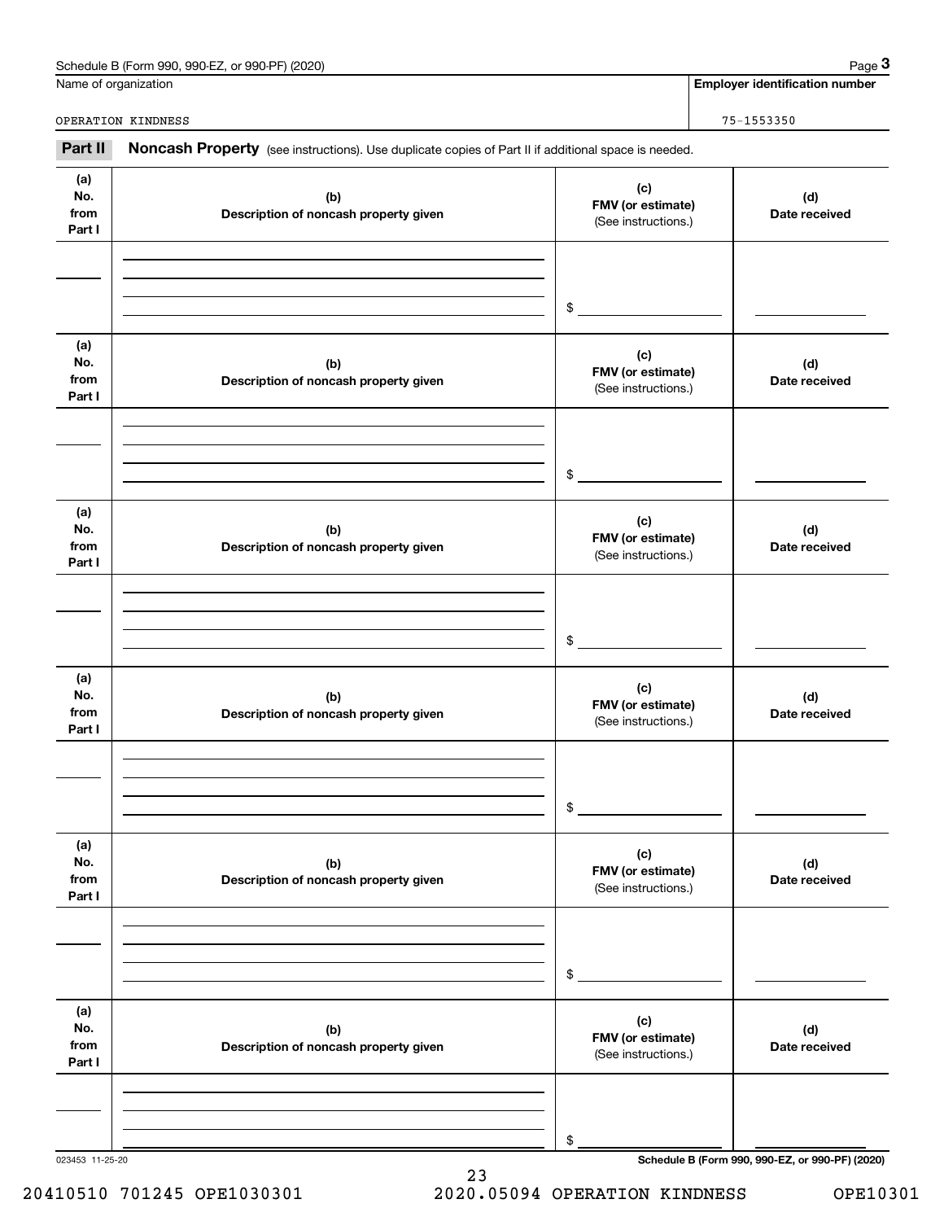Name of organization

OPERATION KINDNESS

**Employer identification number**

75-1553350

**Part II** **Noncash Property** (see instructions). Use duplicate copies of Part II if additional space is needed.

| (a) No. from Part I | (b) Description of noncash property given | (c) FMV (or estimate) (See instructions.) | (d) Date received |
|---|---|---|---|
| | | $ | |

| (a) No. from Part I | (b) Description of noncash property given | (c) FMV (or estimate) (See instructions.) | (d) Date received |
|---|---|---|---|
| | | $ | |

| (a) No. from Part I | (b) Description of noncash property given | (c) FMV (or estimate) (See instructions.) | (d) Date received |
|---|---|---|---|
| | | $ | |

| (a) No. from Part I | (b) Description of noncash property given | (c) FMV (or estimate) (See instructions.) | (d) Date received |
|---|---|---|---|
| | | $ | |

| (a) No. from Part I | (b) Description of noncash property given | (c) FMV (or estimate) (See instructions.) | (d) Date received |
|---|---|---|---|
| | | $ | |

| (a) No. from Part I | (b) Description of noncash property given | (c) FMV (or estimate) (See instructions.) | (d) Date received |
|---|---|---|---|
| | | $ | |

023453 11-25-20

**Schedule B (Form 990, 990-EZ, or 990-PF) (2020)**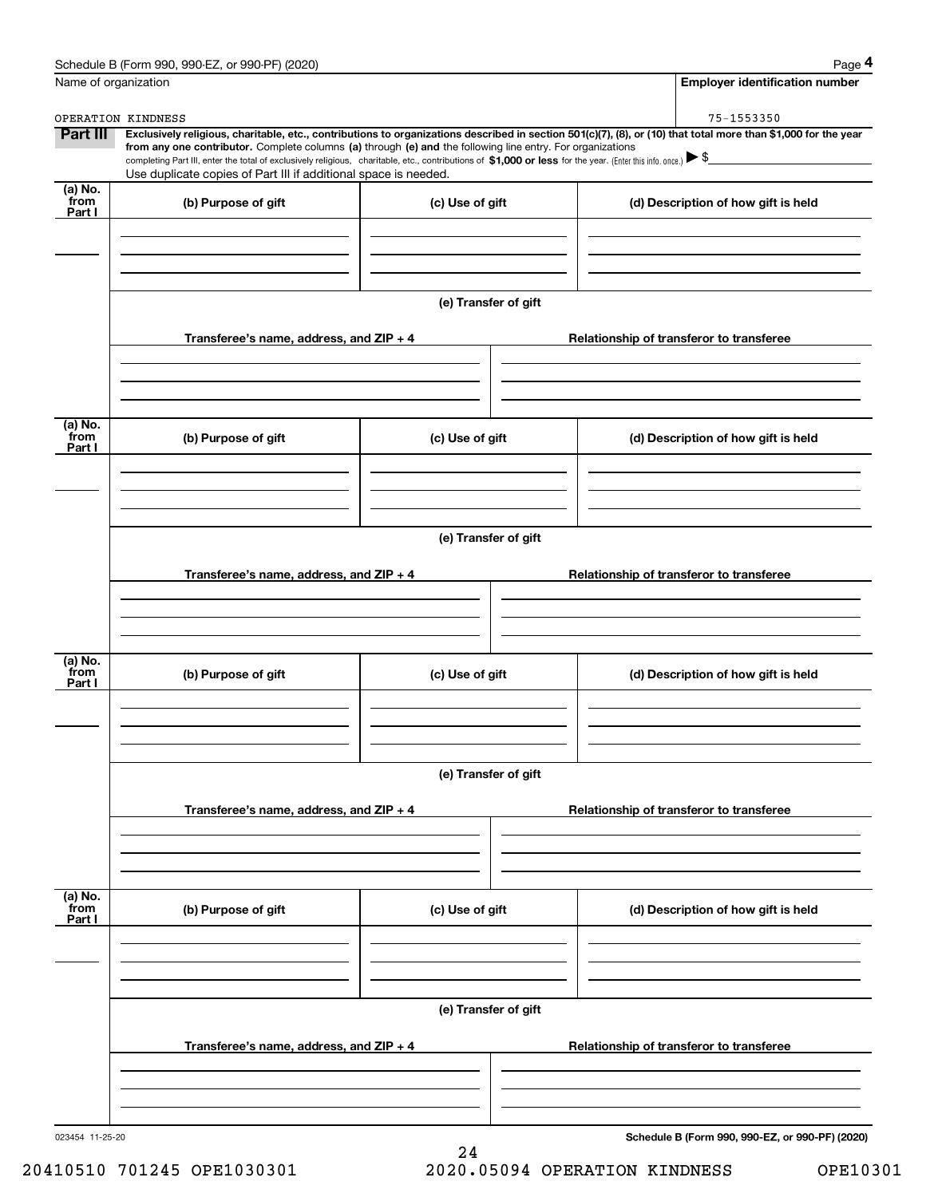Schedule B (Form 990, 990-EZ, or 990-PF) (2020)

Name of organization: OPERATION KINDNESS

Employer identification number: 75-1553350

**Part III** **Exclusively religious, charitable, etc., contributions to organizations described in section 501(c)(7), (8), or (10) that total more than $1,000 for the year from any one contributor.** Complete columns **(a)** through **(e) and** the following line entry. For organizations completing Part III, enter the total of exclusively religious, charitable, etc., contributions of **$1,000 or less** for the year. (Enter this info. once.) ▶ $

Use duplicate copies of Part III if additional space is needed.

| (a) No. from Part I | (b) Purpose of gift | (c) Use of gift | (d) Description of how gift is held |
|---|---|---|---|
| | | | |

(e) Transfer of gift

| Transferee's name, address, and ZIP + 4 | Relationship of transferor to transferee |
|---|---|
| | |

| (a) No. from Part I | (b) Purpose of gift | (c) Use of gift | (d) Description of how gift is held |
|---|---|---|---|
| | | | |

(e) Transfer of gift

| Transferee's name, address, and ZIP + 4 | Relationship of transferor to transferee |
|---|---|
| | |

| (a) No. from Part I | (b) Purpose of gift | (c) Use of gift | (d) Description of how gift is held |
|---|---|---|---|
| | | | |

(e) Transfer of gift

| Transferee's name, address, and ZIP + 4 | Relationship of transferor to transferee |
|---|---|
| | |

| (a) No. from Part I | (b) Purpose of gift | (c) Use of gift | (d) Description of how gift is held |
|---|---|---|---|
| | | | |

(e) Transfer of gift

| Transferee's name, address, and ZIP + 4 | Relationship of transferor to transferee |
|---|---|
| | |

023454 11-25-20 **Schedule B (Form 990, 990-EZ, or 990-PF) (2020)**

20410510 701245 OPE1030301 2020.05094 OPERATION KINDNESS OPE10301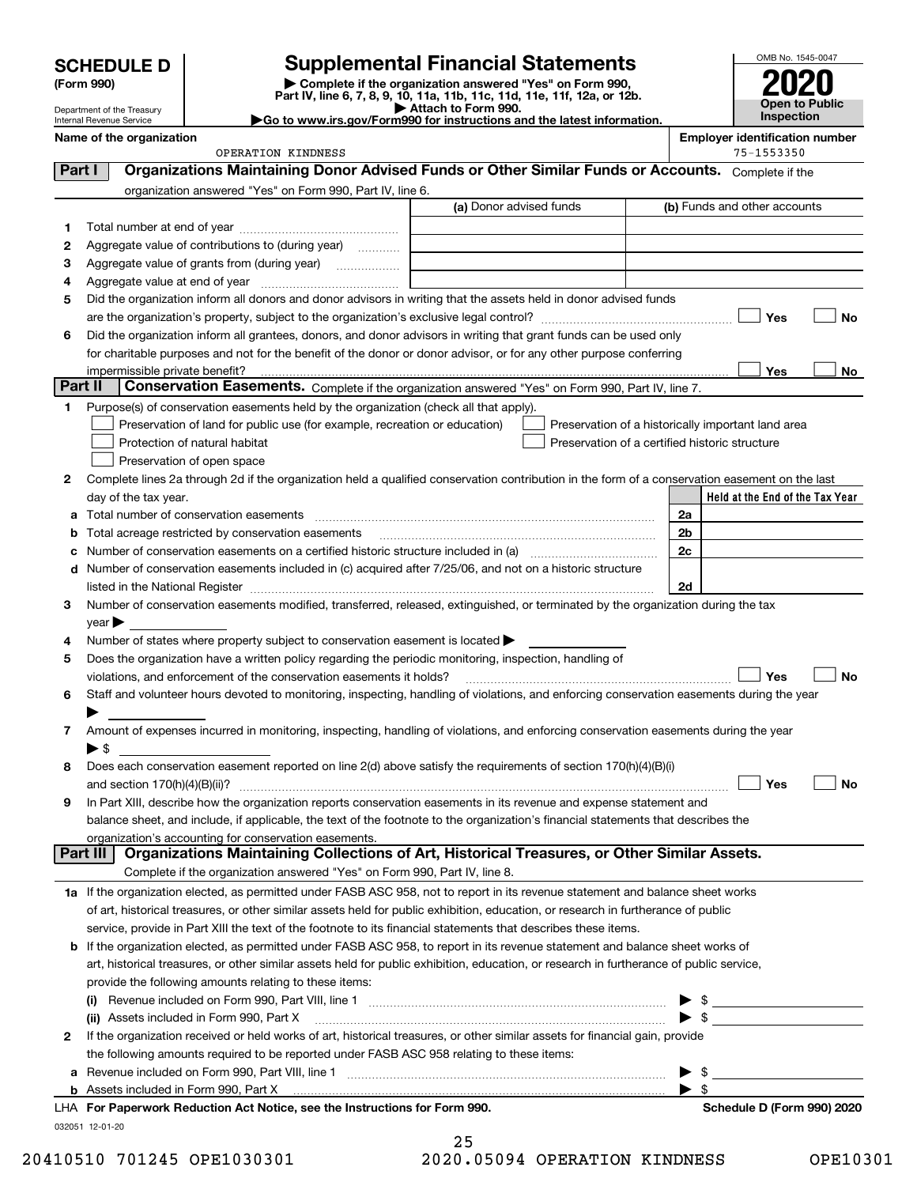# SCHEDULE D (Form 990)

Department of the Treasury
Internal Revenue Service

## Supplemental Financial Statements

▶ Complete if the organization answered "Yes" on Form 990, Part IV, line 6, 7, 8, 9, 10, 11a, 11b, 11c, 11d, 11e, 11f, 12a, or 12b.
▶ Attach to Form 990.
▶Go to www.irs.gov/Form990 for instructions and the latest information.

OMB No. 1545-0047

**2020**

**Open to Public Inspection**

**Name of the organization:** OPERATION KINDNESS

**Employer identification number:** 75-1553350

## Part I Organizations Maintaining Donor Advised Funds or Other Similar Funds or Accounts.

Complete if the organization answered "Yes" on Form 990, Part IV, line 6.

| | | (a) Donor advised funds | (b) Funds and other accounts |
|---|---|---|---|
| 1 | Total number at end of year | | |
| 2 | Aggregate value of contributions to (during year) | | |
| 3 | Aggregate value of grants from (during year) | | |
| 4 | Aggregate value at end of year | | |

5 Did the organization inform all donors and donor advisors in writing that the assets held in donor advised funds are the organization's property, subject to the organization's exclusive legal control? ☐ Yes ☐ No

6 Did the organization inform all grantees, donors, and donor advisors in writing that grant funds can be used only for charitable purposes and not for the benefit of the donor or donor advisor, or for any other purpose conferring impermissible private benefit? ☐ Yes ☐ No

## Part II Conservation Easements.

Complete if the organization answered "Yes" on Form 990, Part IV, line 7.

1 Purpose(s) of conservation easements held by the organization (check all that apply).

- ☐ Preservation of land for public use (for example, recreation or education)
- ☐ Protection of natural habitat
- ☐ Preservation of open space
- ☐ Preservation of a historically important land area
- ☐ Preservation of a certified historic structure

2 Complete lines 2a through 2d if the organization held a qualified conservation contribution in the form of a conservation easement on the last day of the tax year.

| | | | Held at the End of the Tax Year |
|---|---|---|---|
| a | Total number of conservation easements | 2a | |
| b | Total acreage restricted by conservation easements | 2b | |
| c | Number of conservation easements on a certified historic structure included in (a) | 2c | |
| d | Number of conservation easements included in (c) acquired after 7/25/06, and not on a historic structure listed in the National Register | 2d | |

3 Number of conservation easements modified, transferred, released, extinguished, or terminated by the organization during the tax year ▶

4 Number of states where property subject to conservation easement is located ▶

5 Does the organization have a written policy regarding the periodic monitoring, inspection, handling of violations, and enforcement of the conservation easements it holds? ☐ Yes ☐ No

6 Staff and volunteer hours devoted to monitoring, inspecting, handling of violations, and enforcing conservation easements during the year ▶

7 Amount of expenses incurred in monitoring, inspecting, handling of violations, and enforcing conservation easements during the year ▶ $

8 Does each conservation easement reported on line 2(d) above satisfy the requirements of section 170(h)(4)(B)(i) and section 170(h)(4)(B)(ii)? ☐ Yes ☐ No

9 In Part XIII, describe how the organization reports conservation easements in its revenue and expense statement and balance sheet, and include, if applicable, the text of the footnote to the organization's financial statements that describes the organization's accounting for conservation easements.

## Part III Organizations Maintaining Collections of Art, Historical Treasures, or Other Similar Assets.

Complete if the organization answered "Yes" on Form 990, Part IV, line 8.

1a If the organization elected, as permitted under FASB ASC 958, not to report in its revenue statement and balance sheet works of art, historical treasures, or other similar assets held for public exhibition, education, or research in furtherance of public service, provide in Part XIII the text of the footnote to its financial statements that describes these items.

b If the organization elected, as permitted under FASB ASC 958, to report in its revenue statement and balance sheet works of art, historical treasures, or other similar assets held for public exhibition, education, or research in furtherance of public service, provide the following amounts relating to these items:

(i) Revenue included on Form 990, Part VIII, line 1 ▶ $

(ii) Assets included in Form 990, Part X ▶ $

2 If the organization received or held works of art, historical treasures, or other similar assets for financial gain, provide the following amounts required to be reported under FASB ASC 958 relating to these items:

a Revenue included on Form 990, Part VIII, line 1 ▶ $

b Assets included in Form 990, Part X ▶ $

LHA For Paperwork Reduction Act Notice, see the Instructions for Form 990. Schedule D (Form 990) 2020

032051 12-01-20

20410510 701245 OPE1030301 2020.05094 OPERATION KINDNESS OPE10301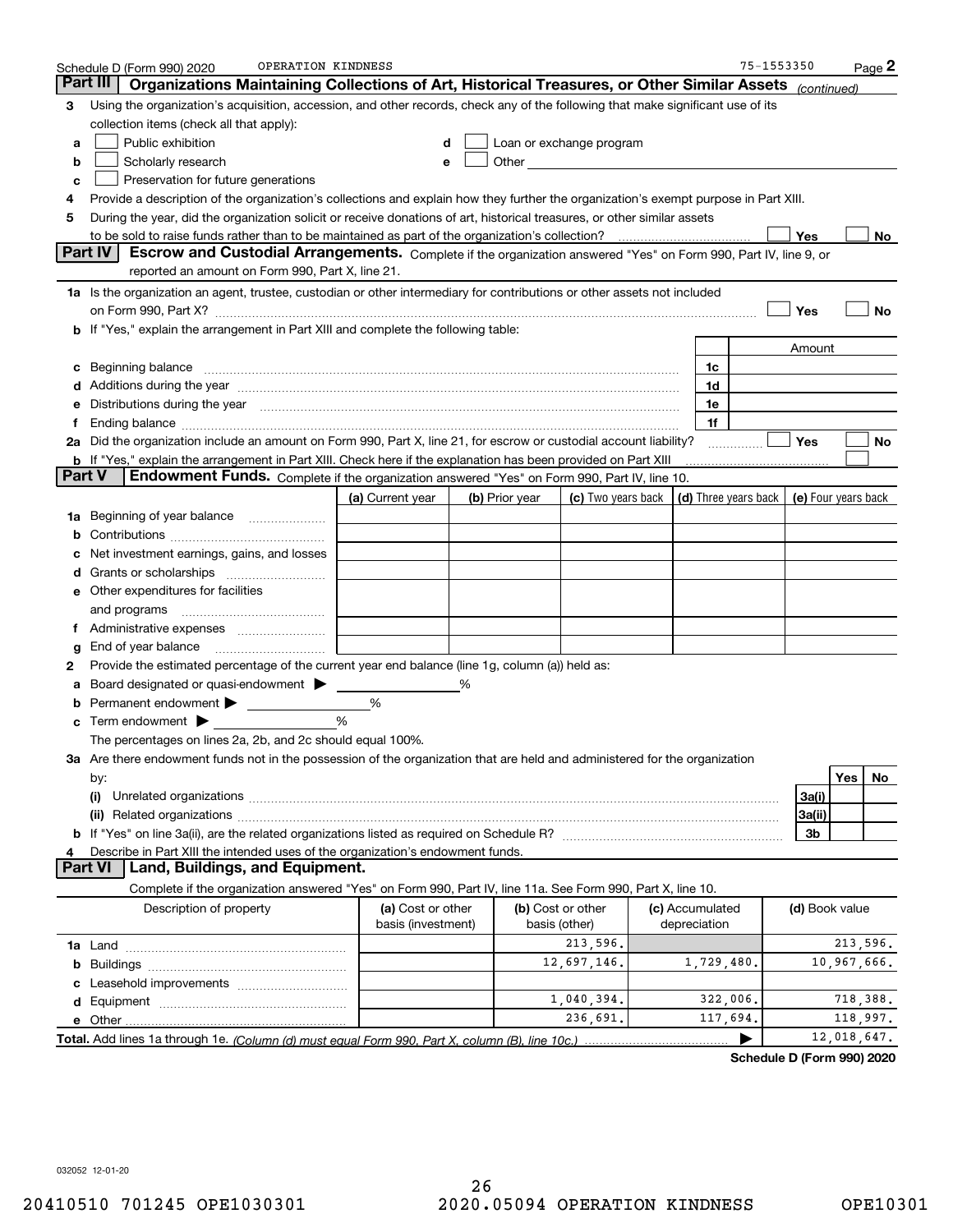Schedule D (Form 990) 2020 OPERATION KINDNESS 75-1553350

## Part III Organizations Maintaining Collections of Art, Historical Treasures, or Other Similar Assets *(continued)*

**3** Using the organization's acquisition, accession, and other records, check any of the following that make significant use of its collection items (check all that apply):

- **a** ☐ Public exhibition
- **b** ☐ Scholarly research
- **c** ☐ Preservation for future generations
- **d** ☐ Loan or exchange program
- **e** ☐ Other

**4** Provide a description of the organization's collections and explain how they further the organization's exempt purpose in Part XIII.

**5** During the year, did the organization solicit or receive donations of art, historical treasures, or other similar assets to be sold to raise funds rather than to be maintained as part of the organization's collection? ☐ Yes ☐ No

## Part IV Escrow and Custodial Arrangements.

Complete if the organization answered "Yes" on Form 990, Part IV, line 9, or reported an amount on Form 990, Part X, line 21.

**1a** Is the organization an agent, trustee, custodian or other intermediary for contributions or other assets not included on Form 990, Part X? ☐ Yes ☐ No

**b** If "Yes," explain the arrangement in Part XIII and complete the following table:

| | | Amount |
|---|---|---|
| **c** Beginning balance | 1c | |
| **d** Additions during the year | 1d | |
| **e** Distributions during the year | 1e | |
| **f** Ending balance | 1f | |

**2a** Did the organization include an amount on Form 990, Part X, line 21, for escrow or custodial account liability? ☐ Yes ☐ No

**b** If "Yes," explain the arrangement in Part XIII. Check here if the explanation has been provided on Part XIII ☐

## Part V Endowment Funds.

Complete if the organization answered "Yes" on Form 990, Part IV, line 10.

| | (a) Current year | (b) Prior year | (c) Two years back | (d) Three years back | (e) Four years back |
|---|---|---|---|---|---|
| **1a** Beginning of year balance | | | | | |
| **b** Contributions | | | | | |
| **c** Net investment earnings, gains, and losses | | | | | |
| **d** Grants or scholarships | | | | | |
| **e** Other expenditures for facilities and programs | | | | | |
| **f** Administrative expenses | | | | | |
| **g** End of year balance | | | | | |

**2** Provide the estimated percentage of the current year end balance (line 1g, column (a)) held as:

- **a** Board designated or quasi-endowment ▶ ______ %
- **b** Permanent endowment ▶ ______ %
- **c** Term endowment ▶ ______ %

The percentages on lines 2a, 2b, and 2c should equal 100%.

**3a** Are there endowment funds not in the possession of the organization that are held and administered for the organization by:

| | | Yes | No |
|---|---|---|---|
| **(i)** Unrelated organizations | 3a(i) | | |
| **(ii)** Related organizations | 3a(ii) | | |
| **b** If "Yes" on line 3a(ii), are the related organizations listed as required on Schedule R? | 3b | | |

**4** Describe in Part XIII the intended uses of the organization's endowment funds.

## Part VI Land, Buildings, and Equipment.

Complete if the organization answered "Yes" on Form 990, Part IV, line 11a. See Form 990, Part X, line 10.

| Description of property | (a) Cost or other basis (investment) | (b) Cost or other basis (other) | (c) Accumulated depreciation | (d) Book value |
|---|---|---|---|---|
| **1a** Land | | 213,596. | | 213,596. |
| **b** Buildings | | 12,697,146. | 1,729,480. | 10,967,666. |
| **c** Leasehold improvements | | | | |
| **d** Equipment | | 1,040,394. | 322,006. | 718,388. |
| **e** Other | | 236,691. | 117,694. | 118,997. |
| **Total.** Add lines 1a through 1e. *(Column (d) must equal Form 990, Part X, column (B), line 10c.)* ▶ | | | | 12,018,647. |

Schedule D (Form 990) 2020

032052 12-01-20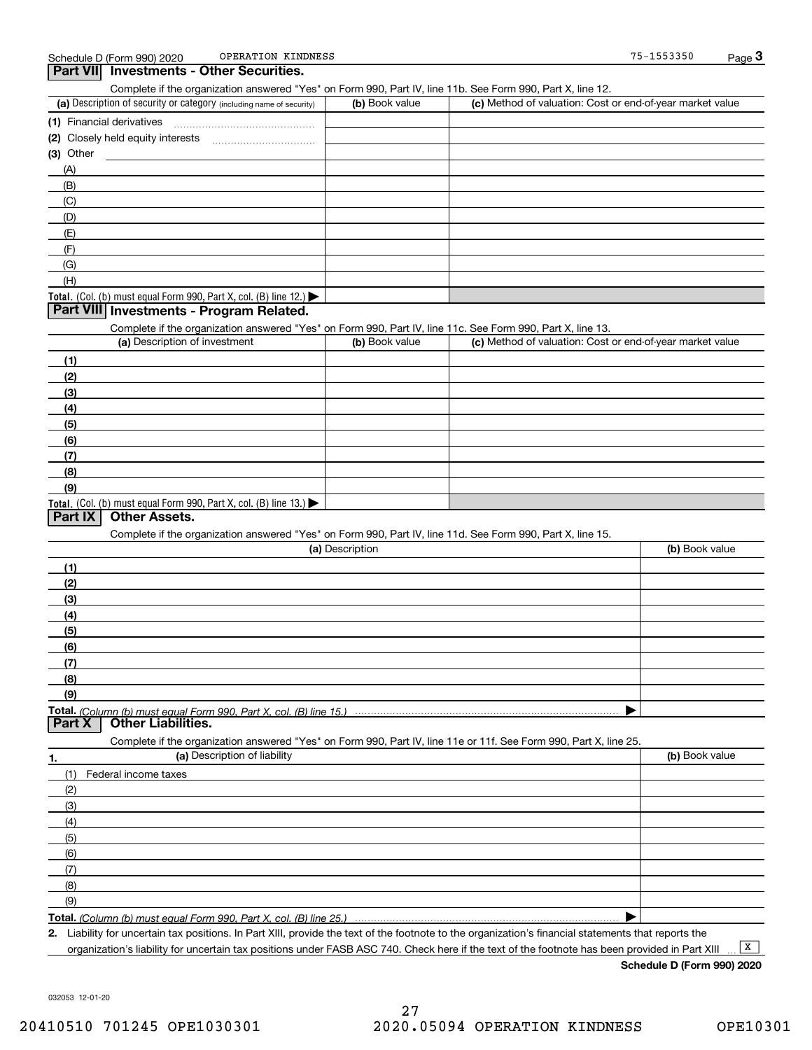Schedule D (Form 990) 2020 OPERATION KINDNESS 75-1553350

## Part VII Investments - Other Securities.

Complete if the organization answered "Yes" on Form 990, Part IV, line 11b. See Form 990, Part X, line 12.

| (a) Description of security or category (including name of security) | (b) Book value | (c) Method of valuation: Cost or end-of-year market value |
|---|---|---|
| (1) Financial derivatives | | |
| (2) Closely held equity interests | | |
| (3) Other | | |
| (A) | | |
| (B) | | |
| (C) | | |
| (D) | | |
| (E) | | |
| (F) | | |
| (G) | | |
| (H) | | |
| **Total.** (Col. (b) must equal Form 990, Part X, col. (B) line 12.) ▶ | | |

## Part VIII Investments - Program Related.

Complete if the organization answered "Yes" on Form 990, Part IV, line 11c. See Form 990, Part X, line 13.

| (a) Description of investment | (b) Book value | (c) Method of valuation: Cost or end-of-year market value |
|---|---|---|
| (1) | | |
| (2) | | |
| (3) | | |
| (4) | | |
| (5) | | |
| (6) | | |
| (7) | | |
| (8) | | |
| (9) | | |
| **Total.** (Col. (b) must equal Form 990, Part X, col. (B) line 13.) ▶ | | |

## Part IX Other Assets.

Complete if the organization answered "Yes" on Form 990, Part IV, line 11d. See Form 990, Part X, line 15.

| (a) Description | (b) Book value |
|---|---|
| (1) | |
| (2) | |
| (3) | |
| (4) | |
| (5) | |
| (6) | |
| (7) | |
| (8) | |
| (9) | |
| **Total.** *(Column (b) must equal Form 990, Part X, col. (B) line 15.)* ▶ | |

## Part X Other Liabilities.

Complete if the organization answered "Yes" on Form 990, Part IV, line 11e or 11f. See Form 990, Part X, line 25.

| 1. (a) Description of liability | (b) Book value |
|---|---|
| (1) Federal income taxes | |
| (2) | |
| (3) | |
| (4) | |
| (5) | |
| (6) | |
| (7) | |
| (8) | |
| (9) | |
| **Total.** *(Column (b) must equal Form 990, Part X, col. (B) line 25.)* ▶ | |

2. Liability for uncertain tax positions. In Part XIII, provide the text of the footnote to the organization's financial statements that reports the organization's liability for uncertain tax positions under FASB ASC 740. Check here if the text of the footnote has been provided in Part XIII ... [X]

**Schedule D (Form 990) 2020**

032053 12-01-20

20410510 701245 OPE1030301 2020.05094 OPERATION KINDNESS OPE10301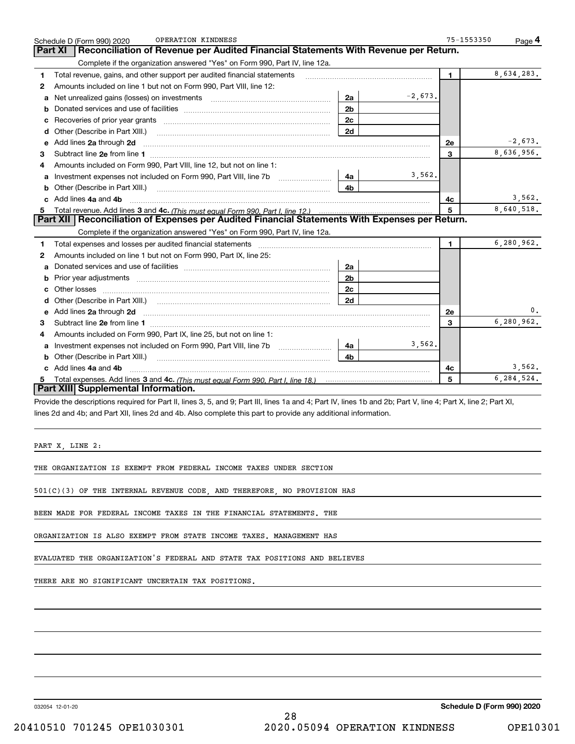Schedule D (Form 990) 2020 OPERATION KINDNESS 75-1553350 Page **4**

## Part XI Reconciliation of Revenue per Audited Financial Statements With Revenue per Return.

Complete if the organization answered "Yes" on Form 990, Part IV, line 12a.

| | | | | | |
|---|---|---|---|---|---|
| **1** | Total revenue, gains, and other support per audited financial statements | | | **1** | 8,634,283. |
| **2** | Amounts included on line 1 but not on Form 990, Part VIII, line 12: | | | | |
| **a** | Net unrealized gains (losses) on investments | **2a** | -2,673. | | |
| **b** | Donated services and use of facilities | **2b** | | | |
| **c** | Recoveries of prior year grants | **2c** | | | |
| **d** | Other (Describe in Part XIII.) | **2d** | | | |
| **e** | Add lines **2a** through **2d** | | | **2e** | -2,673. |
| **3** | Subtract line **2e** from line **1** | | | **3** | 8,636,956. |
| **4** | Amounts included on Form 990, Part VIII, line 12, but not on line 1: | | | | |
| **a** | Investment expenses not included on Form 990, Part VIII, line 7b | **4a** | 3,562. | | |
| **b** | Other (Describe in Part XIII.) | **4b** | | | |
| **c** | Add lines **4a** and **4b** | | | **4c** | 3,562. |
| **5** | Total revenue. Add lines **3** and **4c.** *(This must equal Form 990, Part I, line 12.)* | | | **5** | 8,640,518. |

## Part XII Reconciliation of Expenses per Audited Financial Statements With Expenses per Return.

Complete if the organization answered "Yes" on Form 990, Part IV, line 12a.

| | | | | | |
|---|---|---|---|---|---|
| **1** | Total expenses and losses per audited financial statements | | | **1** | 6,280,962. |
| **2** | Amounts included on line 1 but not on Form 990, Part IX, line 25: | | | | |
| **a** | Donated services and use of facilities | **2a** | | | |
| **b** | Prior year adjustments | **2b** | | | |
| **c** | Other losses | **2c** | | | |
| **d** | Other (Describe in Part XIII.) | **2d** | | | |
| **e** | Add lines **2a** through **2d** | | | **2e** | 0. |
| **3** | Subtract line **2e** from line **1** | | | **3** | 6,280,962. |
| **4** | Amounts included on Form 990, Part IX, line 25, but not on line 1: | | | | |
| **a** | Investment expenses not included on Form 990, Part VIII, line 7b | **4a** | 3,562. | | |
| **b** | Other (Describe in Part XIII.) | **4b** | | | |
| **c** | Add lines **4a** and **4b** | | | **4c** | 3,562. |
| **5** | Total expenses. Add lines **3** and **4c.** *(This must equal Form 990, Part I, line 18.)* | | | **5** | 6,284,524. |

## Part XIII Supplemental Information.

Provide the descriptions required for Part II, lines 3, 5, and 9; Part III, lines 1a and 4; Part IV, lines 1b and 2b; Part V, line 4; Part X, line 2; Part XI, lines 2d and 4b; and Part XII, lines 2d and 4b. Also complete this part to provide any additional information.

PART X, LINE 2:

THE ORGANIZATION IS EXEMPT FROM FEDERAL INCOME TAXES UNDER SECTION 501(C)(3) OF THE INTERNAL REVENUE CODE, AND THEREFORE, NO PROVISION HAS BEEN MADE FOR FEDERAL INCOME TAXES IN THE FINANCIAL STATEMENTS. THE ORGANIZATION IS ALSO EXEMPT FROM STATE INCOME TAXES. MANAGEMENT HAS EVALUATED THE ORGANIZATION'S FEDERAL AND STATE TAX POSITIONS AND BELIEVES THERE ARE NO SIGNIFICANT UNCERTAIN TAX POSITIONS.

032054 12-01-20 **Schedule D (Form 990) 2020**

20410510 701245 OPE1030301 2020.05094 OPERATION KINDNESS OPE10301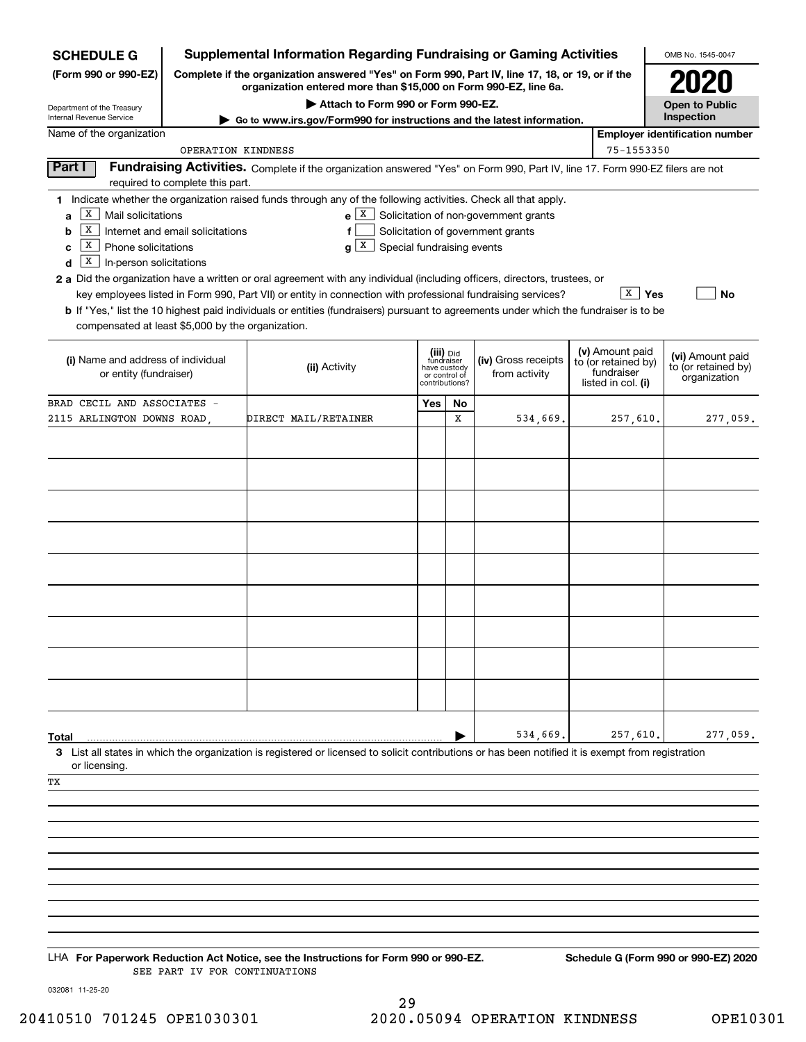**SCHEDULE G**
**(Form 990 or 990-EZ)**

Department of the Treasury
Internal Revenue Service

# Supplemental Information Regarding Fundraising or Gaming Activities

**Complete if the organization answered "Yes" on Form 990, Part IV, line 17, 18, or 19, or if the organization entered more than $15,000 on Form 990-EZ, line 6a.**

**▶ Attach to Form 990 or Form 990-EZ.**

**▶ Go to www.irs.gov/Form990 for instructions and the latest information.**

OMB No. 1545-0047

**2020**

**Open to Public Inspection**

Name of the organization: OPERATION KINDNESS

Employer identification number: 75-1553350

## Part I Fundraising Activities.

Complete if the organization answered "Yes" on Form 990, Part IV, line 17. Form 990-EZ filers are not required to complete this part.

**1** Indicate whether the organization raised funds through any of the following activities. Check all that apply.

- **a** [X] Mail solicitations
- **b** [X] Internet and email solicitations
- **c** [X] Phone solicitations
- **d** [X] In-person solicitations
- **e** [X] Solicitation of non-government grants
- **f** [ ] Solicitation of government grants
- **g** [X] Special fundraising events

**2a** Did the organization have a written or oral agreement with any individual (including officers, directors, trustees, or key employees listed in Form 990, Part VII) or entity in connection with professional fundraising services? [X] Yes [ ] No

**b** If "Yes," list the 10 highest paid individuals or entities (fundraisers) pursuant to agreements under which the fundraiser is to be compensated at least $5,000 by the organization.

| (i) Name and address of individual or entity (fundraiser) | (ii) Activity | (iii) Did fundraiser have custody or control of contributions? Yes | No | (iv) Gross receipts from activity | (v) Amount paid to (or retained by) fundraiser listed in col. (i) | (vi) Amount paid to (or retained by) organization |
|---|---|---|---|---|---|---|
| BRAD CECIL AND ASSOCIATES - 2115 ARLINGTON DOWNS ROAD, | DIRECT MAIL/RETAINER | | X | 534,669. | 257,610. | 277,059. |
| | | | | | | |
| | | | | | | |
| | | | | | | |
| | | | | | | |
| | | | | | | |
| | | | | | | |
| | | | | | | |
| | | | | | | |
| | | | | | | |
| **Total** | | | ▶ | 534,669. | 257,610. | 277,059. |

**3** List all states in which the organization is registered or licensed to solicit contributions or has been notified it is exempt from registration or licensing.

TX

LHA **For Paperwork Reduction Act Notice, see the Instructions for Form 990 or 990-EZ.** **Schedule G (Form 990 or 990-EZ) 2020**

SEE PART IV FOR CONTINUATIONS

032081 11-25-20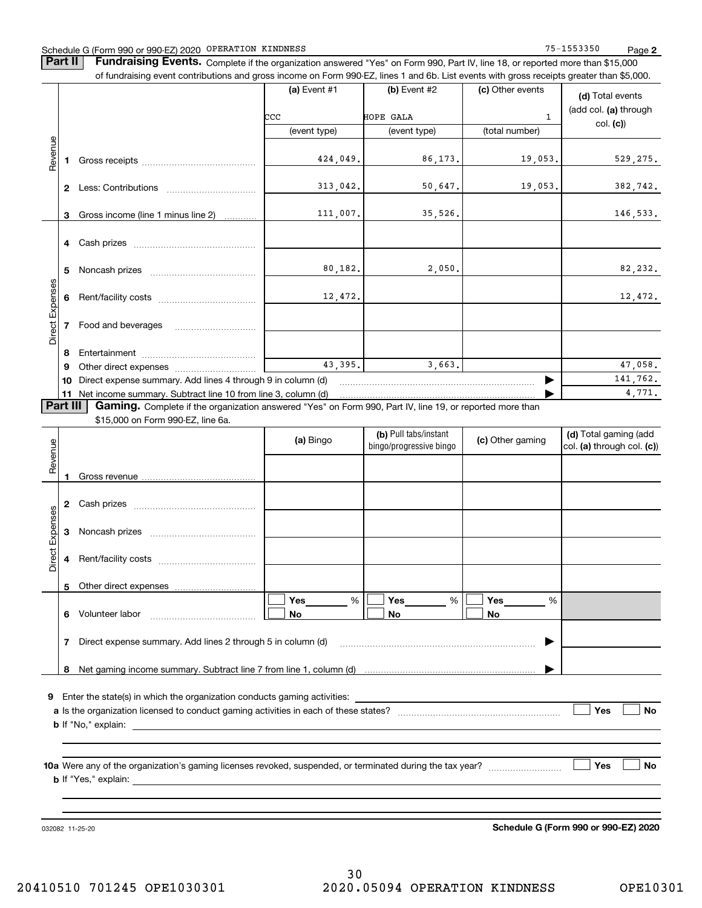Schedule G (Form 990 or 990-EZ) 2020 OPERATION KINDNESS 75-1553350

## Part II Fundraising Events.

Complete if the organization answered "Yes" on Form 990, Part IV, line 18, or reported more than $15,000 of fundraising event contributions and gross income on Form 990-EZ, lines 1 and 6b. List events with gross receipts greater than $5,000.

| | | (a) Event #1 | (b) Event #2 | (c) Other events | (d) Total events (add col. (a) through col. (c)) |
|---|---|---|---|---|---|
| | | CCC | HOPE GALA | 1 | |
| | | (event type) | (event type) | (total number) | |
| Revenue | 1 Gross receipts | 424,049. | 86,173. | 19,053. | 529,275. |
| | 2 Less: Contributions | 313,042. | 50,647. | 19,053. | 382,742. |
| | 3 Gross income (line 1 minus line 2) | 111,007. | 35,526. | | 146,533. |
| Direct Expenses | 4 Cash prizes | | | | |
| | 5 Noncash prizes | 80,182. | 2,050. | | 82,232. |
| | 6 Rent/facility costs | 12,472. | | | 12,472. |
| | 7 Food and beverages | | | | |
| | 8 Entertainment | | | | |
| | 9 Other direct expenses | 43,395. | 3,663. | | 47,058. |
| | 10 Direct expense summary. Add lines 4 through 9 in column (d) | | | | 141,762. |
| | 11 Net income summary. Subtract line 10 from line 3, column (d) | | | | 4,771. |

## Part III Gaming.

Complete if the organization answered "Yes" on Form 990, Part IV, line 19, or reported more than $15,000 on Form 990-EZ, line 6a.

| | | (a) Bingo | (b) Pull tabs/instant bingo/progressive bingo | (c) Other gaming | (d) Total gaming (add col. (a) through col. (c)) |
|---|---|---|---|---|---|
| Revenue | 1 Gross revenue | | | | |
| Direct Expenses | 2 Cash prizes | | | | |
| | 3 Noncash prizes | | | | |
| | 4 Rent/facility costs | | | | |
| | 5 Other direct expenses | | | | |
| | 6 Volunteer labor | ☐ Yes ___ % ☐ No | ☐ Yes ___ % ☐ No | ☐ Yes ___ % ☐ No | |
| | 7 Direct expense summary. Add lines 2 through 5 in column (d) | | | | |
| | 8 Net gaming income summary. Subtract line 7 from line 1, column (d) | | | | |

9 Enter the state(s) in which the organization conducts gaming activities:

a Is the organization licensed to conduct gaming activities in each of these states? ☐ Yes ☐ No

b If "No," explain:

10a Were any of the organization's gaming licenses revoked, suspended, or terminated during the tax year? ☐ Yes ☐ No

b If "Yes," explain:

032082 11-25-20

Schedule G (Form 990 or 990-EZ) 2020

20410510 701245 OPE1030301 2020.05094 OPERATION KINDNESS OPE10301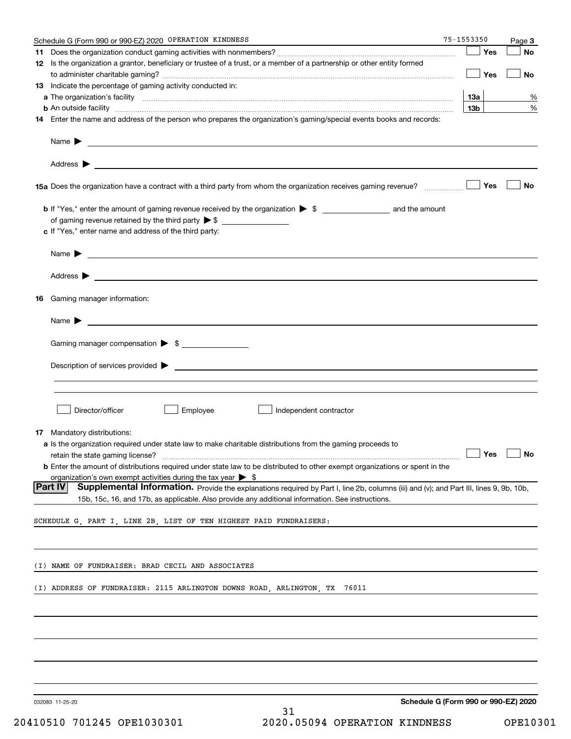Schedule G (Form 990 or 990-EZ) 2020 OPERATION KINDNESS 75-1553350 Page **3**

**11** Does the organization conduct gaming activities with nonmembers? ☐ Yes ☐ No

**12** Is the organization a grantor, beneficiary or trustee of a trust, or a member of a partnership or other entity formed to administer charitable gaming? ☐ Yes ☐ No

**13** Indicate the percentage of gaming activity conducted in:

**a** The organization's facility **13a** %

**b** An outside facility **13b** %

**14** Enter the name and address of the person who prepares the organization's gaming/special events books and records:

Name ▶

Address ▶

**15a** Does the organization have a contract with a third party from whom the organization receives gaming revenue? ☐ Yes ☐ No

**b** If "Yes," enter the amount of gaming revenue received by the organization ▶ $ ______ and the amount of gaming revenue retained by the third party ▶ $ ______

**c** If "Yes," enter name and address of the third party:

Name ▶

Address ▶

**16** Gaming manager information:

Name ▶

Gaming manager compensation ▶ $

Description of services provided ▶

☐ Director/officer ☐ Employee ☐ Independent contractor

**17** Mandatory distributions:

**a** Is the organization required under state law to make charitable distributions from the gaming proceeds to retain the state gaming license? ☐ Yes ☐ No

**b** Enter the amount of distributions required under state law to be distributed to other exempt organizations or spent in the organization's own exempt activities during the tax year ▶ $

**Part IV** **Supplemental Information.** Provide the explanations required by Part I, line 2b, columns (iii) and (v); and Part III, lines 9, 9b, 10b, 15b, 15c, 16, and 17b, as applicable. Also provide any additional information. See instructions.

SCHEDULE G, PART I, LINE 2B, LIST OF TEN HIGHEST PAID FUNDRAISERS:

(I) NAME OF FUNDRAISER: BRAD CECIL AND ASSOCIATES

(I) ADDRESS OF FUNDRAISER: 2115 ARLINGTON DOWNS ROAD, ARLINGTON, TX 76011

032083 11-25-20 **Schedule G (Form 990 or 990-EZ) 2020**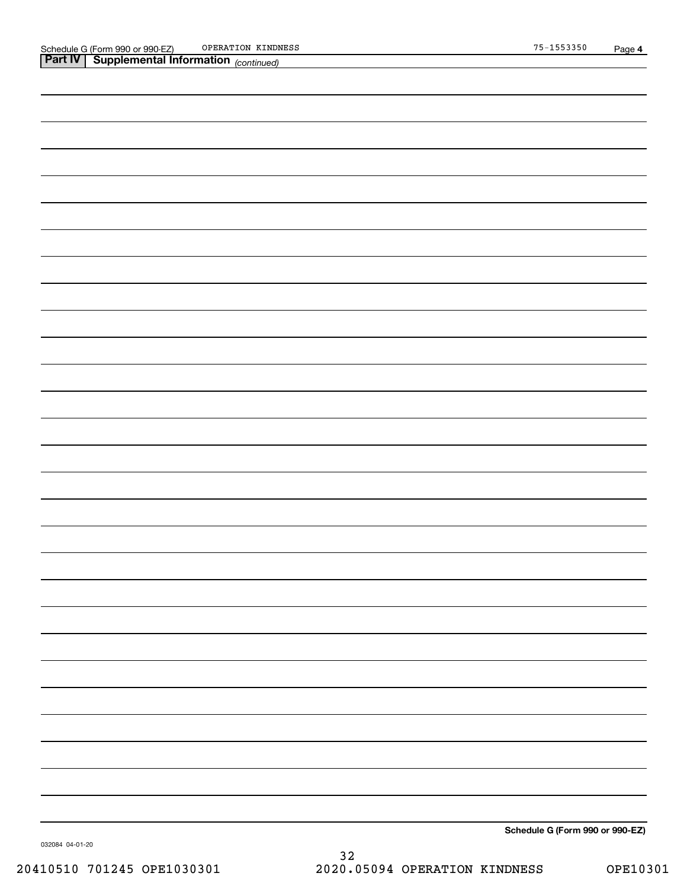Schedule G (Form 990 or 990-EZ) OPERATION KINDNESS 75-1553350

## Part IV | Supplemental Information *(continued)*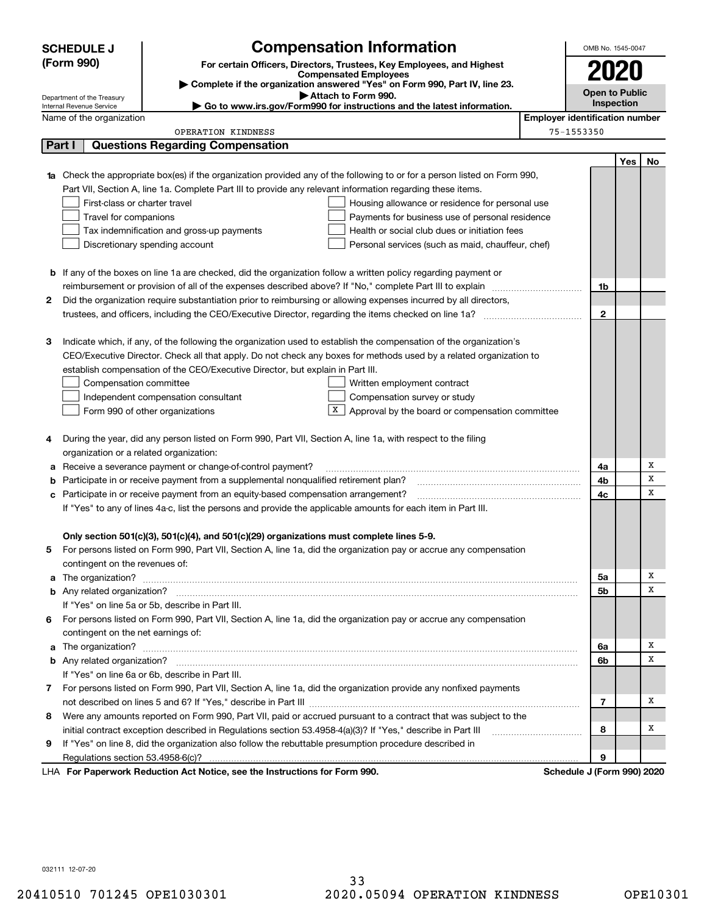**SCHEDULE J (Form 990)**

Department of the Treasury
Internal Revenue Service

# Compensation Information

**For certain Officers, Directors, Trustees, Key Employees, and Highest Compensated Employees**

▶ Complete if the organization answered "Yes" on Form 990, Part IV, line 23.
▶ Attach to Form 990.
▶ Go to www.irs.gov/Form990 for instructions and the latest information.

OMB No. 1545-0047

**2020**

**Open to Public Inspection**

| Name of the organization | Employer identification number |
|---|---|
| OPERATION KINDNESS | 75-1553350 |

## Part I Questions Regarding Compensation

| | | | Yes | No |
|---|---|---|---|---|
| **1a** | Check the appropriate box(es) if the organization provided any of the following to or for a person listed on Form 990, Part VII, Section A, line 1a. Complete Part III to provide any relevant information regarding these items.<br>☐ First-class or charter travel ☐ Housing allowance or residence for personal use<br>☐ Travel for companions ☐ Payments for business use of personal residence<br>☐ Tax indemnification and gross-up payments ☐ Health or social club dues or initiation fees<br>☐ Discretionary spending account ☐ Personal services (such as maid, chauffeur, chef) | | | |
| **b** | If any of the boxes on line 1a are checked, did the organization follow a written policy regarding payment or reimbursement or provision of all of the expenses described above? If "No," complete Part III to explain | 1b | | |
| **2** | Did the organization require substantiation prior to reimbursing or allowing expenses incurred by all directors, trustees, and officers, including the CEO/Executive Director, regarding the items checked on line 1a? | 2 | | |
| **3** | Indicate which, if any, of the following the organization used to establish the compensation of the organization's CEO/Executive Director. Check all that apply. Do not check any boxes for methods used by a related organization to establish compensation of the CEO/Executive Director, but explain in Part III.<br>☐ Compensation committee ☐ Written employment contract<br>☐ Independent compensation consultant ☐ Compensation survey or study<br>☐ Form 990 of other organizations ☒ Approval by the board or compensation committee | | | |
| **4** | During the year, did any person listed on Form 990, Part VII, Section A, line 1a, with respect to the filing organization or a related organization: | | | |
| **a** | Receive a severance payment or change-of-control payment? | 4a | | X |
| **b** | Participate in or receive payment from a supplemental nonqualified retirement plan? | 4b | | X |
| **c** | Participate in or receive payment from an equity-based compensation arrangement? | 4c | | X |
| | If "Yes" to any of lines 4a-c, list the persons and provide the applicable amounts for each item in Part III. | | | |
| | **Only section 501(c)(3), 501(c)(4), and 501(c)(29) organizations must complete lines 5-9.** | | | |
| **5** | For persons listed on Form 990, Part VII, Section A, line 1a, did the organization pay or accrue any compensation contingent on the revenues of: | | | |
| **a** | The organization? | 5a | | X |
| **b** | Any related organization? | 5b | | X |
| | If "Yes" on line 5a or 5b, describe in Part III. | | | |
| **6** | For persons listed on Form 990, Part VII, Section A, line 1a, did the organization pay or accrue any compensation contingent on the net earnings of: | | | |
| **a** | The organization? | 6a | | X |
| **b** | Any related organization? | 6b | | X |
| | If "Yes" on line 6a or 6b, describe in Part III. | | | |
| **7** | For persons listed on Form 990, Part VII, Section A, line 1a, did the organization provide any nonfixed payments not described on lines 5 and 6? If "Yes," describe in Part III | 7 | | X |
| **8** | Were any amounts reported on Form 990, Part VII, paid or accrued pursuant to a contract that was subject to the initial contract exception described in Regulations section 53.4958-4(a)(3)? If "Yes," describe in Part III | 8 | | X |
| **9** | If "Yes" on line 8, did the organization also follow the rebuttable presumption procedure described in Regulations section 53.4958-6(c)? | 9 | | |

LHA **For Paperwork Reduction Act Notice, see the Instructions for Form 990.** **Schedule J (Form 990) 2020**

032111 12-07-20

20410510 701245 OPE1030301 2020.05094 OPERATION KINDNESS OPE10301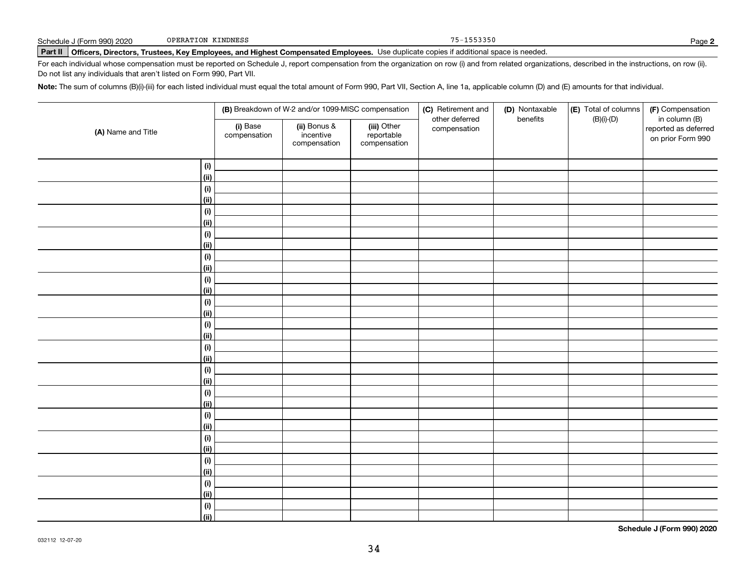Schedule J (Form 990) 2020    OPERATION KINDNESS    75-1553350    Page **2**

**Part II** **Officers, Directors, Trustees, Key Employees, and Highest Compensated Employees.** Use duplicate copies if additional space is needed.

For each individual whose compensation must be reported on Schedule J, report compensation from the organization on row (i) and from related organizations, described in the instructions, on row (ii). Do not list any individuals that aren't listed on Form 990, Part VII.

**Note:** The sum of columns (B)(i)-(iii) for each listed individual must equal the total amount of Form 990, Part VII, Section A, line 1a, applicable column (D) and (E) amounts for that individual.

| (A) Name and Title | | (B) Breakdown of W-2 and/or 1099-MISC compensation | | | (C) Retirement and other deferred compensation | (D) Nontaxable benefits | (E) Total of columns (B)(i)-(D) | (F) Compensation in column (B) reported as deferred on prior Form 990 |
|---|---|---|---|---|---|---|---|---|
| | | (i) Base compensation | (ii) Bonus & incentive compensation | (iii) Other reportable compensation | | | | |
| | (i) | | | | | | | |
| | (ii) | | | | | | | |
| | (i) | | | | | | | |
| | (ii) | | | | | | | |
| | (i) | | | | | | | |
| | (ii) | | | | | | | |
| | (i) | | | | | | | |
| | (ii) | | | | | | | |
| | (i) | | | | | | | |
| | (ii) | | | | | | | |
| | (i) | | | | | | | |
| | (ii) | | | | | | | |
| | (i) | | | | | | | |
| | (ii) | | | | | | | |
| | (i) | | | | | | | |
| | (ii) | | | | | | | |
| | (i) | | | | | | | |
| | (ii) | | | | | | | |
| | (i) | | | | | | | |
| | (ii) | | | | | | | |
| | (i) | | | | | | | |
| | (ii) | | | | | | | |
| | (i) | | | | | | | |
| | (ii) | | | | | | | |
| | (i) | | | | | | | |
| | (ii) | | | | | | | |
| | (i) | | | | | | | |
| | (ii) | | | | | | | |
| | (i) | | | | | | | |
| | (ii) | | | | | | | |
| | (i) | | | | | | | |
| | (ii) | | | | | | | |

**Schedule J (Form 990) 2020**

032112 12-07-20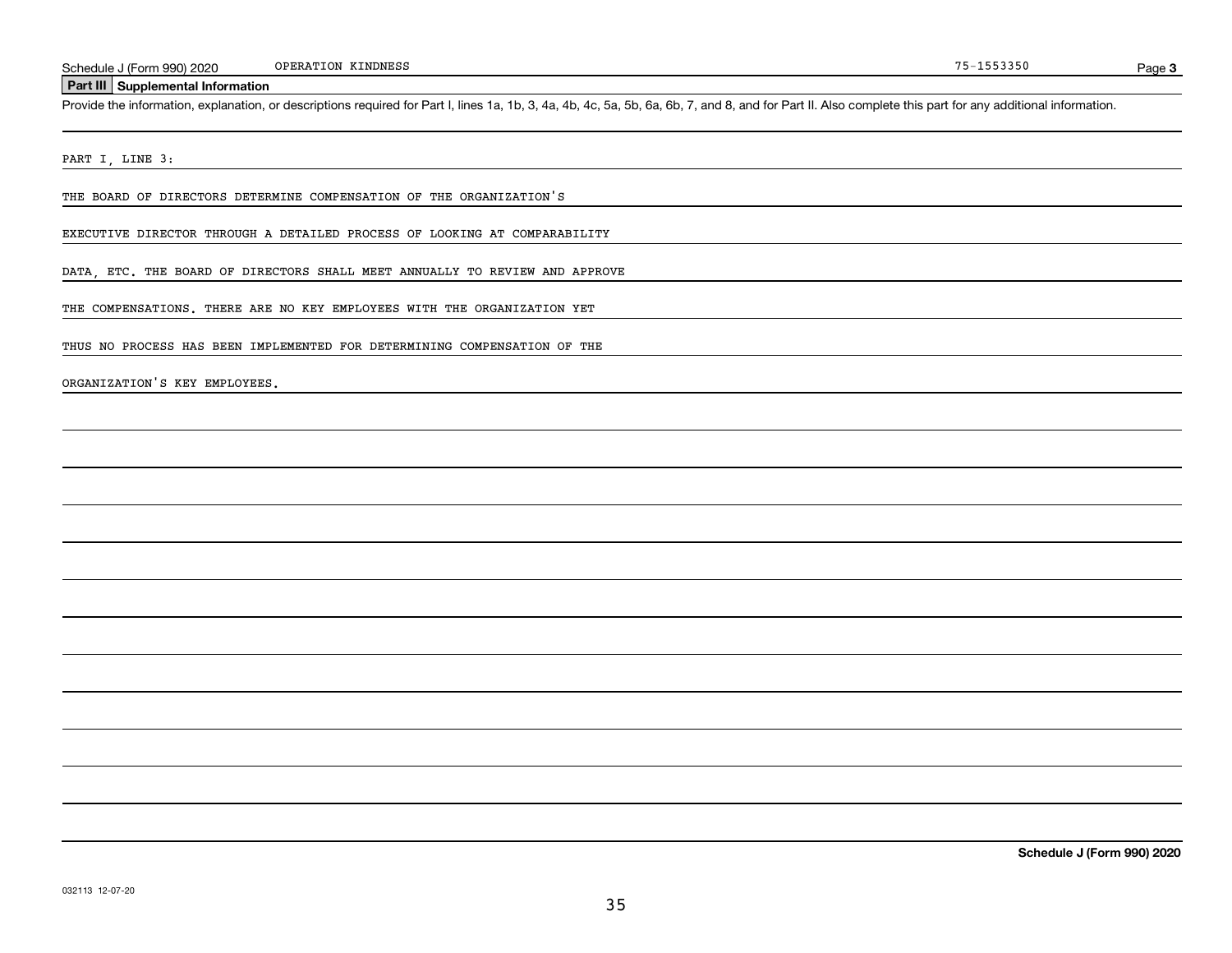Schedule J (Form 990) 2020 OPERATION KINDNESS 75-1553350

## Part III Supplemental Information

Provide the information, explanation, or descriptions required for Part I, lines 1a, 1b, 3, 4a, 4b, 4c, 5a, 5b, 6a, 6b, 7, and 8, and for Part II. Also complete this part for any additional information.

PART I, LINE 3:

THE BOARD OF DIRECTORS DETERMINE COMPENSATION OF THE ORGANIZATION'S EXECUTIVE DIRECTOR THROUGH A DETAILED PROCESS OF LOOKING AT COMPARABILITY DATA, ETC. THE BOARD OF DIRECTORS SHALL MEET ANNUALLY TO REVIEW AND APPROVE THE COMPENSATIONS. THERE ARE NO KEY EMPLOYEES WITH THE ORGANIZATION YET THUS NO PROCESS HAS BEEN IMPLEMENTED FOR DETERMINING COMPENSATION OF THE ORGANIZATION'S KEY EMPLOYEES.

**Schedule J (Form 990) 2020**

032113 12-07-20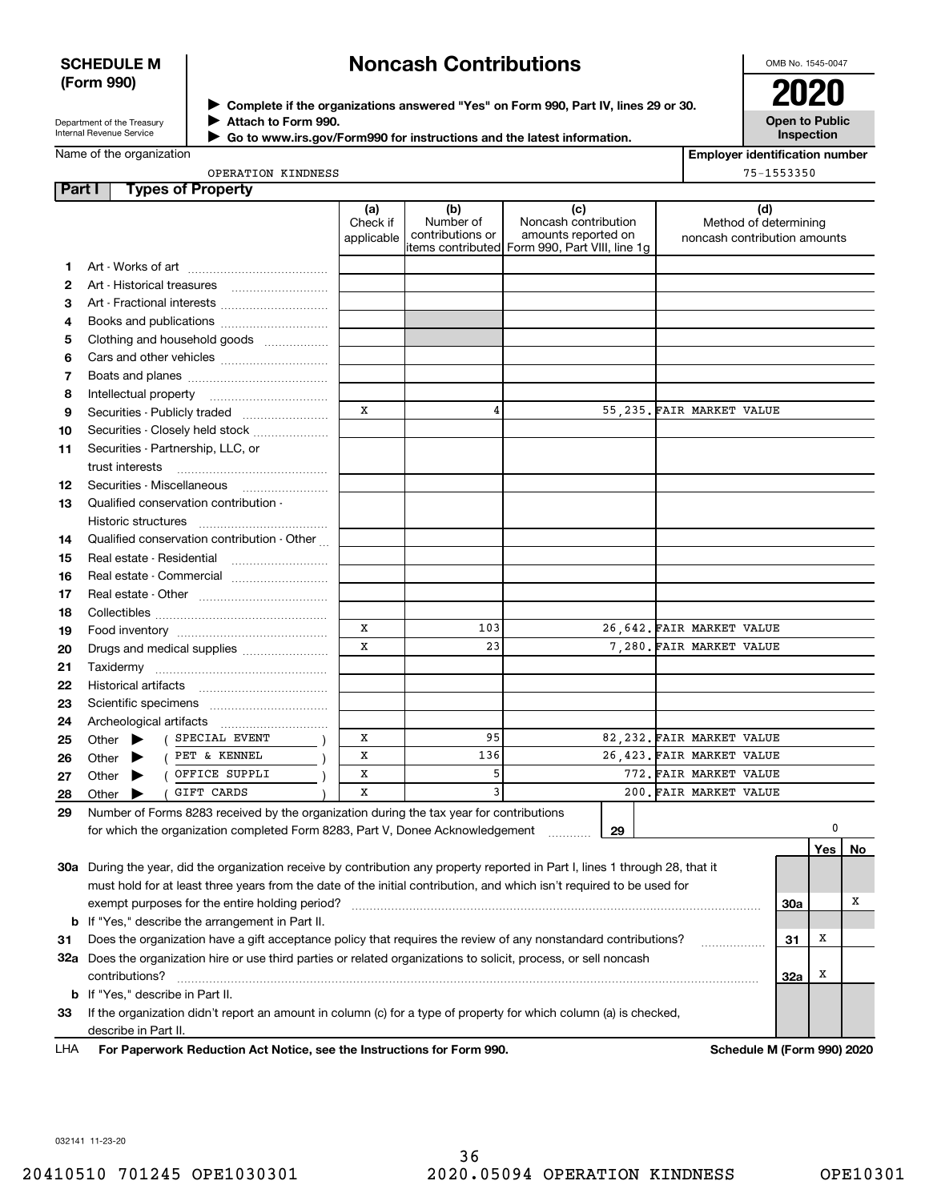**SCHEDULE M (Form 990)**

Department of the Treasury
Internal Revenue Service

# Noncash Contributions

▶ Complete if the organizations answered "Yes" on Form 990, Part IV, lines 29 or 30.
▶ Attach to Form 990.
▶ Go to www.irs.gov/Form990 for instructions and the latest information.

OMB No. 1545-0047

**2020**

**Open to Public Inspection**

Name of the organization: OPERATION KINDNESS

Employer identification number: 75-1553350

## Part I Types of Property

| | | (a) Check if applicable | (b) Number of contributions or items contributed | (c) Noncash contribution amounts reported on Form 990, Part VIII, line 1g | (d) Method of determining noncash contribution amounts |
|---|---|---|---|---|---|
| 1 | Art - Works of art | | | | |
| 2 | Art - Historical treasures | | | | |
| 3 | Art - Fractional interests | | | | |
| 4 | Books and publications | | | | |
| 5 | Clothing and household goods | | | | |
| 6 | Cars and other vehicles | | | | |
| 7 | Boats and planes | | | | |
| 8 | Intellectual property | | | | |
| 9 | Securities - Publicly traded | X | 4 | 55,235. | FAIR MARKET VALUE |
| 10 | Securities - Closely held stock | | | | |
| 11 | Securities - Partnership, LLC, or trust interests | | | | |
| 12 | Securities - Miscellaneous | | | | |
| 13 | Qualified conservation contribution - Historic structures | | | | |
| 14 | Qualified conservation contribution - Other | | | | |
| 15 | Real estate - Residential | | | | |
| 16 | Real estate - Commercial | | | | |
| 17 | Real estate - Other | | | | |
| 18 | Collectibles | | | | |
| 19 | Food inventory | X | 103 | 26,642. | FAIR MARKET VALUE |
| 20 | Drugs and medical supplies | X | 23 | 7,280. | FAIR MARKET VALUE |
| 21 | Taxidermy | | | | |
| 22 | Historical artifacts | | | | |
| 23 | Scientific specimens | | | | |
| 24 | Archeological artifacts | | | | |
| 25 | Other ▶ ( SPECIAL EVENT ) | X | 95 | 82,232. | FAIR MARKET VALUE |
| 26 | Other ▶ ( PET & KENNEL ) | X | 136 | 26,423. | FAIR MARKET VALUE |
| 27 | Other ▶ ( OFFICE SUPPLI ) | X | 5 | 772. | FAIR MARKET VALUE |
| 28 | Other ▶ ( GIFT CARDS ) | X | 3 | 200. | FAIR MARKET VALUE |

29 Number of Forms 8283 received by the organization during the tax year for contributions for which the organization completed Form 8283, Part V, Donee Acknowledgement ..... **29** 0

| | | | Yes | No |
|---|---|---|---|---|
| 30a | During the year, did the organization receive by contribution any property reported in Part I, lines 1 through 28, that it must hold for at least three years from the date of the initial contribution, and which isn't required to be used for exempt purposes for the entire holding period? | 30a | | X |
| b | If "Yes," describe the arrangement in Part II. | | | |
| 31 | Does the organization have a gift acceptance policy that requires the review of any nonstandard contributions? | 31 | X | |
| 32a | Does the organization hire or use third parties or related organizations to solicit, process, or sell noncash contributions? | 32a | X | |
| b | If "Yes," describe in Part II. | | | |
| 33 | If the organization didn't report an amount in column (c) for a type of property for which column (a) is checked, describe in Part II. | | | |

LHA **For Paperwork Reduction Act Notice, see the Instructions for Form 990.** **Schedule M (Form 990) 2020**

032141 11-23-20

20410510 701245 OPE1030301 2020.05094 OPERATION KINDNESS OPE10301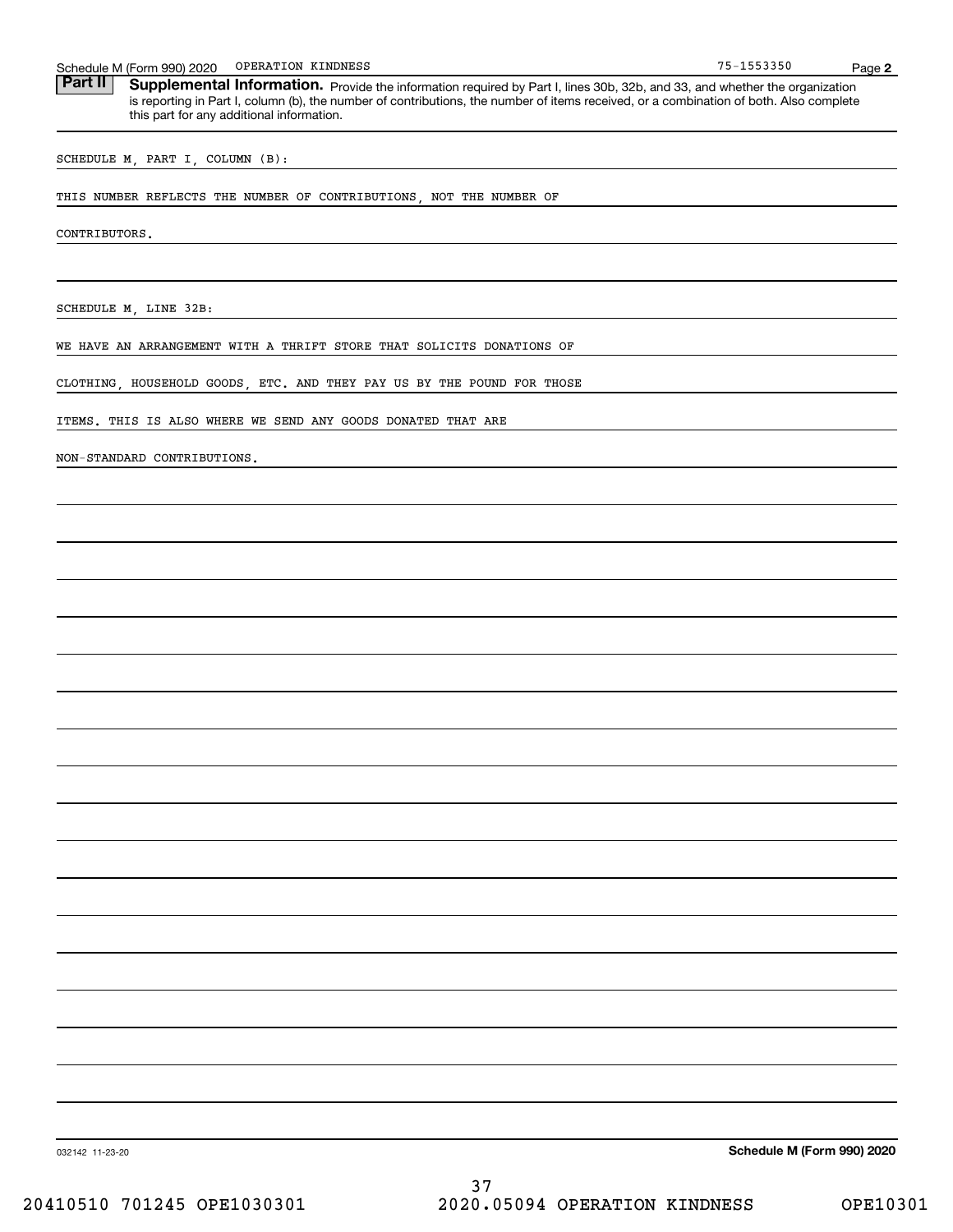Schedule M (Form 990) 2020 OPERATION KINDNESS 75-1553350

## Part II Supplemental Information.

Provide the information required by Part I, lines 30b, 32b, and 33, and whether the organization is reporting in Part I, column (b), the number of contributions, the number of items received, or a combination of both. Also complete this part for any additional information.

SCHEDULE M, PART I, COLUMN (B):

THIS NUMBER REFLECTS THE NUMBER OF CONTRIBUTIONS, NOT THE NUMBER OF CONTRIBUTORS.

SCHEDULE M, LINE 32B:

WE HAVE AN ARRANGEMENT WITH A THRIFT STORE THAT SOLICITS DONATIONS OF CLOTHING, HOUSEHOLD GOODS, ETC. AND THEY PAY US BY THE POUND FOR THOSE ITEMS. THIS IS ALSO WHERE WE SEND ANY GOODS DONATED THAT ARE NON-STANDARD CONTRIBUTIONS.

032142 11-23-20

**Schedule M (Form 990) 2020**

20410510 701245 OPE1030301 2020.05094 OPERATION KINDNESS OPE10301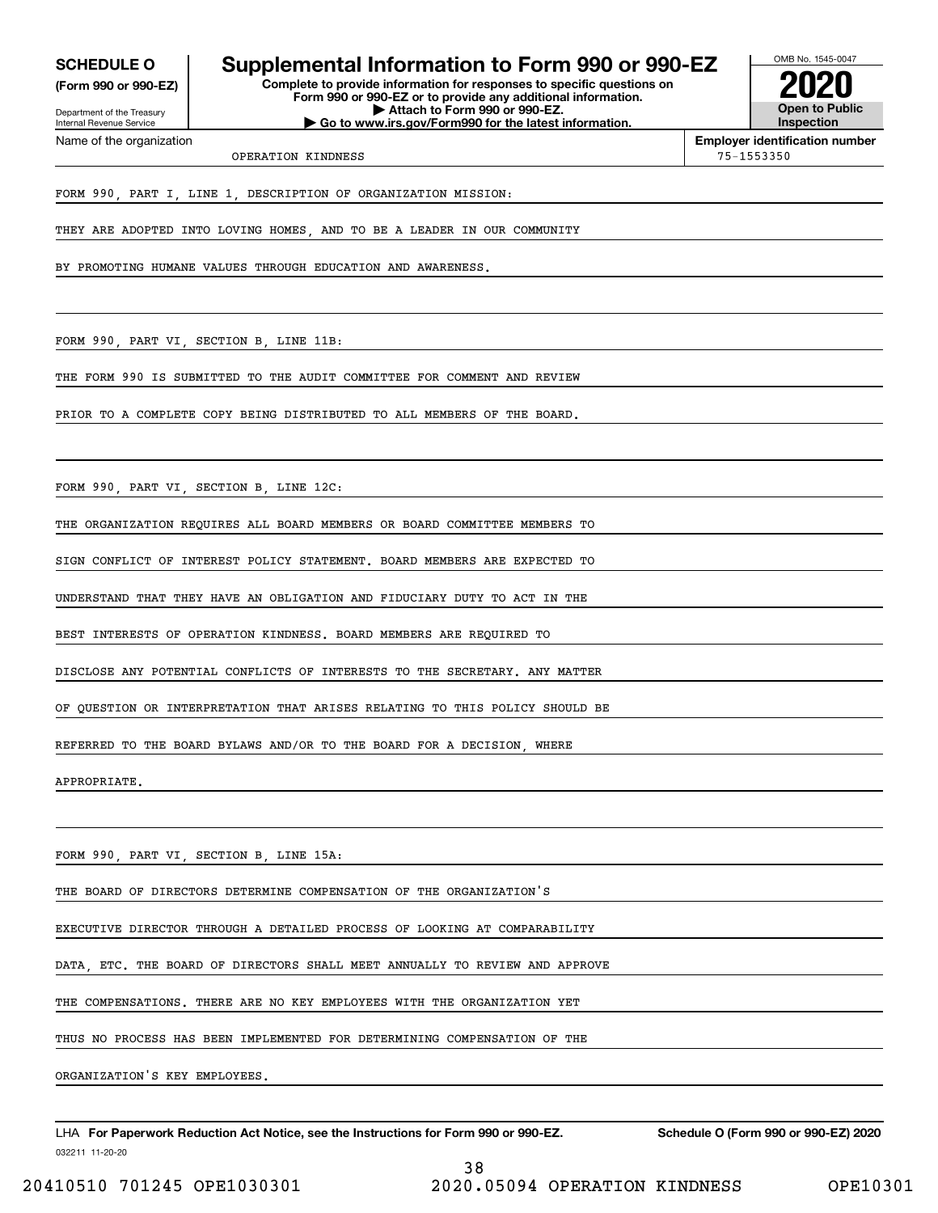**SCHEDULE O**
**(Form 990 or 990-EZ)**

Department of the Treasury
Internal Revenue Service

# Supplemental Information to Form 990 or 990-EZ

**Complete to provide information for responses to specific questions on Form 990 or 990-EZ or to provide any additional information.**
**▶ Attach to Form 990 or 990-EZ.**
**▶ Go to www.irs.gov/Form990 for the latest information.**

OMB No. 1545-0047

**2020**

**Open to Public Inspection**

Name of the organization: OPERATION KINDNESS

**Employer identification number**: 75-1553350

FORM 990, PART I, LINE 1, DESCRIPTION OF ORGANIZATION MISSION:

THEY ARE ADOPTED INTO LOVING HOMES, AND TO BE A LEADER IN OUR COMMUNITY BY PROMOTING HUMANE VALUES THROUGH EDUCATION AND AWARENESS.

FORM 990, PART VI, SECTION B, LINE 11B:

THE FORM 990 IS SUBMITTED TO THE AUDIT COMMITTEE FOR COMMENT AND REVIEW PRIOR TO A COMPLETE COPY BEING DISTRIBUTED TO ALL MEMBERS OF THE BOARD.

FORM 990, PART VI, SECTION B, LINE 12C:

THE ORGANIZATION REQUIRES ALL BOARD MEMBERS OR BOARD COMMITTEE MEMBERS TO SIGN CONFLICT OF INTEREST POLICY STATEMENT. BOARD MEMBERS ARE EXPECTED TO UNDERSTAND THAT THEY HAVE AN OBLIGATION AND FIDUCIARY DUTY TO ACT IN THE BEST INTERESTS OF OPERATION KINDNESS. BOARD MEMBERS ARE REQUIRED TO DISCLOSE ANY POTENTIAL CONFLICTS OF INTERESTS TO THE SECRETARY. ANY MATTER OF QUESTION OR INTERPRETATION THAT ARISES RELATING TO THIS POLICY SHOULD BE REFERRED TO THE BOARD BYLAWS AND/OR TO THE BOARD FOR A DECISION, WHERE APPROPRIATE.

FORM 990, PART VI, SECTION B, LINE 15A:

THE BOARD OF DIRECTORS DETERMINE COMPENSATION OF THE ORGANIZATION'S EXECUTIVE DIRECTOR THROUGH A DETAILED PROCESS OF LOOKING AT COMPARABILITY DATA, ETC. THE BOARD OF DIRECTORS SHALL MEET ANNUALLY TO REVIEW AND APPROVE THE COMPENSATIONS. THERE ARE NO KEY EMPLOYEES WITH THE ORGANIZATION YET THUS NO PROCESS HAS BEEN IMPLEMENTED FOR DETERMINING COMPENSATION OF THE ORGANIZATION'S KEY EMPLOYEES.

LHA **For Paperwork Reduction Act Notice, see the Instructions for Form 990 or 990-EZ.** **Schedule O (Form 990 or 990-EZ) 2020**

032211 11-20-20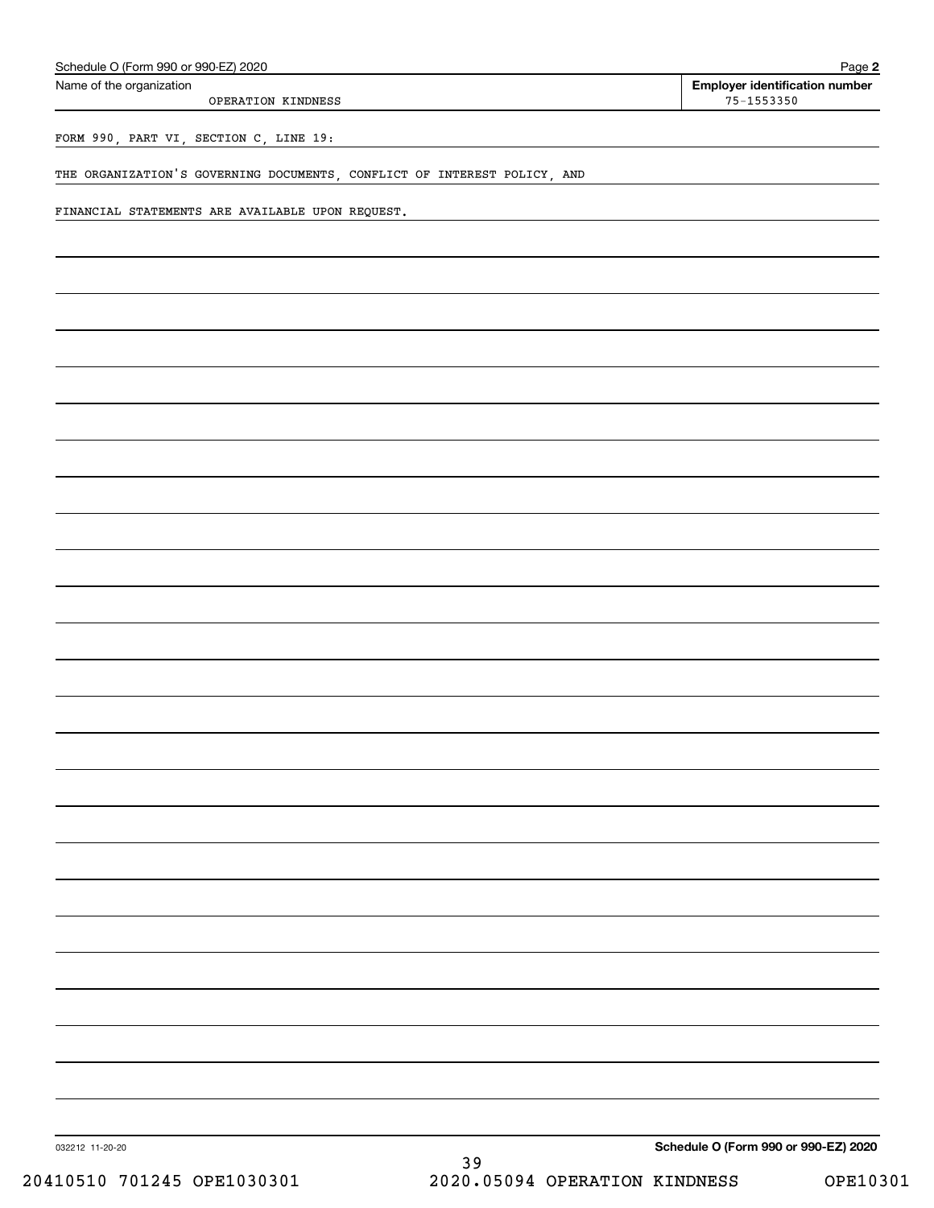Schedule O (Form 990 or 990-EZ) 2020

Name of the organization: OPERATION KINDNESS

Employer identification number: 75-1553350

FORM 990, PART VI, SECTION C, LINE 19:

THE ORGANIZATION'S GOVERNING DOCUMENTS, CONFLICT OF INTEREST POLICY, AND

FINANCIAL STATEMENTS ARE AVAILABLE UPON REQUEST.